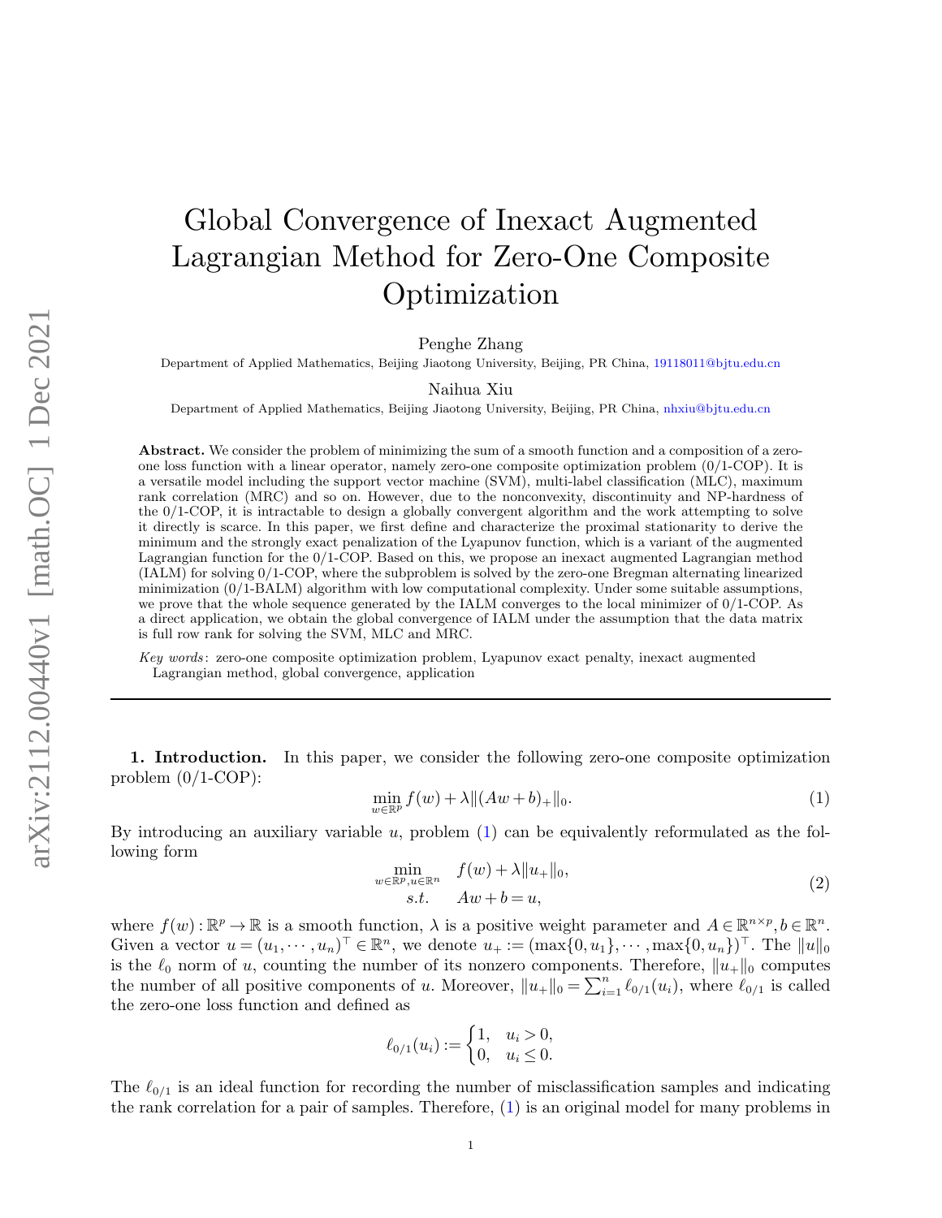# Global Convergence of Inexact Augmented Lagrangian Method for Zero-One Composite Optimization

Penghe Zhang

Department of Applied Mathematics, Beijing Jiaotong University, Beijing, PR China, 19118011@bjtu.edu.cn

Naihua Xiu

Department of Applied Mathematics, Beijing Jiaotong University, Beijing, PR China, nhxiu@bjtu.edu.cn

**Abstract.** We consider the problem of minimizing the sum of a smooth function and a composition of a zero-one loss function with a linear operator, namely zero-one composite optimization problem (0/1-COP). It is a versatile model including the support vector machine (SVM), multi-label classification (MLC), maximum rank correlation (MRC) and so on. However, due to the nonconvexity, discontinuity and NP-hardness of the 0/1-COP, it is intractable to design a globally convergent algorithm and the work attempting to solve it directly is scarce. In this paper, we first define and characterize the proximal stationarity to derive the minimum and the strongly exact penalization of the Lyapunov function, which is a variant of the augmented Lagrangian function for the 0/1-COP. Based on this, we propose an inexact augmented Lagrangian method (IALM) for solving 0/1-COP, where the subproblem is solved by the zero-one Bregman alternating linearized minimization (0/1-BALM) algorithm with low computational complexity. Under some suitable assumptions, we prove that the whole sequence generated by the IALM converges to the local minimizer of 0/1-COP. As a direct application, we obtain the global convergence of IALM under the assumption that the data matrix is full row rank for solving the SVM, MLC and MRC.

*Key words*: zero-one composite optimization problem, Lyapunov exact penalty, inexact augmented Lagrangian method, global convergence, application

---

**1. Introduction.** In this paper, we consider the following zero-one composite optimization problem (0/1-COP):

$$\min_{w\in\mathbb{R}^p} f(w)+\lambda\|(Aw+b)_+\|_0. \tag{1}$$

By introducing an auxiliary variable $u$, problem (1) can be equivalently reformulated as the following form

$$\begin{aligned}\min_{w\in\mathbb{R}^p,u\in\mathbb{R}^n}\quad & f(w)+\lambda\|u_+\|_0,\\ s.t.\quad & Aw+b=u,\end{aligned} \tag{2}$$

where $f(w):\mathbb{R}^p\to\mathbb{R}$ is a smooth function, $\lambda$ is a positive weight parameter and $A\in\mathbb{R}^{n\times p}, b\in\mathbb{R}^n$. Given a vector $u=(u_1,\cdots,u_n)^\top\in\mathbb{R}^n$, we denote $u_+:=(\max\{0,u_1\},\cdots,\max\{0,u_n\})^\top$. The $\|u\|_0$ is the $\ell_0$ norm of $u$, counting the number of its nonzero components. Therefore, $\|u_+\|_0$ computes the number of all positive components of $u$. Moreover, $\|u_+\|_0=\sum_{i=1}^n \ell_{0/1}(u_i)$, where $\ell_{0/1}$ is called the zero-one loss function and defined as

$$\ell_{0/1}(u_i):=\begin{cases}1, & u_i>0,\\ 0, & u_i\leq 0.\end{cases}$$

The $\ell_{0/1}$ is an ideal function for recording the number of misclassification samples and indicating the rank correlation for a pair of samples. Therefore, (1) is an original model for many problems in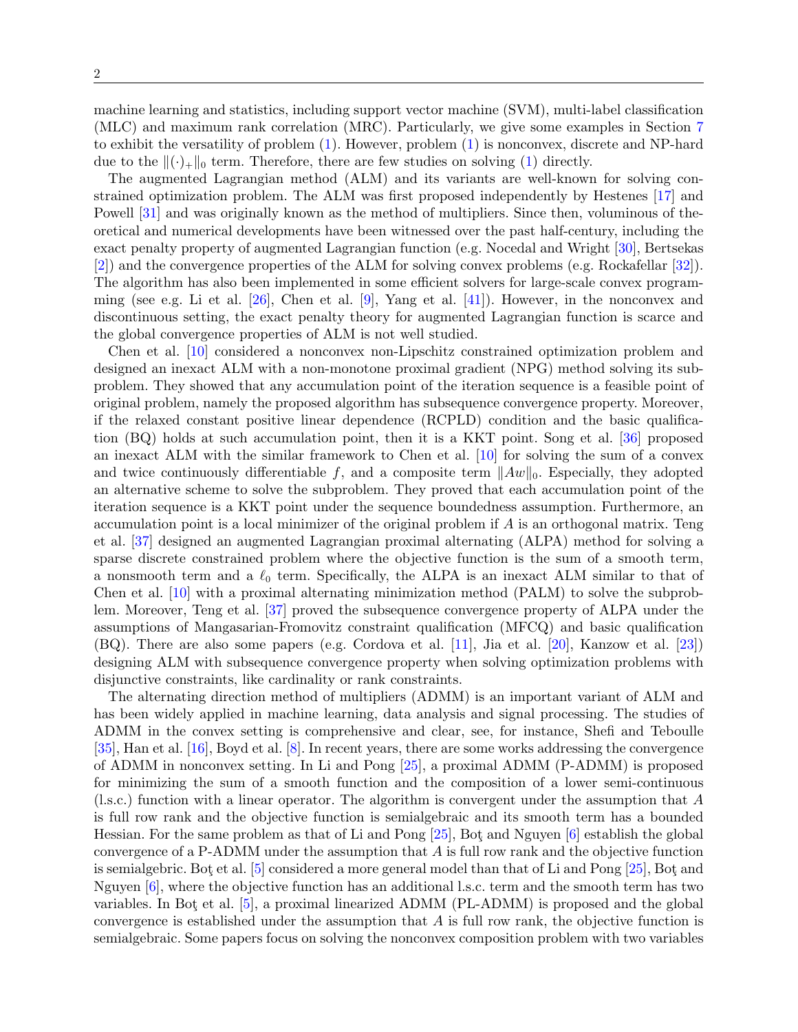machine learning and statistics, including support vector machine (SVM), multi-label classification (MLC) and maximum rank correlation (MRC). Particularly, we give some examples in Section 7 to exhibit the versatility of problem (1). However, problem (1) is nonconvex, discrete and NP-hard due to the $\|(\cdot)_+\|_0$ term. Therefore, there are few studies on solving (1) directly.

The augmented Lagrangian method (ALM) and its variants are well-known for solving constrained optimization problem. The ALM was first proposed independently by Hestenes [17] and Powell [31] and was originally known as the method of multipliers. Since then, voluminous of theoretical and numerical developments have been witnessed over the past half-century, including the exact penalty property of augmented Lagrangian function (e.g. Nocedal and Wright [30], Bertsekas [2]) and the convergence properties of the ALM for solving convex problems (e.g. Rockafellar [32]). The algorithm has also been implemented in some efficient solvers for large-scale convex programming (see e.g. Li et al. [26], Chen et al. [9], Yang et al. [41]). However, in the nonconvex and discontinuous setting, the exact penalty theory for augmented Lagrangian function is scarce and the global convergence properties of ALM is not well studied.

Chen et al. [10] considered a nonconvex non-Lipschitz constrained optimization problem and designed an inexact ALM with a non-monotone proximal gradient (NPG) method solving its subproblem. They showed that any accumulation point of the iteration sequence is a feasible point of original problem, namely the proposed algorithm has subsequence convergence property. Moreover, if the relaxed constant positive linear dependence (RCPLD) condition and the basic qualification (BQ) holds at such accumulation point, then it is a KKT point. Song et al. [36] proposed an inexact ALM with the similar framework to Chen et al. [10] for solving the sum of a convex and twice continuously differentiable $f$, and a composite term $\|Aw\|_0$. Especially, they adopted an alternative scheme to solve the subproblem. They proved that each accumulation point of the iteration sequence is a KKT point under the sequence boundedness assumption. Furthermore, an accumulation point is a local minimizer of the original problem if $A$ is an orthogonal matrix. Teng et al. [37] designed an augmented Lagrangian proximal alternating (ALPA) method for solving a sparse discrete constrained problem where the objective function is the sum of a smooth term, a nonsmooth term and a $\ell_0$ term. Specifically, the ALPA is an inexact ALM similar to that of Chen et al. [10] with a proximal alternating minimization method (PALM) to solve the subproblem. Moreover, Teng et al. [37] proved the subsequence convergence property of ALPA under the assumptions of Mangasarian-Fromovitz constraint qualification (MFCQ) and basic qualification (BQ). There are also some papers (e.g. Cordova et al. [11], Jia et al. [20], Kanzow et al. [23]) designing ALM with subsequence convergence property when solving optimization problems with disjunctive constraints, like cardinality or rank constraints.

The alternating direction method of multipliers (ADMM) is an important variant of ALM and has been widely applied in machine learning, data analysis and signal processing. The studies of ADMM in the convex setting is comprehensive and clear, see, for instance, Shefi and Teboulle [35], Han et al. [16], Boyd et al. [8]. In recent years, there are some works addressing the convergence of ADMM in nonconvex setting. In Li and Pong [25], a proximal ADMM (P-ADMM) is proposed for minimizing the sum of a smooth function and the composition of a lower semi-continuous (l.s.c.) function with a linear operator. The algorithm is convergent under the assumption that $A$ is full row rank and the objective function is semialgebraic and its smooth term has a bounded Hessian. For the same problem as that of Li and Pong [25], Boţ and Nguyen [6] establish the global convergence of a P-ADMM under the assumption that $A$ is full row rank and the objective function is semialgebric. Boţ et al. [5] considered a more general model than that of Li and Pong [25], Boţ and Nguyen [6], where the objective function has an additional l.s.c. term and the smooth term has two variables. In Boţ et al. [5], a proximal linearized ADMM (PL-ADMM) is proposed and the global convergence is established under the assumption that $A$ is full row rank, the objective function is semialgebraic. Some papers focus on solving the nonconvex composition problem with two variables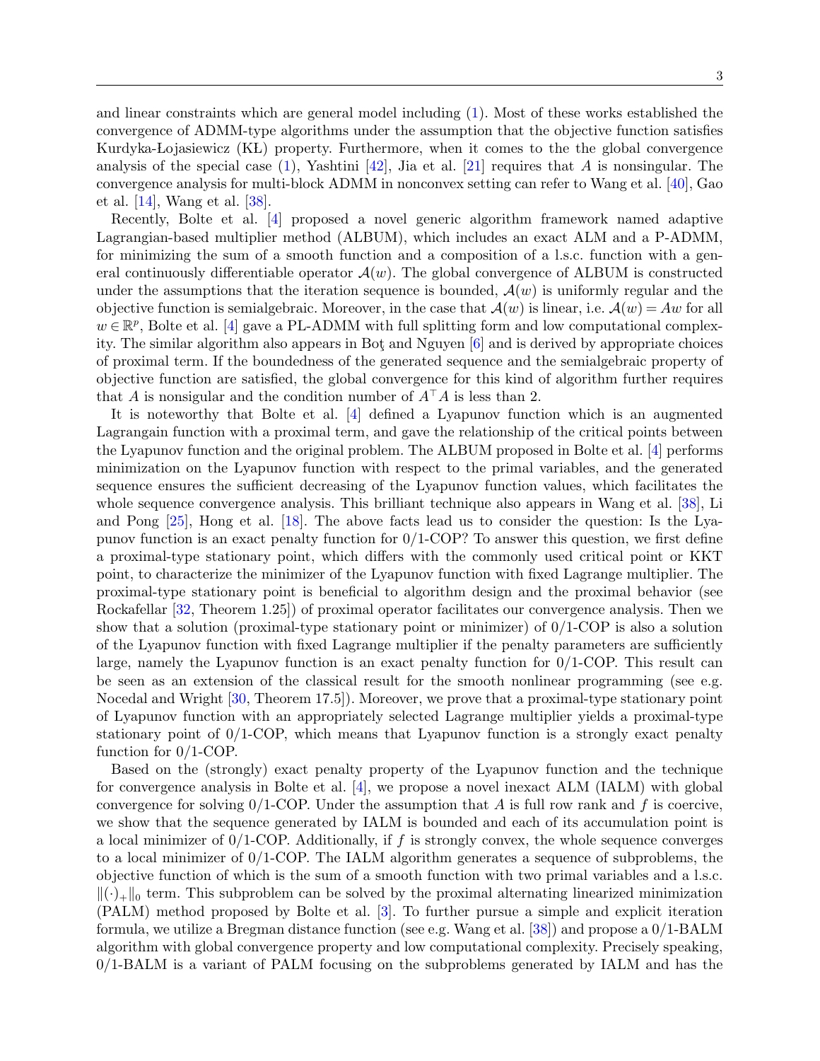and linear constraints which are general model including (1). Most of these works established the convergence of ADMM-type algorithms under the assumption that the objective function satisfies Kurdyka-Łojasiewicz (KŁ) property. Furthermore, when it comes to the the global convergence analysis of the special case (1), Yashtini [42], Jia et al. [21] requires that $A$ is nonsingular. The convergence analysis for multi-block ADMM in nonconvex setting can refer to Wang et al. [40], Gao et al. [14], Wang et al. [38].

Recently, Bolte et al. [4] proposed a novel generic algorithm framework named adaptive Lagrangian-based multiplier method (ALBUM), which includes an exact ALM and a P-ADMM, for minimizing the sum of a smooth function and a composition of a l.s.c. function with a general continuously differentiable operator $\mathcal{A}(w)$. The global convergence of ALBUM is constructed under the assumptions that the iteration sequence is bounded, $\mathcal{A}(w)$ is uniformly regular and the objective function is semialgebraic. Moreover, in the case that $\mathcal{A}(w)$ is linear, i.e. $\mathcal{A}(w) = Aw$ for all $w \in \mathbb{R}^p$, Bolte et al. [4] gave a PL-ADMM with full splitting form and low computational complexity. The similar algorithm also appears in Boţ and Nguyen [6] and is derived by appropriate choices of proximal term. If the boundedness of the generated sequence and the semialgebraic property of objective function are satisfied, the global convergence for this kind of algorithm further requires that $A$ is nonsingular and the condition number of $A^\top A$ is less than 2.

It is noteworthy that Bolte et al. [4] defined a Lyapunov function which is an augmented Lagrangain function with a proximal term, and gave the relationship of the critical points between the Lyapunov function and the original problem. The ALBUM proposed in Bolte et al. [4] performs minimization on the Lyapunov function with respect to the primal variables, and the generated sequence ensures the sufficient decreasing of the Lyapunov function values, which facilitates the whole sequence convergence analysis. This brilliant technique also appears in Wang et al. [38], Li and Pong [25], Hong et al. [18]. The above facts lead us to consider the question: Is the Lyapunov function is an exact penalty function for 0/1-COP? To answer this question, we first define a proximal-type stationary point, which differs with the commonly used critical point or KKT point, to characterize the minimizer of the Lyapunov function with fixed Lagrange multiplier. The proximal-type stationary point is beneficial to algorithm design and the proximal behavior (see Rockafellar [32, Theorem 1.25]) of proximal operator facilitates our convergence analysis. Then we show that a solution (proximal-type stationary point or minimizer) of 0/1-COP is also a solution of the Lyapunov function with fixed Lagrange multiplier if the penalty parameters are sufficiently large, namely the Lyapunov function is an exact penalty function for 0/1-COP. This result can be seen as an extension of the classical result for the smooth nonlinear programming (see e.g. Nocedal and Wright [30, Theorem 17.5]). Moreover, we prove that a proximal-type stationary point of Lyapunov function with an appropriately selected Lagrange multiplier yields a proximal-type stationary point of 0/1-COP, which means that Lyapunov function is a strongly exact penalty function for 0/1-COP.

Based on the (strongly) exact penalty property of the Lyapunov function and the technique for convergence analysis in Bolte et al. [4], we propose a novel inexact ALM (IALM) with global convergence for solving 0/1-COP. Under the assumption that $A$ is full row rank and $f$ is coercive, we show that the sequence generated by IALM is bounded and each of its accumulation point is a local minimizer of 0/1-COP. Additionally, if $f$ is strongly convex, the whole sequence converges to a local minimizer of 0/1-COP. The IALM algorithm generates a sequence of subproblems, the objective function of which is the sum of a smooth function with two primal variables and a l.s.c. $\|(\cdot)_+\|_0$ term. This subproblem can be solved by the proximal alternating linearized minimization (PALM) method proposed by Bolte et al. [3]. To further pursue a simple and explicit iteration formula, we utilize a Bregman distance function (see e.g. Wang et al. [38]) and propose a 0/1-BALM algorithm with global convergence property and low computational complexity. Precisely speaking, 0/1-BALM is a variant of PALM focusing on the subproblems generated by IALM and has the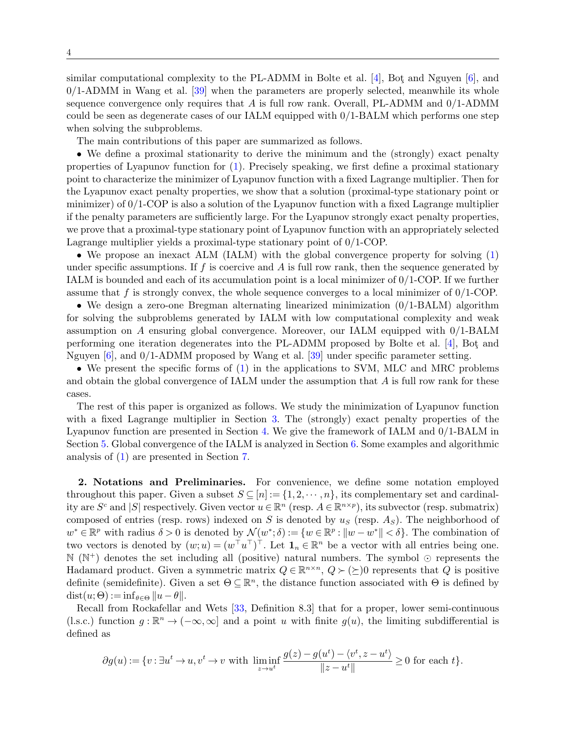similar computational complexity to the PL-ADMM in Bolte et al. [4], Boţ and Nguyen [6], and 0/1-ADMM in Wang et al. [39] when the parameters are properly selected, meanwhile its whole sequence convergence only requires that $A$ is full row rank. Overall, PL-ADMM and 0/1-ADMM could be seen as degenerate cases of our IALM equipped with 0/1-BALM which performs one step when solving the subproblems.

The main contributions of this paper are summarized as follows.

• We define a proximal stationarity to derive the minimum and the (strongly) exact penalty properties of Lyapunov function for (1). Precisely speaking, we first define a proximal stationary point to characterize the minimizer of Lyapunov function with a fixed Lagrange multiplier. Then for the Lyapunov exact penalty properties, we show that a solution (proximal-type stationary point or minimizer) of 0/1-COP is also a solution of the Lyapunov function with a fixed Lagrange multiplier if the penalty parameters are sufficiently large. For the Lyapunov strongly exact penalty properties, we prove that a proximal-type stationary point of Lyapunov function with an appropriately selected Lagrange multiplier yields a proximal-type stationary point of 0/1-COP.

• We propose an inexact ALM (IALM) with the global convergence property for solving (1) under specific assumptions. If $f$ is coercive and $A$ is full row rank, then the sequence generated by IALM is bounded and each of its accumulation point is a local minimizer of 0/1-COP. If we further assume that $f$ is strongly convex, the whole sequence converges to a local minimizer of 0/1-COP.

• We design a zero-one Bregman alternating linearized minimization (0/1-BALM) algorithm for solving the subproblems generated by IALM with low computational complexity and weak assumption on $A$ ensuring global convergence. Moreover, our IALM equipped with 0/1-BALM performing one iteration degenerates into the PL-ADMM proposed by Bolte et al. [4], Boţ and Nguyen [6], and 0/1-ADMM proposed by Wang et al. [39] under specific parameter setting.

• We present the specific forms of (1) in the applications to SVM, MLC and MRC problems and obtain the global convergence of IALM under the assumption that $A$ is full row rank for these cases.

The rest of this paper is organized as follows. We study the minimization of Lyapunov function with a fixed Lagrange multiplier in Section 3. The (strongly) exact penalty properties of the Lyapunov function are presented in Section 4. We give the framework of IALM and 0/1-BALM in Section 5. Global convergence of the IALM is analyzed in Section 6. Some examples and algorithmic analysis of (1) are presented in Section 7.

**2. Notations and Preliminaries.** For convenience, we define some notation employed throughout this paper. Given a subset $S \subseteq [n] := \{1, 2, \cdots, n\}$, its complementary set and cardinality are $S^c$ and $|S|$ respectively. Given vector $u \in \mathbb{R}^n$ (resp. $A \in \mathbb{R}^{n\times p}$), its subvector (resp. submatrix) composed of entries (resp. rows) indexed on $S$ is denoted by $u_S$ (resp. $A_S$). The neighborhood of $w^* \in \mathbb{R}^p$ with radius $\delta > 0$ is denoted by $\mathcal{N}(w^*;\delta) := \{w \in \mathbb{R}^p : \|w - w^*\| < \delta\}$. The combination of two vectors is denoted by $(w;u) = (w^\top u^\top)^\top$. Let $\mathbf{1}_n \in \mathbb{R}^n$ be a vector with all entries being one. $\mathbb{N}$ ($\mathbb{N}^+$) denotes the set including all (positive) natural numbers. The symbol $\odot$ represents the Hadamard product. Given a symmetric matrix $Q \in \mathbb{R}^{n\times n}$, $Q \succ (\succeq) 0$ represents that $Q$ is positive definite (semidefinite). Given a set $\Theta \subseteq \mathbb{R}^n$, the distance function associated with $\Theta$ is defined by $\mathrm{dist}(u;\Theta) := \inf_{\theta\in\Theta} \|u - \theta\|$.

Recall from Rockafellar and Wets [33, Definition 8.3] that for a proper, lower semi-continuous (l.s.c.) function $g : \mathbb{R}^n \to (-\infty, \infty]$ and a point $u$ with finite $g(u)$, the limiting subdifferential is defined as

$$\partial g(u) := \{v : \exists u^t \to u, v^t \to v \text{ with } \liminf_{z\to u^t} \frac{g(z) - g(u^t) - \langle v^t, z - u^t\rangle}{\|z - u^t\|} \geq 0 \text{ for each } t\}.$$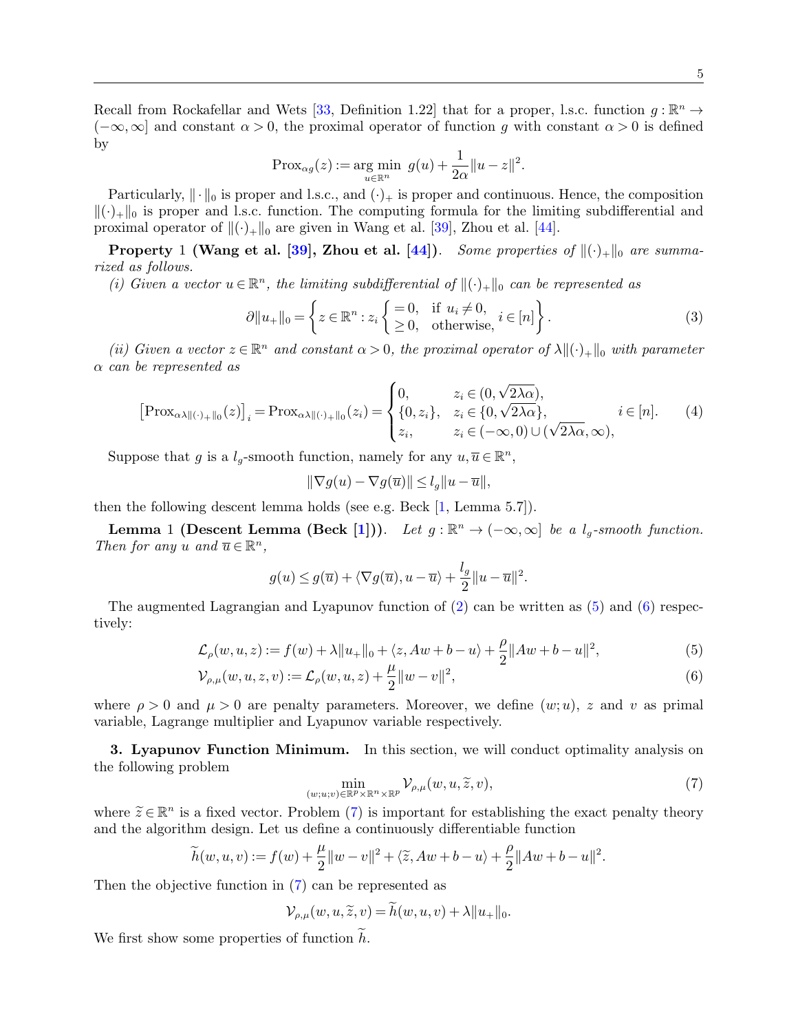Recall from Rockafellar and Wets [33, Definition 1.22] that for a proper, l.s.c. function $g:\mathbb{R}^n \to (-\infty,\infty]$ and constant $\alpha>0$, the proximal operator of function $g$ with constant $\alpha>0$ is defined by

$$\mathrm{Prox}_{\alpha g}(z) := \underset{u\in\mathbb{R}^n}{\arg\min}\ g(u)+\frac{1}{2\alpha}\|u-z\|^2.$$

Particularly, $\|\cdot\|_0$ is proper and l.s.c., and $(\cdot)_+$ is proper and continuous. Hence, the composition $\|(\cdot)_+\|_0$ is proper and l.s.c. function. The computing formula for the limiting subdifferential and proximal operator of $\|(\cdot)_+\|_0$ are given in Wang et al. [39], Zhou et al. [44].

**Property 1 (Wang et al. [39], Zhou et al. [44]).** *Some properties of $\|(\cdot)_+\|_0$ are summarized as follows.*

*(i) Given a vector $u\in\mathbb{R}^n$, the limiting subdifferential of $\|(\cdot)_+\|_0$ can be represented as*

$$\partial\|u_+\|_0 = \left\{ z\in\mathbb{R}^n : z_i \begin{cases} =0, & \text{if } u_i\neq 0,\\ \geq 0, & \text{otherwise,}\end{cases} i\in[n]\right\}. \tag{3}$$

*(ii) Given a vector $z\in\mathbb{R}^n$ and constant $\alpha>0$, the proximal operator of $\lambda\|(\cdot)_+\|_0$ with parameter $\alpha$ can be represented as*

$$\left[\mathrm{Prox}_{\alpha\lambda\|(\cdot)_+\|_0}(z)\right]_i = \mathrm{Prox}_{\alpha\lambda\|(\cdot)_+\|_0}(z_i) = \begin{cases} 0, & z_i\in(0,\sqrt{2\lambda\alpha}),\\ \{0,z_i\}, & z_i\in\{0,\sqrt{2\lambda\alpha}\},\\ z_i, & z_i\in(-\infty,0)\cup(\sqrt{2\lambda\alpha},\infty),\end{cases} \quad i\in[n]. \tag{4}$$

Suppose that $g$ is a $l_g$-smooth function, namely for any $u,\overline{u}\in\mathbb{R}^n$,

$$\|\nabla g(u)-\nabla g(\overline{u})\| \leq l_g\|u-\overline{u}\|,$$

then the following descent lemma holds (see e.g. Beck [1, Lemma 5.7]).

**Lemma 1 (Descent Lemma (Beck [1])).** *Let $g:\mathbb{R}^n\to(-\infty,\infty]$ be a $l_g$-smooth function. Then for any $u$ and $\overline{u}\in\mathbb{R}^n$,*

$$g(u)\leq g(\overline{u})+\langle\nabla g(\overline{u}),u-\overline{u}\rangle+\frac{l_g}{2}\|u-\overline{u}\|^2.$$

The augmented Lagrangian and Lyapunov function of (2) can be written as (5) and (6) respectively:

$$\mathcal{L}_\rho(w,u,z) := f(w)+\lambda\|u_+\|_0+\langle z, Aw+b-u\rangle+\frac{\rho}{2}\|Aw+b-u\|^2, \tag{5}$$

$$\mathcal{V}_{\rho,\mu}(w,u,z,v) := \mathcal{L}_\rho(w,u,z)+\frac{\mu}{2}\|w-v\|^2, \tag{6}$$

where $\rho>0$ and $\mu>0$ are penalty parameters. Moreover, we define $(w;u)$, $z$ and $v$ as primal variable, Lagrange multiplier and Lyapunov variable respectively.

## 3. Lyapunov Function Minimum.

In this section, we will conduct optimality analysis on the following problem

$$\min_{(w;u;v)\in\mathbb{R}^p\times\mathbb{R}^n\times\mathbb{R}^p} \mathcal{V}_{\rho,\mu}(w,u,\widetilde{z},v), \tag{7}$$

where $\widetilde{z}\in\mathbb{R}^n$ is a fixed vector. Problem (7) is important for establishing the exact penalty theory and the algorithm design. Let us define a continuously differentiable function

$$\widetilde{h}(w,u,v) := f(w)+\frac{\mu}{2}\|w-v\|^2+\langle\widetilde{z},Aw+b-u\rangle+\frac{\rho}{2}\|Aw+b-u\|^2.$$

Then the objective function in (7) can be represented as

$$\mathcal{V}_{\rho,\mu}(w,u,\widetilde{z},v) = \widetilde{h}(w,u,v)+\lambda\|u_+\|_0.$$

We first show some properties of function $\widetilde{h}$.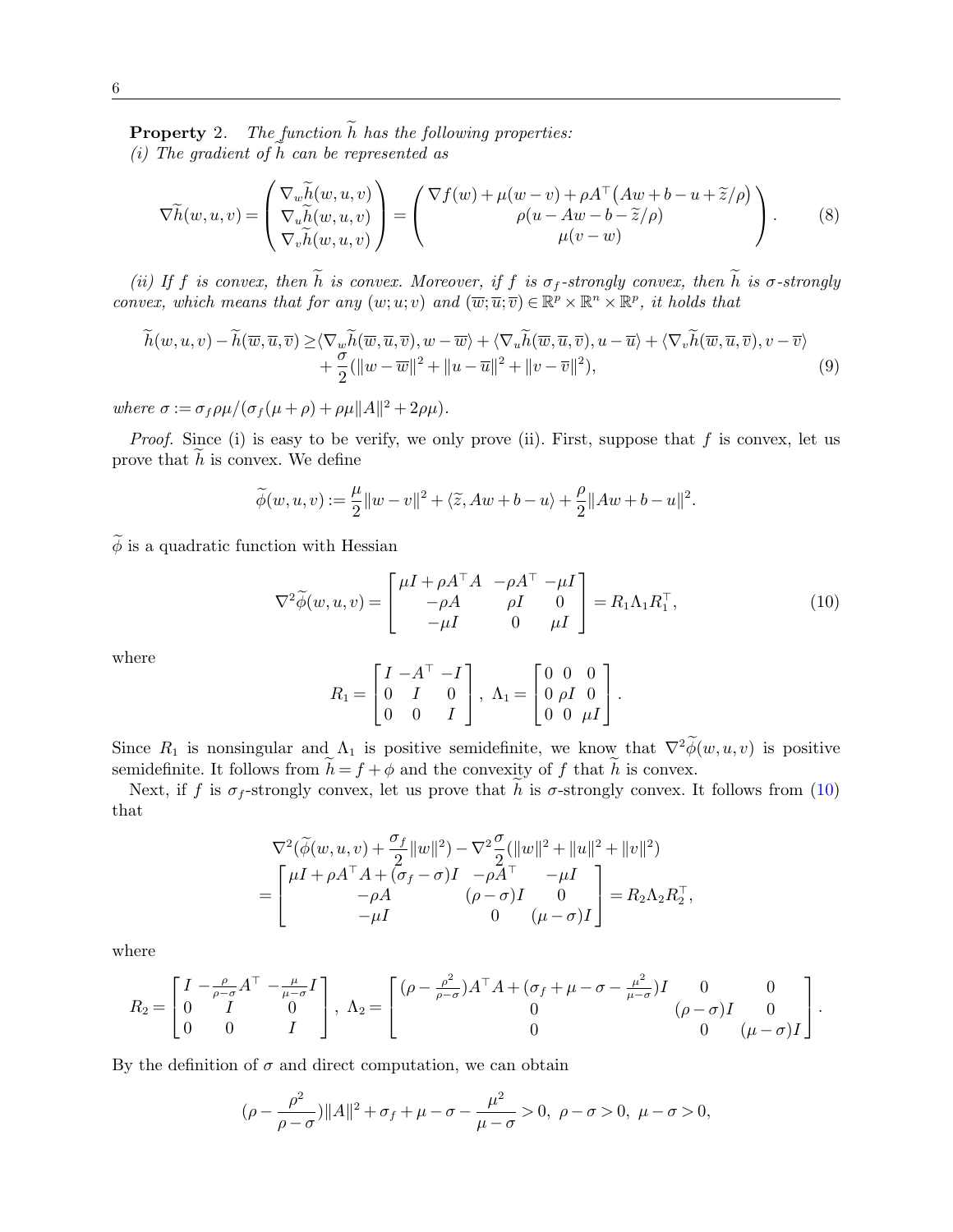**Property** 2. *The function $\widetilde{h}$ has the following properties:*
*(i) The gradient of $\widetilde{h}$ can be represented as*

$$\nabla \widetilde{h}(w,u,v) = \begin{pmatrix} \nabla_w \widetilde{h}(w,u,v) \\ \nabla_u \widetilde{h}(w,u,v) \\ \nabla_v \widetilde{h}(w,u,v) \end{pmatrix} = \begin{pmatrix} \nabla f(w) + \mu(w-v) + \rho A^\top \big(Aw + b - u + \widetilde{z}/\rho\big) \\ \rho(u - Aw - b - \widetilde{z}/\rho) \\ \mu(v-w) \end{pmatrix}. \tag{8}$$

*(ii) If $f$ is convex, then $\widetilde{h}$ is convex. Moreover, if $f$ is $\sigma_f$-strongly convex, then $\widetilde{h}$ is $\sigma$-strongly convex, which means that for any $(w;u;v)$ and $(\overline{w};\overline{u};\overline{v}) \in \mathbb{R}^p \times \mathbb{R}^n \times \mathbb{R}^p$, it holds that*

$$\begin{aligned}\widetilde{h}(w,u,v) - \widetilde{h}(\overline{w},\overline{u},\overline{v}) \geq & \langle \nabla_w \widetilde{h}(\overline{w},\overline{u},\overline{v}), w - \overline{w}\rangle + \langle \nabla_u \widetilde{h}(\overline{w},\overline{u},\overline{v}), u - \overline{u}\rangle + \langle \nabla_v \widetilde{h}(\overline{w},\overline{u},\overline{v}), v - \overline{v}\rangle \\ & + \frac{\sigma}{2}(\|w-\overline{w}\|^2 + \|u-\overline{u}\|^2 + \|v-\overline{v}\|^2),\end{aligned} \tag{9}$$

*where* $\sigma := \sigma_f \rho\mu/(\sigma_f(\mu+\rho) + \rho\mu\|A\|^2 + 2\rho\mu)$.

*Proof.* Since (i) is easy to be verify, we only prove (ii). First, suppose that $f$ is convex, let us prove that $\widetilde{h}$ is convex. We define

$$\widetilde{\phi}(w,u,v) := \frac{\mu}{2}\|w-v\|^2 + \langle \widetilde{z}, Aw + b - u\rangle + \frac{\rho}{2}\|Aw+b-u\|^2.$$

$\widetilde{\phi}$ is a quadratic function with Hessian

$$\nabla^2 \widetilde{\phi}(w,u,v) = \begin{bmatrix} \mu I + \rho A^\top A & -\rho A^\top & -\mu I \\ -\rho A & \rho I & 0 \\ -\mu I & 0 & \mu I \end{bmatrix} = R_1 \Lambda_1 R_1^\top, \tag{10}$$

where

$$R_1 = \begin{bmatrix} I & -A^\top & -I \\ 0 & I & 0 \\ 0 & 0 & I \end{bmatrix},\ \Lambda_1 = \begin{bmatrix} 0 & 0 & 0 \\ 0 & \rho I & 0 \\ 0 & 0 & \mu I \end{bmatrix}.$$

Since $R_1$ is nonsingular and $\Lambda_1$ is positive semidefinite, we know that $\nabla^2 \widetilde{\phi}(w,u,v)$ is positive semidefinite. It follows from $\widetilde{h} = f + \phi$ and the convexity of $f$ that $\widetilde{h}$ is convex.

Next, if $f$ is $\sigma_f$-strongly convex, let us prove that $\widetilde{h}$ is $\sigma$-strongly convex. It follows from (10) that

$$\begin{aligned}&\nabla^2(\widetilde{\phi}(w,u,v) + \frac{\sigma_f}{2}\|w\|^2) - \nabla^2 \frac{\sigma}{2}(\|w\|^2 + \|u\|^2 + \|v\|^2) \\ =& \begin{bmatrix} \mu I + \rho A^\top A + (\sigma_f - \sigma) I & -\rho A^\top & -\mu I \\ -\rho A & (\rho - \sigma) I & 0 \\ -\mu I & 0 & (\mu - \sigma) I \end{bmatrix} = R_2 \Lambda_2 R_2^\top,\end{aligned}$$

where

$$R_2 = \begin{bmatrix} I & -\frac{\rho}{\rho-\sigma}A^\top & -\frac{\mu}{\mu-\sigma} I \\ 0 & I & 0 \\ 0 & 0 & I \end{bmatrix},\ \Lambda_2 = \begin{bmatrix} (\rho - \frac{\rho^2}{\rho-\sigma})A^\top A + (\sigma_f + \mu - \sigma - \frac{\mu^2}{\mu-\sigma})I & 0 & 0 \\ 0 & (\rho-\sigma)I & 0 \\ 0 & 0 & (\mu-\sigma)I \end{bmatrix}.$$

By the definition of $\sigma$ and direct computation, we can obtain

$$(\rho - \frac{\rho^2}{\rho-\sigma})\|A\|^2 + \sigma_f + \mu - \sigma - \frac{\mu^2}{\mu-\sigma} > 0,\ \rho - \sigma > 0,\ \mu - \sigma > 0,$$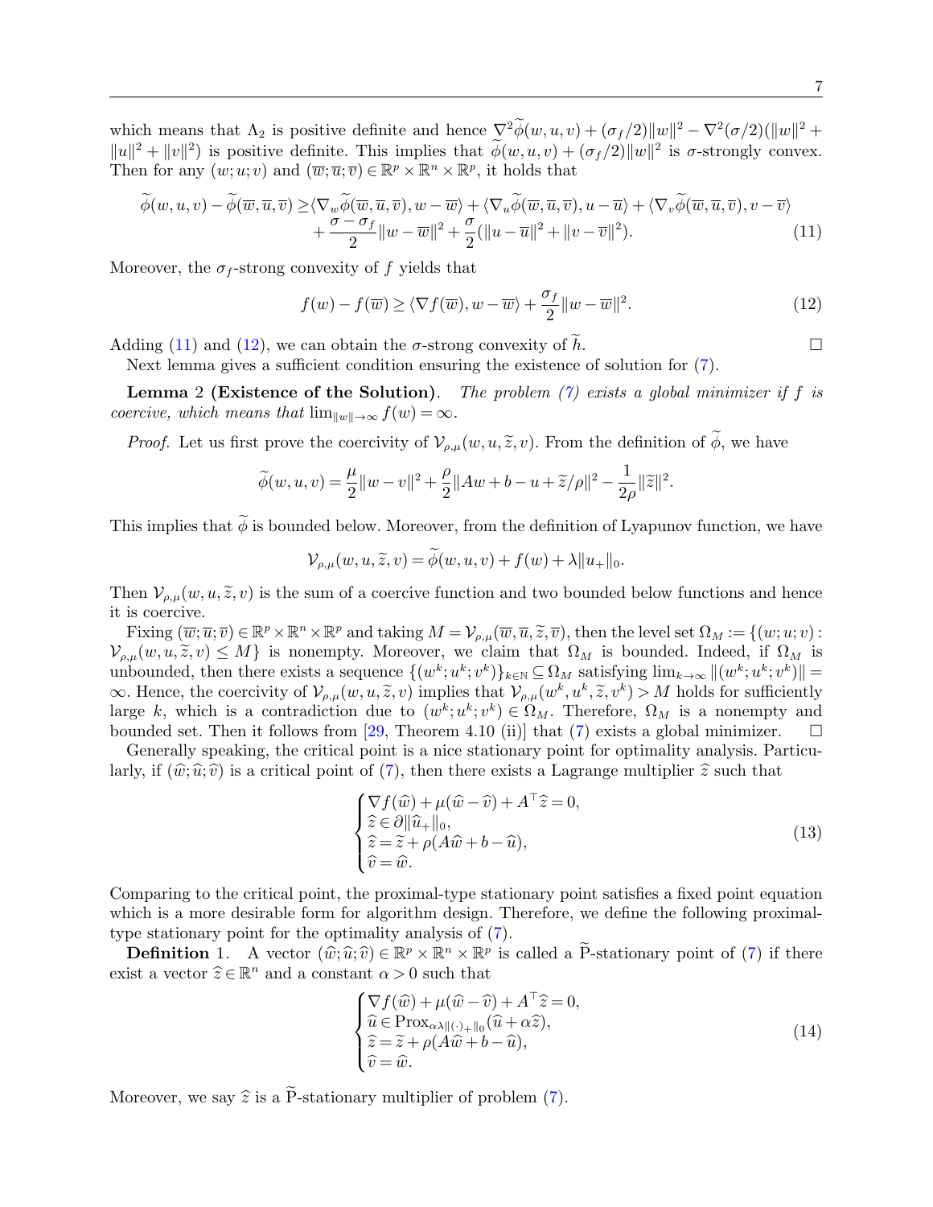which means that $\Lambda_2$ is positive definite and hence $\nabla^2\widetilde{\phi}(w,u,v)+(\sigma_f/2)\|w\|^2-\nabla^2(\sigma/2)(\|w\|^2+\|u\|^2+\|v\|^2)$ is positive definite. This implies that $\widetilde{\phi}(w,u,v)+(\sigma_f/2)\|w\|^2$ is $\sigma$-strongly convex. Then for any $(w;u;v)$ and $(\overline{w};\overline{u};\overline{v})\in\mathbb{R}^p\times\mathbb{R}^n\times\mathbb{R}^p$, it holds that

$$
\begin{aligned}
\widetilde{\phi}(w,u,v)-\widetilde{\phi}(\overline{w},\overline{u},\overline{v}) \geq & \langle \nabla_w\widetilde{\phi}(\overline{w},\overline{u},\overline{v}), w-\overline{w}\rangle + \langle \nabla_u\widetilde{\phi}(\overline{w},\overline{u},\overline{v}), u-\overline{u}\rangle + \langle \nabla_v\widetilde{\phi}(\overline{w},\overline{u},\overline{v}), v-\overline{v}\rangle \\
&+ \frac{\sigma-\sigma_f}{2}\|w-\overline{w}\|^2 + \frac{\sigma}{2}(\|u-\overline{u}\|^2+\|v-\overline{v}\|^2). 
\end{aligned} \tag{11}
$$

Moreover, the $\sigma_f$-strong convexity of $f$ yields that

$$
f(w)-f(\overline{w}) \geq \langle \nabla f(\overline{w}), w-\overline{w}\rangle + \frac{\sigma_f}{2}\|w-\overline{w}\|^2. \tag{12}
$$

Adding (11) and (12), we can obtain the $\sigma$-strong convexity of $\widetilde{h}$. $\square$

Next lemma gives a sufficient condition ensuring the existence of solution for (7).

**Lemma 2 (Existence of the Solution).** *The problem (7) exists a global minimizer if $f$ is coercive, which means that $\lim_{\|w\|\to\infty} f(w)=\infty$.*

*Proof.* Let us first prove the coercivity of $\mathcal{V}_{\rho,\mu}(w,u,\widetilde{z},v)$. From the definition of $\widetilde{\phi}$, we have

$$
\widetilde{\phi}(w,u,v)=\frac{\mu}{2}\|w-v\|^2+\frac{\rho}{2}\|Aw+b-u+\widetilde{z}/\rho\|^2-\frac{1}{2\rho}\|\widetilde{z}\|^2.
$$

This implies that $\widetilde{\phi}$ is bounded below. Moreover, from the definition of Lyapunov function, we have

$$
\mathcal{V}_{\rho,\mu}(w,u,\widetilde{z},v)=\widetilde{\phi}(w,u,v)+f(w)+\lambda\|u_+\|_0.
$$

Then $\mathcal{V}_{\rho,\mu}(w,u,\widetilde{z},v)$ is the sum of a coercive function and two bounded below functions and hence it is coercive.

Fixing $(\overline{w};\overline{u};\overline{v})\in\mathbb{R}^p\times\mathbb{R}^n\times\mathbb{R}^p$ and taking $M=\mathcal{V}_{\rho,\mu}(\overline{w},\overline{u},\widetilde{z},\overline{v})$, then the level set $\Omega_M:=\{(w;u;v): \mathcal{V}_{\rho,\mu}(w,u,\widetilde{z},v)\leq M\}$ is nonempty. Moreover, we claim that $\Omega_M$ is bounded. Indeed, if $\Omega_M$ is unbounded, then there exists a sequence $\{(w^k;u^k;v^k)\}_{k\in\mathbb{N}}\subseteq\Omega_M$ satisfying $\lim_{k\to\infty}\|(w^k;u^k;v^k)\|=\infty$. Hence, the coercivity of $\mathcal{V}_{\rho,\mu}(w,u,\widetilde{z},v)$ implies that $\mathcal{V}_{\rho,\mu}(w^k,u^k,\widetilde{z},v^k)>M$ holds for sufficiently large $k$, which is a contradiction due to $(w^k;u^k;v^k)\in\Omega_M$. Therefore, $\Omega_M$ is a nonempty and bounded set. Then it follows from [29, Theorem 4.10 (ii)] that (7) exists a global minimizer. $\square$

Generally speaking, the critical point is a nice stationary point for optimality analysis. Particularly, if $(\widehat{w};\widehat{u};\widehat{v})$ is a critical point of (7), then there exists a Lagrange multiplier $\widehat{z}$ such that

$$
\begin{cases}
\nabla f(\widehat{w})+\mu(\widehat{w}-\widehat{v})+A^\top\widehat{z}=0,\\
\widehat{z}\in\partial\|\widehat{u}_+\|_0,\\
\widehat{z}=\widetilde{z}+\rho(A\widehat{w}+b-\widehat{u}),\\
\widehat{v}=\widehat{w}.
\end{cases} \tag{13}
$$

Comparing to the critical point, the proximal-type stationary point satisfies a fixed point equation which is a more desirable form for algorithm design. Therefore, we define the following proximal-type stationary point for the optimality analysis of (7).

**Definition 1.** A vector $(\widehat{w};\widehat{u};\widehat{v})\in\mathbb{R}^p\times\mathbb{R}^n\times\mathbb{R}^p$ is called a $\widetilde{\mathrm{P}}$-stationary point of (7) if there exist a vector $\widehat{z}\in\mathbb{R}^n$ and a constant $\alpha>0$ such that

$$
\begin{cases}
\nabla f(\widehat{w})+\mu(\widehat{w}-\widehat{v})+A^\top\widehat{z}=0,\\
\widehat{u}\in\mathrm{Prox}_{\alpha\lambda\|(\cdot)_+\|_0}(\widehat{u}+\alpha\widehat{z}),\\
\widehat{z}=\widetilde{z}+\rho(A\widehat{w}+b-\widehat{u}),\\
\widehat{v}=\widehat{w}.
\end{cases} \tag{14}
$$

Moreover, we say $\widehat{z}$ is a $\widetilde{\mathrm{P}}$-stationary multiplier of problem (7).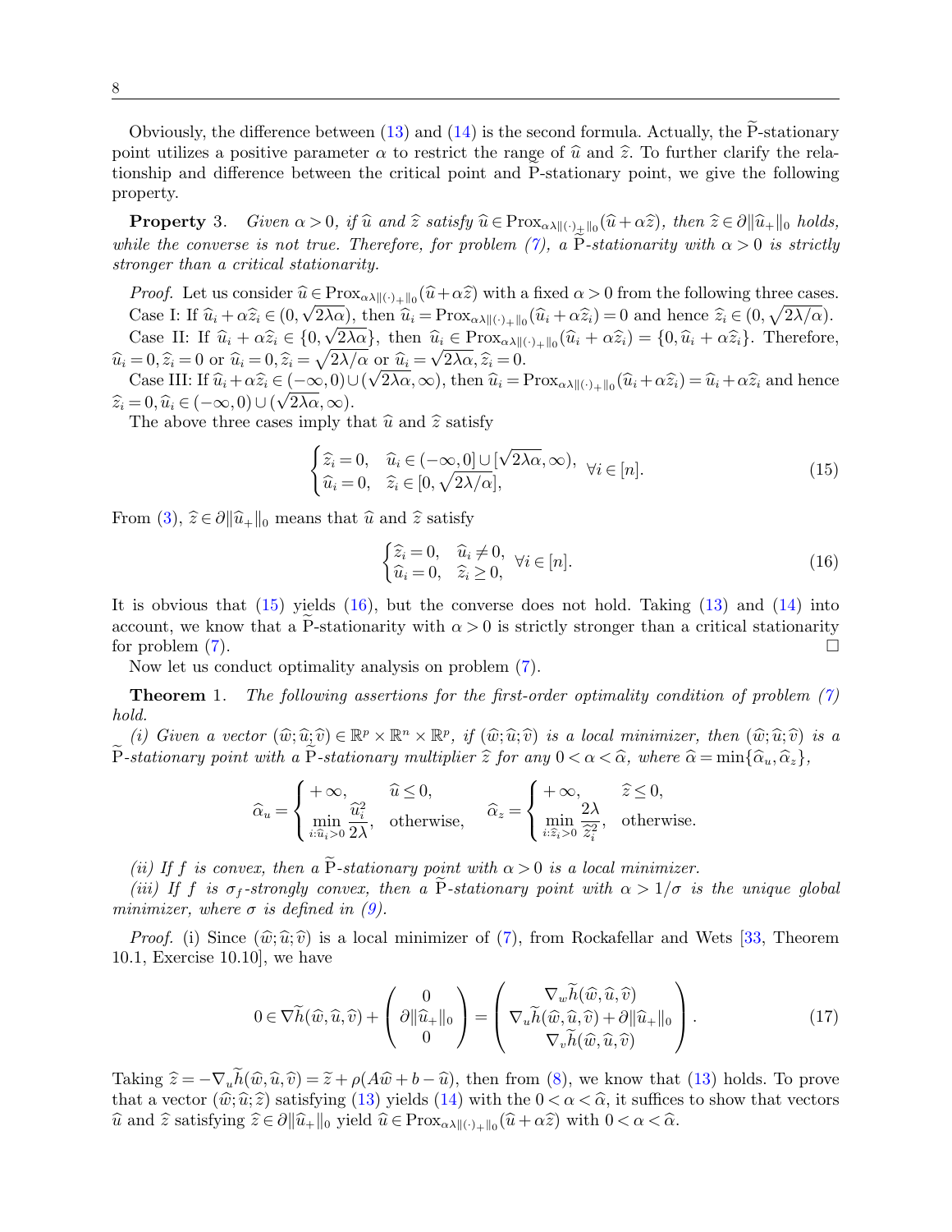Obviously, the difference between (13) and (14) is the second formula. Actually, the $\widetilde{\mathrm{P}}$-stationary point utilizes a positive parameter $\alpha$ to restrict the range of $\widehat{u}$ and $\widehat{z}$. To further clarify the relationship and difference between the critical point and $\widetilde{\mathrm{P}}$-stationary point, we give the following property.

**Property 3.** *Given $\alpha>0$, if $\widehat{u}$ and $\widehat{z}$ satisfy $\widehat{u}\in \mathrm{Prox}_{\alpha\lambda\|(\cdot)_+\|_0}(\widehat{u}+\alpha\widehat{z})$, then $\widehat{z}\in\partial\|\widehat{u}_+\|_0$ holds, while the converse is not true. Therefore, for problem (7), a $\widetilde{\mathrm{P}}$-stationarity with $\alpha>0$ is strictly stronger than a critical stationarity.*

*Proof.* Let us consider $\widehat{u}\in \mathrm{Prox}_{\alpha\lambda\|(\cdot)_+\|_0}(\widehat{u}+\alpha\widehat{z})$ with a fixed $\alpha>0$ from the following three cases.

Case I: If $\widehat{u}_i+\alpha\widehat{z}_i\in(0,\sqrt{2\lambda\alpha})$, then $\widehat{u}_i=\mathrm{Prox}_{\alpha\lambda\|(\cdot)_+\|_0}(\widehat{u}_i+\alpha\widehat{z}_i)=0$ and hence $\widehat{z}_i\in(0,\sqrt{2\lambda/\alpha})$.

Case II: If $\widehat{u}_i+\alpha\widehat{z}_i\in\{0,\sqrt{2\lambda\alpha}\}$, then $\widehat{u}_i\in \mathrm{Prox}_{\alpha\lambda\|(\cdot)_+\|_0}(\widehat{u}_i+\alpha\widehat{z}_i)=\{0,\widehat{u}_i+\alpha\widehat{z}_i\}$. Therefore, $\widehat{u}_i=0,\widehat{z}_i=0$ or $\widehat{u}_i=0,\widehat{z}_i=\sqrt{2\lambda/\alpha}$ or $\widehat{u}_i=\sqrt{2\lambda\alpha},\widehat{z}_i=0$.

Case III: If $\widehat{u}_i+\alpha\widehat{z}_i\in(-\infty,0)\cup(\sqrt{2\lambda\alpha},\infty)$, then $\widehat{u}_i=\mathrm{Prox}_{\alpha\lambda\|(\cdot)_+\|_0}(\widehat{u}_i+\alpha\widehat{z}_i)=\widehat{u}_i+\alpha\widehat{z}_i$ and hence $\widehat{z}_i=0,\widehat{u}_i\in(-\infty,0)\cup(\sqrt{2\lambda\alpha},\infty)$.

The above three cases imply that $\widehat{u}$ and $\widehat{z}$ satisfy

$$\begin{cases}\widehat{z}_i=0, & \widehat{u}_i\in(-\infty,0]\cup[\sqrt{2\lambda\alpha},\infty),\\ \widehat{u}_i=0, & \widehat{z}_i\in[0,\sqrt{2\lambda/\alpha}],\end{cases}\ \forall i\in[n]. \tag{15}$$

From (3), $\widehat{z}\in\partial\|\widehat{u}_+\|_0$ means that $\widehat{u}$ and $\widehat{z}$ satisfy

$$\begin{cases}\widehat{z}_i=0, & \widehat{u}_i\neq 0,\\ \widehat{u}_i=0, & \widehat{z}_i\geq 0,\end{cases}\ \forall i\in[n]. \tag{16}$$

It is obvious that (15) yields (16), but the converse does not hold. Taking (13) and (14) into account, we know that a $\widetilde{\mathrm{P}}$-stationarity with $\alpha>0$ is strictly stronger than a critical stationarity for problem (7). $\square$

Now let us conduct optimality analysis on problem (7).

**Theorem 1.** *The following assertions for the first-order optimality condition of problem (7) hold.*

*(i) Given a vector $(\widehat{w};\widehat{u};\widehat{v})\in\mathbb{R}^p\times\mathbb{R}^n\times\mathbb{R}^p$, if $(\widehat{w};\widehat{u};\widehat{v})$ is a local minimizer, then $(\widehat{w};\widehat{u};\widehat{v})$ is a $\widetilde{\mathrm{P}}$-stationary point with a $\widetilde{\mathrm{P}}$-stationary multiplier $\widehat{z}$ for any $0<\alpha<\widehat{\alpha}$, where $\widehat{\alpha}=\min\{\widehat{\alpha}_u,\widehat{\alpha}_z\}$,*

$$\widehat{\alpha}_u=\begin{cases}+\infty, & \widehat{u}\leq 0,\\ \min\limits_{i:\widehat{u}_i>0}\dfrac{\widehat{u}_i^2}{2\lambda}, & \text{otherwise},\end{cases}\qquad \widehat{\alpha}_z=\begin{cases}+\infty, & \widehat{z}\leq 0,\\ \min\limits_{i:\widehat{z}_i>0}\dfrac{2\lambda}{\widehat{z}_i^2}, & \text{otherwise}.\end{cases}$$

*(ii) If $f$ is convex, then a $\widetilde{\mathrm{P}}$-stationary point with $\alpha>0$ is a local minimizer.*

*(iii) If $f$ is $\sigma_f$-strongly convex, then a $\widetilde{\mathrm{P}}$-stationary point with $\alpha>1/\sigma$ is the unique global minimizer, where $\sigma$ is defined in (9).*

*Proof.* (i) Since $(\widehat{w};\widehat{u};\widehat{v})$ is a local minimizer of (7), from Rockafellar and Wets [33, Theorem 10.1, Exercise 10.10], we have

$$0\in\nabla\widetilde{h}(\widehat{w},\widehat{u},\widehat{v})+\begin{pmatrix}0\\ \partial\|\widehat{u}_+\|_0\\ 0\end{pmatrix}=\begin{pmatrix}\nabla_w\widetilde{h}(\widehat{w},\widehat{u},\widehat{v})\\ \nabla_u\widetilde{h}(\widehat{w},\widehat{u},\widehat{v})+\partial\|\widehat{u}_+\|_0\\ \nabla_v\widetilde{h}(\widehat{w},\widehat{u},\widehat{v})\end{pmatrix}. \tag{17}$$

Taking $\widehat{z}=-\nabla_u\widetilde{h}(\widehat{w},\widehat{u},\widehat{v})=\widetilde{z}+\rho(A\widehat{w}+b-\widehat{u})$, then from (8), we know that (13) holds. To prove that a vector $(\widehat{w};\widehat{u};\widehat{z})$ satisfying (13) yields (14) with the $0<\alpha<\widehat{\alpha}$, it suffices to show that vectors $\widehat{u}$ and $\widehat{z}$ satisfying $\widehat{z}\in\partial\|\widehat{u}_+\|_0$ yield $\widehat{u}\in\mathrm{Prox}_{\alpha\lambda\|(\cdot)_+\|_0}(\widehat{u}+\alpha\widehat{z})$ with $0<\alpha<\widehat{\alpha}$.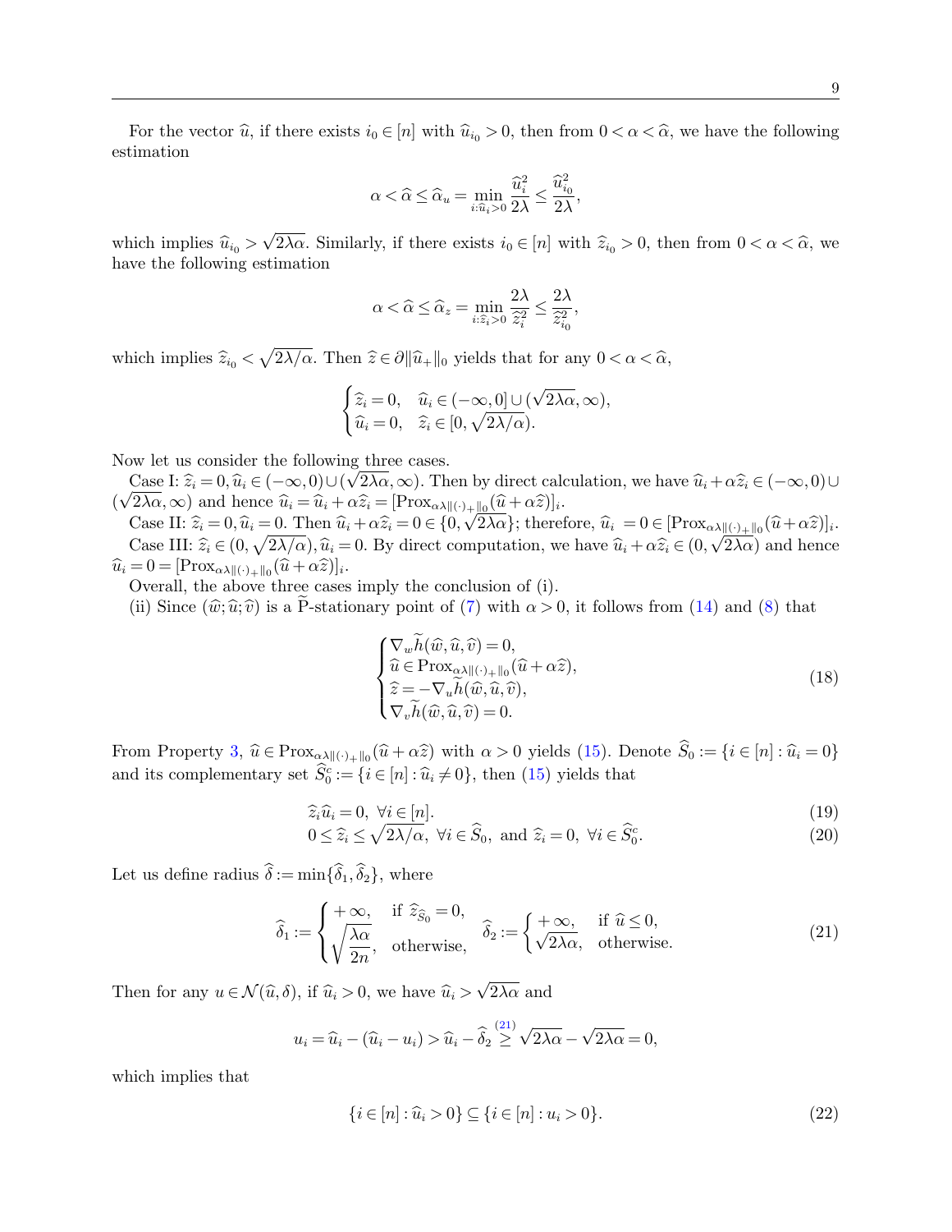For the vector $\widehat{u}$, if there exists $i_0 \in [n]$ with $\widehat{u}_{i_0} > 0$, then from $0 < \alpha < \widehat{\alpha}$, we have the following estimation

$$\alpha < \widehat{\alpha} \leq \widehat{\alpha}_u = \min_{i:\widehat{u}_i > 0} \frac{\widehat{u}_i^2}{2\lambda} \leq \frac{\widehat{u}_{i_0}^2}{2\lambda},$$

which implies $\widehat{u}_{i_0} > \sqrt{2\lambda\alpha}$. Similarly, if there exists $i_0 \in [n]$ with $\widehat{z}_{i_0} > 0$, then from $0 < \alpha < \widehat{\alpha}$, we have the following estimation

$$\alpha < \widehat{\alpha} \leq \widehat{\alpha}_z = \min_{i:\widehat{z}_i > 0} \frac{2\lambda}{\widehat{z}_i^2} \leq \frac{2\lambda}{\widehat{z}_{i_0}^2},$$

which implies $\widehat{z}_{i_0} < \sqrt{2\lambda/\alpha}$. Then $\widehat{z} \in \partial \|\widehat{u}_+\|_0$ yields that for any $0 < \alpha < \widehat{\alpha}$,

$$\begin{cases} \widehat{z}_i = 0, & \widehat{u}_i \in (-\infty, 0] \cup (\sqrt{2\lambda\alpha}, \infty), \\ \widehat{u}_i = 0, & \widehat{z}_i \in [0, \sqrt{2\lambda/\alpha}). \end{cases}$$

Now let us consider the following three cases.

Case I: $\widehat{z}_i = 0, \widehat{u}_i \in (-\infty, 0) \cup (\sqrt{2\lambda\alpha}, \infty)$. Then by direct calculation, we have $\widehat{u}_i + \alpha\widehat{z}_i \in (-\infty, 0) \cup (\sqrt{2\lambda\alpha}, \infty)$ and hence $\widehat{u}_i = \widehat{u}_i + \alpha\widehat{z}_i = [\mathrm{Prox}_{\alpha\lambda\|(\cdot)_+\|_0}(\widehat{u} + \alpha\widehat{z})]_i$.

Case II: $\widehat{z}_i = 0, \widehat{u}_i = 0$. Then $\widehat{u}_i + \alpha\widehat{z}_i = 0 \in \{0, \sqrt{2\lambda\alpha}\}$; therefore, $\widehat{u}_i = 0 \in [\mathrm{Prox}_{\alpha\lambda\|(\cdot)_+\|_0}(\widehat{u} + \alpha\widehat{z})]_i$.

Case III: $\widehat{z}_i \in (0, \sqrt{2\lambda/\alpha}), \widehat{u}_i = 0$. By direct computation, we have $\widehat{u}_i + \alpha\widehat{z}_i \in (0, \sqrt{2\lambda\alpha})$ and hence $\widehat{u}_i = 0 = [\mathrm{Prox}_{\alpha\lambda\|(\cdot)_+\|_0}(\widehat{u} + \alpha\widehat{z})]_i$.

Overall, the above three cases imply the conclusion of (i).

(ii) Since $(\widehat{w}; \widehat{u}; \widehat{v})$ is a $\widetilde{\mathrm{P}}$-stationary point of (7) with $\alpha > 0$, it follows from (14) and (8) that

$$\begin{cases} \nabla_w \widetilde{h}(\widehat{w}, \widehat{u}, \widehat{v}) = 0, \\ \widehat{u} \in \mathrm{Prox}_{\alpha\lambda\|(\cdot)_+\|_0}(\widehat{u} + \alpha\widehat{z}), \\ \widehat{z} = -\nabla_u \widetilde{h}(\widehat{w}, \widehat{u}, \widehat{v}), \\ \nabla_v \widetilde{h}(\widehat{w}, \widehat{u}, \widehat{v}) = 0. \end{cases} \tag{18}$$

From Property 3, $\widehat{u} \in \mathrm{Prox}_{\alpha\lambda\|(\cdot)_+\|_0}(\widehat{u} + \alpha\widehat{z})$ with $\alpha > 0$ yields (15). Denote $\widehat{S}_0 := \{i \in [n] : \widehat{u}_i = 0\}$ and its complementary set $\widehat{S}_0^c := \{i \in [n] : \widehat{u}_i \neq 0\}$, then (15) yields that

$$\widehat{z}_i \widehat{u}_i = 0, \ \forall i \in [n]. \tag{19}$$

$$0 \leq \widehat{z}_i \leq \sqrt{2\lambda/\alpha}, \ \forall i \in \widehat{S}_0, \text{ and } \widehat{z}_i = 0, \ \forall i \in \widehat{S}_0^c. \tag{20}$$

Let us define radius $\widehat{\delta} := \min\{\widehat{\delta}_1, \widehat{\delta}_2\}$, where

$$\widehat{\delta}_1 := \begin{cases} +\infty, & \text{if } \widehat{z}_{\widehat{S}_0} = 0, \\ \sqrt{\dfrac{\lambda\alpha}{2n}}, & \text{otherwise,} \end{cases} \quad \widehat{\delta}_2 := \begin{cases} +\infty, & \text{if } \widehat{u} \leq 0, \\ \sqrt{2\lambda\alpha}, & \text{otherwise.} \end{cases} \tag{21}$$

Then for any $u \in \mathcal{N}(\widehat{u}, \delta)$, if $\widehat{u}_i > 0$, we have $\widehat{u}_i > \sqrt{2\lambda\alpha}$ and

$$u_i = \widehat{u}_i - (\widehat{u}_i - u_i) > \widehat{u}_i - \widehat{\delta}_2 \overset{(21)}{\geq} \sqrt{2\lambda\alpha} - \sqrt{2\lambda\alpha} = 0,$$

which implies that

$$\{i \in [n] : \widehat{u}_i > 0\} \subseteq \{i \in [n] : u_i > 0\}. \tag{22}$$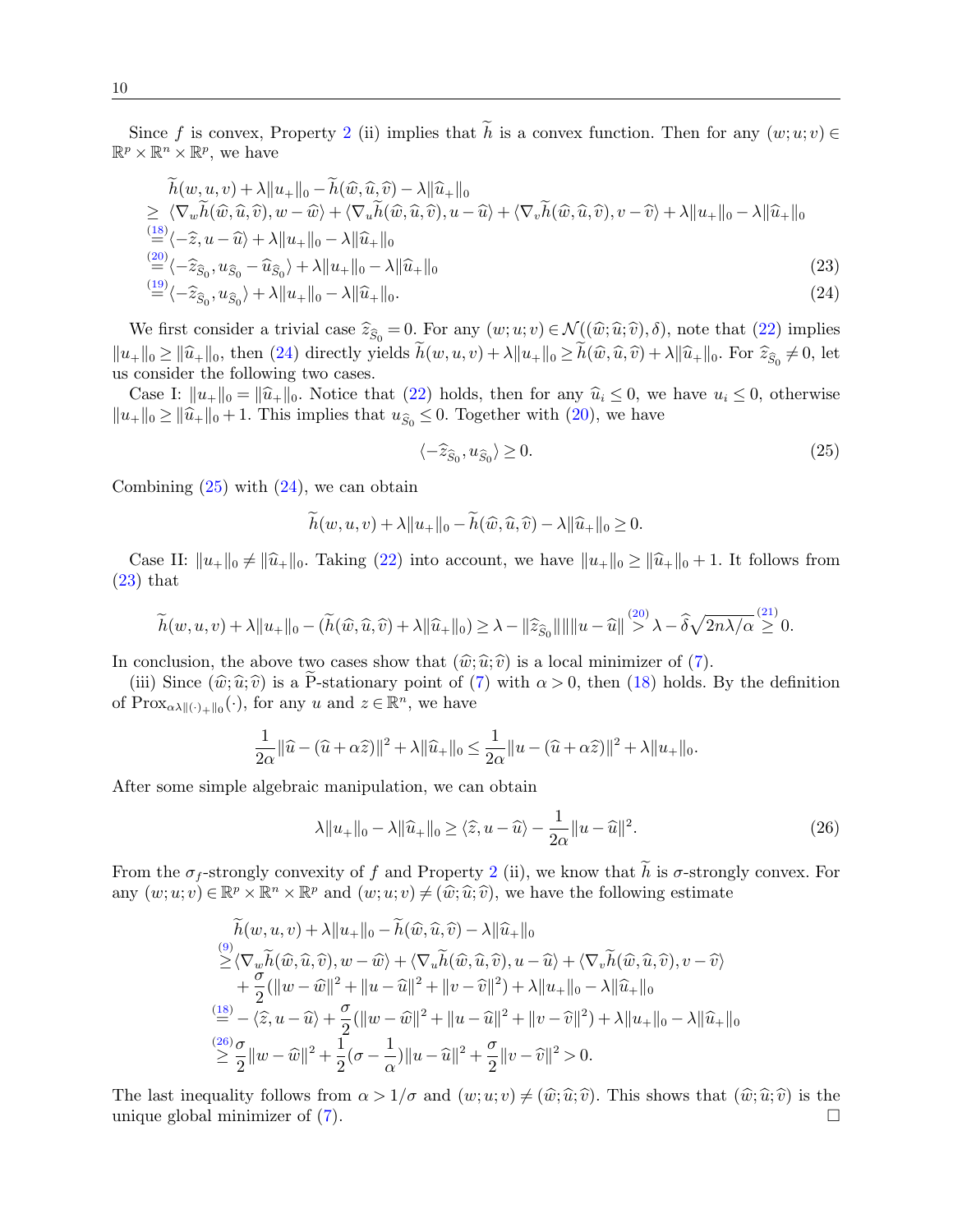Since $f$ is convex, Property 2 (ii) implies that $\widetilde{h}$ is a convex function. Then for any $(w;u;v) \in \mathbb{R}^p \times \mathbb{R}^n \times \mathbb{R}^p$, we have

$$
\begin{aligned}
&\widetilde{h}(w,u,v) + \lambda\|u_+\|_0 - \widetilde{h}(\widehat{w},\widehat{u},\widehat{v}) - \lambda\|\widehat{u}_+\|_0 \\
&\geq \langle \nabla_w \widetilde{h}(\widehat{w},\widehat{u},\widehat{v}), w-\widehat{w}\rangle + \langle \nabla_u \widetilde{h}(\widehat{w},\widehat{u},\widehat{v}), u-\widehat{u}\rangle + \langle \nabla_v \widetilde{h}(\widehat{w},\widehat{u},\widehat{v}), v-\widehat{v}\rangle + \lambda\|u_+\|_0 - \lambda\|\widehat{u}_+\|_0 \\
&\overset{(18)}{=} \langle -\widehat{z}, u-\widehat{u}\rangle + \lambda\|u_+\|_0 - \lambda\|\widehat{u}_+\|_0 \\
&\overset{(20)}{=} \langle -\widehat{z}_{\widehat{S}_0}, u_{\widehat{S}_0} - \widehat{u}_{\widehat{S}_0}\rangle + \lambda\|u_+\|_0 - \lambda\|\widehat{u}_+\|_0 \qquad (23)\\
&\overset{(19)}{=} \langle -\widehat{z}_{\widehat{S}_0}, u_{\widehat{S}_0}\rangle + \lambda\|u_+\|_0 - \lambda\|\widehat{u}_+\|_0. \qquad (24)
\end{aligned}
$$

We first consider a trivial case $\widehat{z}_{\widehat{S}_0} = 0$. For any $(w;u;v) \in \mathcal{N}((\widehat{w};\widehat{u};\widehat{v}),\delta)$, note that (22) implies $\|u_+\|_0 \geq \|\widehat{u}_+\|_0$, then (24) directly yields $\widetilde{h}(w,u,v) + \lambda\|u_+\|_0 \geq \widetilde{h}(\widehat{w},\widehat{u},\widehat{v}) + \lambda\|\widehat{u}_+\|_0$. For $\widehat{z}_{\widehat{S}_0} \neq 0$, let us consider the following two cases.

Case I: $\|u_+\|_0 = \|\widehat{u}_+\|_0$. Notice that (22) holds, then for any $\widehat{u}_i \leq 0$, we have $u_i \leq 0$, otherwise $\|u_+\|_0 \geq \|\widehat{u}_+\|_0 + 1$. This implies that $u_{\widehat{S}_0} \leq 0$. Together with (20), we have

$$
\langle -\widehat{z}_{\widehat{S}_0}, u_{\widehat{S}_0}\rangle \geq 0. \qquad (25)
$$

Combining (25) with (24), we can obtain

$$
\widetilde{h}(w,u,v) + \lambda\|u_+\|_0 - \widetilde{h}(\widehat{w},\widehat{u},\widehat{v}) - \lambda\|\widehat{u}_+\|_0 \geq 0.
$$

Case II: $\|u_+\|_0 \neq \|\widehat{u}_+\|_0$. Taking (22) into account, we have $\|u_+\|_0 \geq \|\widehat{u}_+\|_0 + 1$. It follows from (23) that

$$
\widetilde{h}(w,u,v) + \lambda\|u_+\|_0 - (\widetilde{h}(\widehat{w},\widehat{u},\widehat{v}) + \lambda\|\widehat{u}_+\|_0) \geq \lambda - \|\widehat{z}_{\widehat{S}_0}\|\|u-\widehat{u}\| \overset{(20)}{>} \lambda - \widehat{\delta}\sqrt{2n\lambda/\alpha} \overset{(21)}{\geq} 0.
$$

In conclusion, the above two cases show that $(\widehat{w};\widehat{u};\widehat{v})$ is a local minimizer of (7).

(iii) Since $(\widehat{w};\widehat{u};\widehat{v})$ is a $\widetilde{\mathrm{P}}$-stationary point of (7) with $\alpha > 0$, then (18) holds. By the definition of $\mathrm{Prox}_{\alpha\lambda\|(\cdot)_+\|_0}(\cdot)$, for any $u$ and $z \in \mathbb{R}^n$, we have

$$
\frac{1}{2\alpha}\|\widehat{u} - (\widehat{u} + \alpha\widehat{z})\|^2 + \lambda\|\widehat{u}_+\|_0 \leq \frac{1}{2\alpha}\|u - (\widehat{u} + \alpha\widehat{z})\|^2 + \lambda\|u_+\|_0.
$$

After some simple algebraic manipulation, we can obtain

$$
\lambda\|u_+\|_0 - \lambda\|\widehat{u}_+\|_0 \geq \langle \widehat{z}, u-\widehat{u}\rangle - \frac{1}{2\alpha}\|u-\widehat{u}\|^2. \qquad (26)
$$

From the $\sigma_f$-strongly convexity of $f$ and Property 2 (ii), we know that $\widetilde{h}$ is $\sigma$-strongly convex. For any $(w;u;v) \in \mathbb{R}^p \times \mathbb{R}^n \times \mathbb{R}^p$ and $(w;u;v) \neq (\widehat{w};\widehat{u};\widehat{v})$, we have the following estimate

$$
\begin{aligned}
&\widetilde{h}(w,u,v) + \lambda\|u_+\|_0 - \widetilde{h}(\widehat{w},\widehat{u},\widehat{v}) - \lambda\|\widehat{u}_+\|_0 \\
&\overset{(9)}{\geq} \langle \nabla_w \widetilde{h}(\widehat{w},\widehat{u},\widehat{v}), w-\widehat{w}\rangle + \langle \nabla_u \widetilde{h}(\widehat{w},\widehat{u},\widehat{v}), u-\widehat{u}\rangle + \langle \nabla_v \widetilde{h}(\widehat{w},\widehat{u},\widehat{v}), v-\widehat{v}\rangle \\
&\quad + \frac{\sigma}{2}(\|w-\widehat{w}\|^2 + \|u-\widehat{u}\|^2 + \|v-\widehat{v}\|^2) + \lambda\|u_+\|_0 - \lambda\|\widehat{u}_+\|_0 \\
&\overset{(18)}{=} -\langle \widehat{z}, u-\widehat{u}\rangle + \frac{\sigma}{2}(\|w-\widehat{w}\|^2 + \|u-\widehat{u}\|^2 + \|v-\widehat{v}\|^2) + \lambda\|u_+\|_0 - \lambda\|\widehat{u}_+\|_0 \\
&\overset{(26)}{\geq} \frac{\sigma}{2}\|w-\widehat{w}\|^2 + \frac{1}{2}(\sigma - \frac{1}{\alpha})\|u-\widehat{u}\|^2 + \frac{\sigma}{2}\|v-\widehat{v}\|^2 > 0.
\end{aligned}
$$

The last inequality follows from $\alpha > 1/\sigma$ and $(w;u;v) \neq (\widehat{w};\widehat{u};\widehat{v})$. This shows that $(\widehat{w};\widehat{u};\widehat{v})$ is the unique global minimizer of (7). $\square$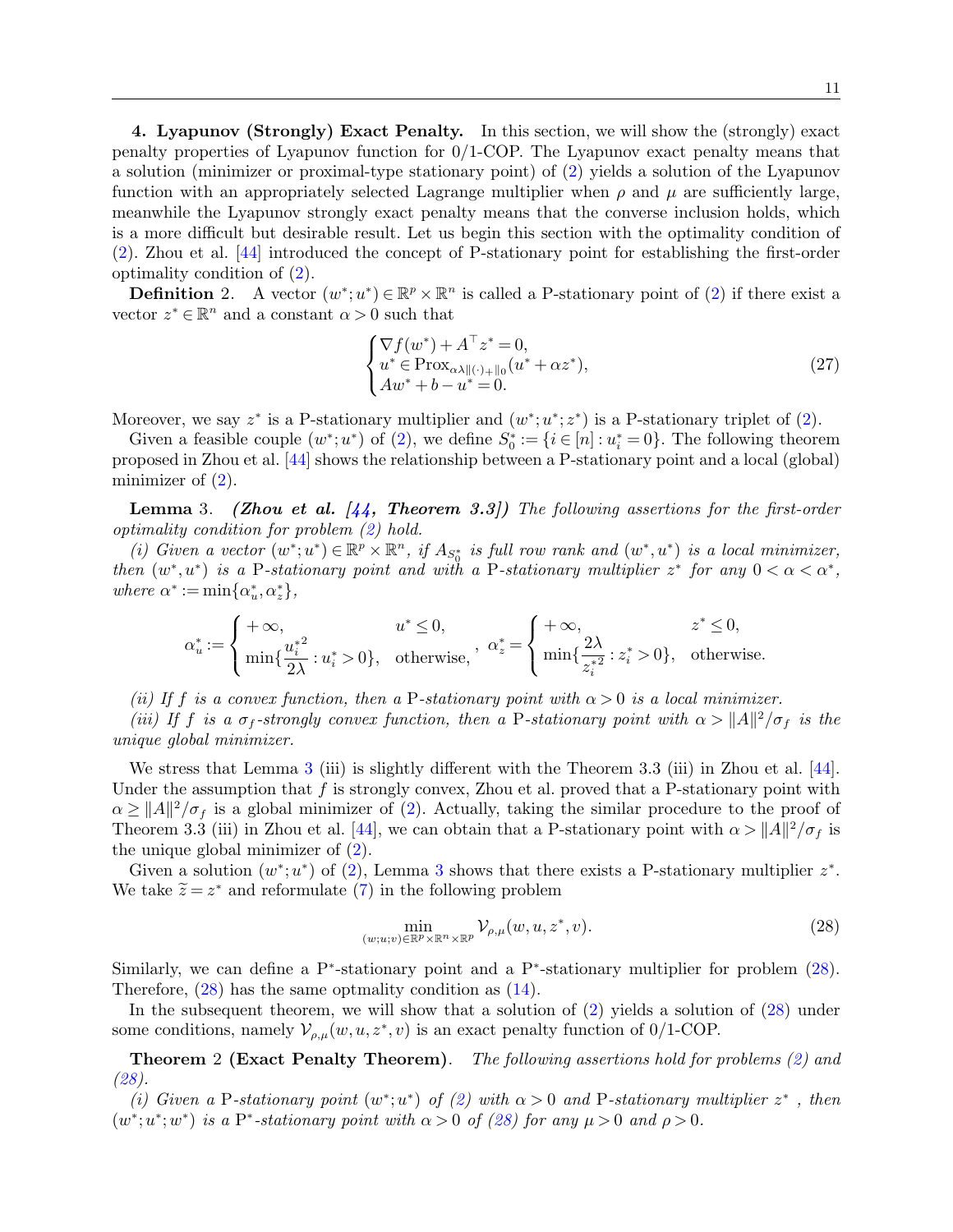## 4. Lyapunov (Strongly) Exact Penalty.

In this section, we will show the (strongly) exact penalty properties of Lyapunov function for 0/1-COP. The Lyapunov exact penalty means that a solution (minimizer or proximal-type stationary point) of (2) yields a solution of the Lyapunov function with an appropriately selected Lagrange multiplier when $\rho$ and $\mu$ are sufficiently large, meanwhile the Lyapunov strongly exact penalty means that the converse inclusion holds, which is a more difficult but desirable result. Let us begin this section with the optimality condition of (2). Zhou et al. [44] introduced the concept of P-stationary point for establishing the first-order optimality condition of (2).

**Definition 2.** A vector $(w^*; u^*) \in \mathbb{R}^p \times \mathbb{R}^n$ is called a P-stationary point of (2) if there exist a vector $z^* \in \mathbb{R}^n$ and a constant $\alpha > 0$ such that

$$
\begin{cases}
\nabla f(w^*) + A^\top z^* = 0, \\
u^* \in \mathrm{Prox}_{\alpha\lambda\|(\cdot)_+\|_0}(u^* + \alpha z^*), \\
Aw^* + b - u^* = 0.
\end{cases}
\tag{27}
$$

Moreover, we say $z^*$ is a P-stationary multiplier and $(w^*; u^*; z^*)$ is a P-stationary triplet of (2).

Given a feasible couple $(w^*; u^*)$ of (2), we define $S_0^* := \{i \in [n] : u_i^* = 0\}$. The following theorem proposed in Zhou et al. [44] shows the relationship between a P-stationary point and a local (global) minimizer of (2).

**Lemma 3.** *(Zhou et al. [44, Theorem 3.3]) The following assertions for the first-order optimality condition for problem (2) hold.*

*(i) Given a vector $(w^*; u^*) \in \mathbb{R}^p \times \mathbb{R}^n$, if $A_{S_0^*}$ is full row rank and $(w^*, u^*)$ is a local minimizer, then $(w^*, u^*)$ is a P-stationary point and with a P-stationary multiplier $z^*$ for any $0 < \alpha < \alpha^*$, where $\alpha^* := \min\{\alpha_u^*, \alpha_z^*\}$,*

$$
\alpha_u^* := \begin{cases} +\infty, & u^* \le 0, \\ \min\{\dfrac{{u_i^*}^2}{2\lambda} : u_i^* > 0\}, & \text{otherwise}, \end{cases}
\quad
\alpha_z^* = \begin{cases} +\infty, & z^* \le 0, \\ \min\{\dfrac{2\lambda}{{z_i^*}^2} : z_i^* > 0\}, & \text{otherwise}. \end{cases}
$$

*(ii) If $f$ is a convex function, then a P-stationary point with $\alpha > 0$ is a local minimizer.*

*(iii) If $f$ is a $\sigma_f$-strongly convex function, then a P-stationary point with $\alpha > \|A\|^2/\sigma_f$ is the unique global minimizer.*

We stress that Lemma 3 (iii) is slightly different with the Theorem 3.3 (iii) in Zhou et al. [44]. Under the assumption that $f$ is strongly convex, Zhou et al. proved that a P-stationary point with $\alpha \ge \|A\|^2/\sigma_f$ is a global minimizer of (2). Actually, taking the similar procedure to the proof of Theorem 3.3 (iii) in Zhou et al. [44], we can obtain that a P-stationary point with $\alpha > \|A\|^2/\sigma_f$ is the unique global minimizer of (2).

Given a solution $(w^*; u^*)$ of (2), Lemma 3 shows that there exists a P-stationary multiplier $z^*$. We take $\widetilde{z} = z^*$ and reformulate (7) in the following problem

$$
\min_{(w;u;v) \in \mathbb{R}^p \times \mathbb{R}^n \times \mathbb{R}^p} \mathcal{V}_{\rho,\mu}(w, u, z^*, v).
\tag{28}
$$

Similarly, we can define a P$^*$-stationary point and a P$^*$-stationary multiplier for problem (28). Therefore, (28) has the same optmality condition as (14).

In the subsequent theorem, we will show that a solution of (2) yields a solution of (28) under some conditions, namely $\mathcal{V}_{\rho,\mu}(w, u, z^*, v)$ is an exact penalty function of 0/1-COP.

**Theorem 2 (Exact Penalty Theorem).** *The following assertions hold for problems (2) and (28).*

*(i) Given a P-stationary point $(w^*; u^*)$ of (2) with $\alpha > 0$ and P-stationary multiplier $z^*$, then $(w^*; u^*; w^*)$ is a P$^*$-stationary point with $\alpha > 0$ of (28) for any $\mu > 0$ and $\rho > 0$.*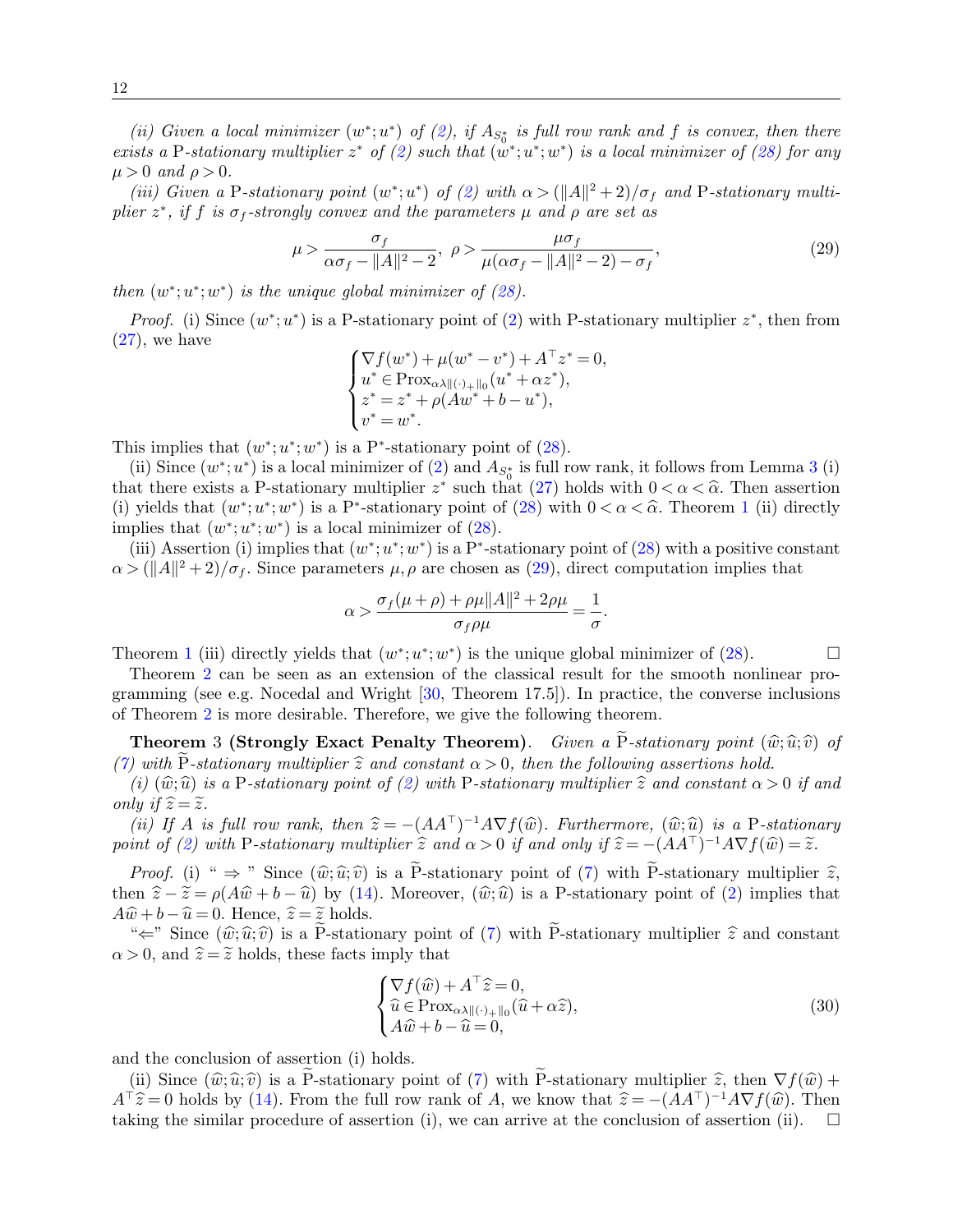*(ii) Given a local minimizer $(w^*;u^*)$ of (2), if $A_{S_0^*}$ is full row rank and $f$ is convex, then there exists a* P*-stationary multiplier $z^*$ of (2) such that $(w^*;u^*;w^*)$ is a local minimizer of (28) for any $\mu>0$ and $\rho>0$.*

*(iii) Given a* P*-stationary point $(w^*;u^*)$ of (2) with $\alpha>(\|A\|^2+2)/\sigma_f$ and* P*-stationary multiplier $z^*$, if $f$ is $\sigma_f$-strongly convex and the parameters $\mu$ and $\rho$ are set as*

$$\mu>\frac{\sigma_f}{\alpha\sigma_f-\|A\|^2-2},\ \rho>\frac{\mu\sigma_f}{\mu(\alpha\sigma_f-\|A\|^2-2)-\sigma_f},\tag{29}$$

*then $(w^*;u^*;w^*)$ is the unique global minimizer of (28).*

*Proof.* (i) Since $(w^*;u^*)$ is a P-stationary point of (2) with P-stationary multiplier $z^*$, then from (27), we have

$$\begin{cases}\nabla f(w^*)+\mu(w^*-v^*)+A^\top z^*=0,\\ u^*\in \mathrm{Prox}_{\alpha\lambda\|(\cdot)_+\|_0}(u^*+\alpha z^*),\\ z^*=z^*+\rho(Aw^*+b-u^*),\\ v^*=w^*.\end{cases}$$

This implies that $(w^*;u^*;w^*)$ is a P$^*$-stationary point of (28).

(ii) Since $(w^*;u^*)$ is a local minimizer of (2) and $A_{S_0^*}$ is full row rank, it follows from Lemma 3 (i) that there exists a P-stationary multiplier $z^*$ such that (27) holds with $0<\alpha<\widehat{\alpha}$. Then assertion (i) yields that $(w^*;u^*;w^*)$ is a P$^*$-stationary point of (28) with $0<\alpha<\widehat{\alpha}$. Theorem 1 (ii) directly implies that $(w^*;u^*;w^*)$ is a local minimizer of (28).

(iii) Assertion (i) implies that $(w^*;u^*;w^*)$ is a P$^*$-stationary point of (28) with a positive constant $\alpha>(\|A\|^2+2)/\sigma_f$. Since parameters $\mu,\rho$ are chosen as (29), direct computation implies that

$$\alpha>\frac{\sigma_f(\mu+\rho)+\rho\mu\|A\|^2+2\rho\mu}{\sigma_f\rho\mu}=\frac{1}{\sigma}.$$

Theorem 1 (iii) directly yields that $(w^*;u^*;w^*)$ is the unique global minimizer of (28). □

Theorem 2 can be seen as an extension of the classical result for the smooth nonlinear programming (see e.g. Nocedal and Wright [30, Theorem 17.5]). In practice, the converse inclusions of Theorem 2 is more desirable. Therefore, we give the following theorem.

**Theorem 3 (Strongly Exact Penalty Theorem)**. *Given a $\widetilde{\mathrm{P}}$-stationary point $(\widehat{w};\widehat{u};\widehat{v})$ of (7) with $\widetilde{\mathrm{P}}$-stationary multiplier $\widehat{z}$ and constant $\alpha>0$, then the following assertions hold.*

*(i) $(\widehat{w};\widehat{u})$ is a* P*-stationary point of (2) with* P*-stationary multiplier $\widehat{z}$ and constant $\alpha>0$ if and only if $\widehat{z}=\widetilde{z}$.*

*(ii) If $A$ is full row rank, then $\widehat{z}=-(AA^\top)^{-1}A\nabla f(\widehat{w})$. Furthermore, $(\widehat{w};\widehat{u})$ is a* P*-stationary point of (2) with* P*-stationary multiplier $\widehat{z}$ and $\alpha>0$ if and only if $\widehat{z}=-(AA^\top)^{-1}A\nabla f(\widehat{w})=\widetilde{z}$.*

*Proof.* (i) " $\Rightarrow$ " Since $(\widehat{w};\widehat{u};\widehat{v})$ is a $\widetilde{\mathrm{P}}$-stationary point of (7) with $\widetilde{\mathrm{P}}$-stationary multiplier $\widehat{z}$, then $\widehat{z}-\widetilde{z}=\rho(A\widehat{w}+b-\widehat{u})$ by (14). Moreover, $(\widehat{w};\widehat{u})$ is a P-stationary point of (2) implies that $A\widehat{w}+b-\widehat{u}=0$. Hence, $\widehat{z}=\widetilde{z}$ holds.

"$\Leftarrow$" Since $(\widehat{w};\widehat{u};\widehat{v})$ is a $\widetilde{\mathrm{P}}$-stationary point of (7) with $\widetilde{\mathrm{P}}$-stationary multiplier $\widehat{z}$ and constant $\alpha>0$, and $\widehat{z}=\widetilde{z}$ holds, these facts imply that

$$\begin{cases}\nabla f(\widehat{w})+A^\top\widehat{z}=0,\\ \widehat{u}\in \mathrm{Prox}_{\alpha\lambda\|(\cdot)_+\|_0}(\widehat{u}+\alpha\widehat{z}),\\ A\widehat{w}+b-\widehat{u}=0,\end{cases}\tag{30}$$

and the conclusion of assertion (i) holds.

(ii) Since $(\widehat{w};\widehat{u};\widehat{v})$ is a $\widetilde{\mathrm{P}}$-stationary point of (7) with $\widetilde{\mathrm{P}}$-stationary multiplier $\widehat{z}$, then $\nabla f(\widehat{w})+A^\top\widehat{z}=0$ holds by (14). From the full row rank of $A$, we know that $\widehat{z}=-(AA^\top)^{-1}A\nabla f(\widehat{w})$. Then taking the similar procedure of assertion (i), we can arrive at the conclusion of assertion (ii). □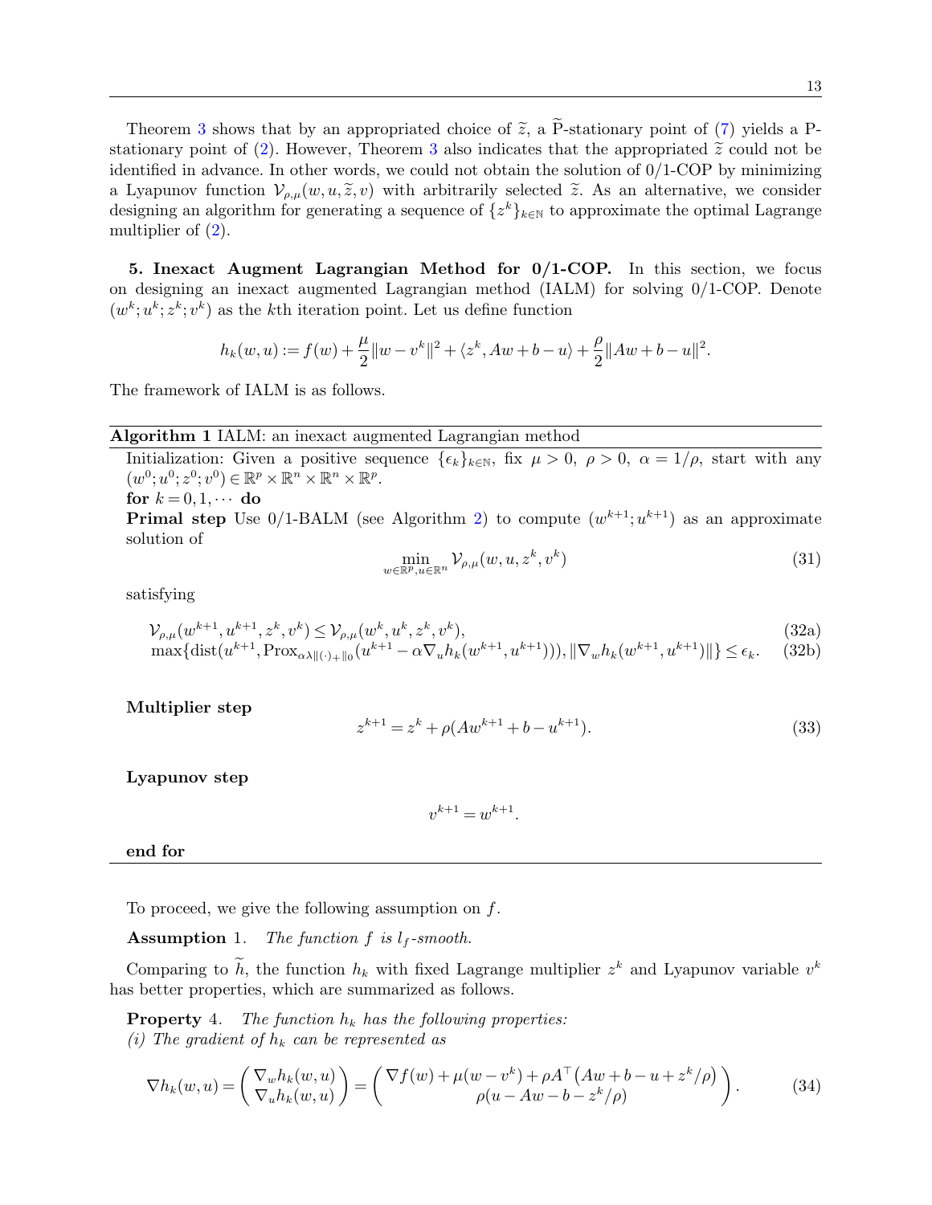Theorem 3 shows that by an appropriated choice of $\widetilde{z}$, a $\widetilde{\text{P}}$-stationary point of (7) yields a P-stationary point of (2). However, Theorem 3 also indicates that the appropriated $\widetilde{z}$ could not be identified in advance. In other words, we could not obtain the solution of 0/1-COP by minimizing a Lyapunov function $\mathcal{V}_{\rho,\mu}(w,u,\widetilde{z},v)$ with arbitrarily selected $\widetilde{z}$. As an alternative, we consider designing an algorithm for generating a sequence of $\{z^k\}_{k\in\mathbb{N}}$ to approximate the optimal Lagrange multiplier of (2).

**5. Inexact Augment Lagrangian Method for 0/1-COP.** In this section, we focus on designing an inexact augmented Lagrangian method (IALM) for solving 0/1-COP. Denote $(w^k;u^k;z^k;v^k)$ as the $k$th iteration point. Let us define function

$$h_k(w,u) := f(w) + \frac{\mu}{2}\|w-v^k\|^2 + \langle z^k, Aw+b-u\rangle + \frac{\rho}{2}\|Aw+b-u\|^2.$$

The framework of IALM is as follows.

---

**Algorithm 1** IALM: an inexact augmented Lagrangian method

---

Initialization: Given a positive sequence $\{\epsilon_k\}_{k\in\mathbb{N}}$, fix $\mu>0$, $\rho>0$, $\alpha=1/\rho$, start with any $(w^0;u^0;z^0;v^0)\in\mathbb{R}^p\times\mathbb{R}^n\times\mathbb{R}^n\times\mathbb{R}^p$.

**for** $k=0,1,\cdots$ **do**

**Primal step** Use 0/1-BALM (see Algorithm 2) to compute $(w^{k+1};u^{k+1})$ as an approximate solution of

$$\min_{w\in\mathbb{R}^p,u\in\mathbb{R}^n} \mathcal{V}_{\rho,\mu}(w,u,z^k,v^k) \tag{31}$$

satisfying

$$\mathcal{V}_{\rho,\mu}(w^{k+1},u^{k+1},z^k,v^k) \le \mathcal{V}_{\rho,\mu}(w^k,u^k,z^k,v^k), \tag{32a}$$

$$\max\{\mathrm{dist}(u^{k+1}, \mathrm{Prox}_{\alpha\lambda\|(\cdot)_+\|_0}(u^{k+1}-\alpha\nabla_u h_k(w^{k+1},u^{k+1}))), \|\nabla_w h_k(w^{k+1},u^{k+1})\|\} \le \epsilon_k. \tag{32b}$$

**Multiplier step**

$$z^{k+1} = z^k + \rho(Aw^{k+1}+b-u^{k+1}). \tag{33}$$

**Lyapunov step**

$$v^{k+1} = w^{k+1}.$$

**end for**

---

To proceed, we give the following assumption on $f$.

**Assumption** 1. *The function $f$ is $l_f$-smooth.*

Comparing to $\widetilde{h}$, the function $h_k$ with fixed Lagrange multiplier $z^k$ and Lyapunov variable $v^k$ has better properties, which are summarized as follows.

**Property** 4. *The function $h_k$ has the following properties:*
*(i) The gradient of $h_k$ can be represented as*

$$\nabla h_k(w,u) = \begin{pmatrix} \nabla_w h_k(w,u) \\ \nabla_u h_k(w,u) \end{pmatrix} = \begin{pmatrix} \nabla f(w) + \mu(w-v^k) + \rho A^\top\big(Aw+b-u+z^k/\rho\big) \\ \rho(u-Aw-b-z^k/\rho) \end{pmatrix}. \tag{34}$$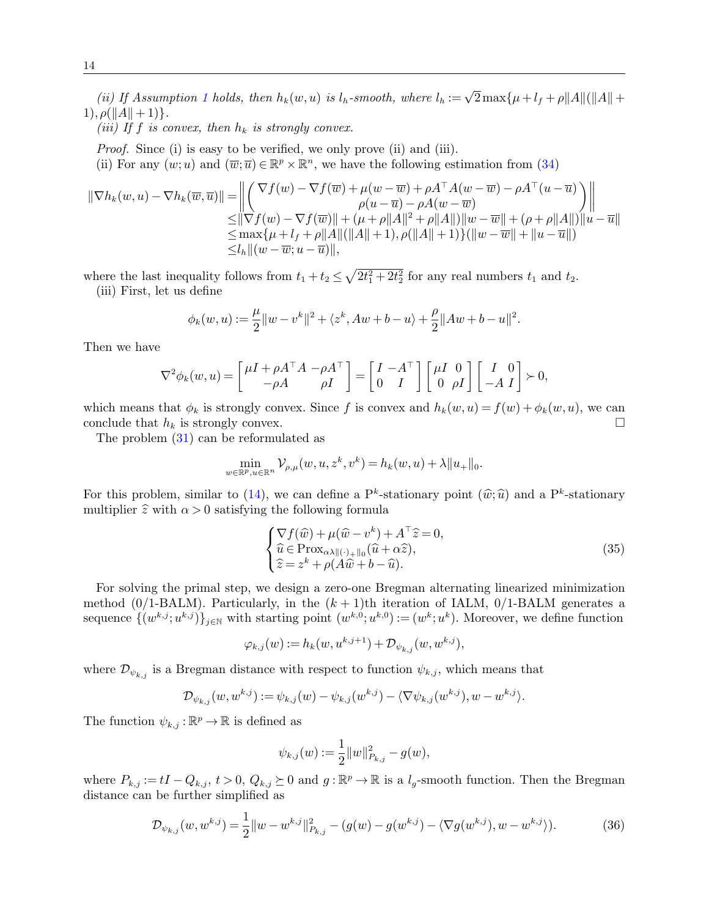*(ii) If Assumption 1 holds, then $h_k(w,u)$ is $l_h$-smooth, where $l_h := \sqrt{2}\max\{\mu + l_f + \rho\|A\|(\|A\|+1), \rho(\|A\|+1)\}$.*

*(iii) If $f$ is convex, then $h_k$ is strongly convex.*

*Proof.* Since (i) is easy to be verified, we only prove (ii) and (iii).

(ii) For any $(w;u)$ and $(\overline{w};\overline{u}) \in \mathbb{R}^p \times \mathbb{R}^n$, we have the following estimation from (34)

$$
\begin{aligned}
\|\nabla h_k(w,u) - \nabla h_k(\overline{w},\overline{u})\| =& \left\| \begin{pmatrix} \nabla f(w) - \nabla f(\overline{w}) + \mu(w-\overline{w}) + \rho A^\top A(w-\overline{w}) - \rho A^\top (u-\overline{u}) \\ \rho(u-\overline{u}) - \rho A(w-\overline{w}) \end{pmatrix} \right\| \\
\leq& \|\nabla f(w) - \nabla f(\overline{w})\| + (\mu + \rho\|A\|^2 + \rho\|A\|)\|w-\overline{w}\| + (\rho + \rho\|A\|)\|u-\overline{u}\| \\
\leq& \max\{\mu + l_f + \rho\|A\|(\|A\|+1), \rho(\|A\|+1)\}(\|w-\overline{w}\| + \|u-\overline{u}\|) \\
\leq& l_h\|(w-\overline{w}; u-\overline{u})\|,
\end{aligned}
$$

where the last inequality follows from $t_1 + t_2 \leq \sqrt{2t_1^2 + 2t_2^2}$ for any real numbers $t_1$ and $t_2$.

(iii) First, let us define

$$
\phi_k(w,u) := \frac{\mu}{2}\|w - v^k\|^2 + \langle z^k, Aw + b - u\rangle + \frac{\rho}{2}\|Aw + b - u\|^2.
$$

Then we have

$$
\nabla^2 \phi_k(w,u) = \begin{bmatrix} \mu I + \rho A^\top A & -\rho A^\top \\ -\rho A & \rho I \end{bmatrix} = \begin{bmatrix} I & -A^\top \\ 0 & I \end{bmatrix} \begin{bmatrix} \mu I & 0 \\ 0 & \rho I \end{bmatrix} \begin{bmatrix} I & 0 \\ -A & I \end{bmatrix} \succ 0,
$$

which means that $\phi_k$ is strongly convex. Since $f$ is convex and $h_k(w,u) = f(w) + \phi_k(w,u)$, we can conclude that $h_k$ is strongly convex. $\square$

The problem (31) can be reformulated as

$$
\min_{w \in \mathbb{R}^p, u \in \mathbb{R}^n} \mathcal{V}_{\rho,\mu}(w,u,z^k,v^k) = h_k(w,u) + \lambda\|u_+\|_0.
$$

For this problem, similar to (14), we can define a P$^k$-stationary point $(\widehat{w};\widehat{u})$ and a P$^k$-stationary multiplier $\widehat{z}$ with $\alpha > 0$ satisfying the following formula

$$
\begin{cases}
\nabla f(\widehat{w}) + \mu(\widehat{w} - v^k) + A^\top \widehat{z} = 0, \\
\widehat{u} \in \operatorname{Prox}_{\alpha\lambda\|(\cdot)_+\|_0}(\widehat{u} + \alpha\widehat{z}), \\
\widehat{z} = z^k + \rho(A\widehat{w} + b - \widehat{u}).
\end{cases}
\tag{35}
$$

For solving the primal step, we design a zero-one Bregman alternating linearized minimization method (0/1-BALM). Particularly, in the $(k+1)$th iteration of IALM, 0/1-BALM generates a sequence $\{(w^{k,j};u^{k,j})\}_{j\in\mathbb{N}}$ with starting point $(w^{k,0};u^{k,0}) := (w^k;u^k)$. Moreover, we define function

$$
\varphi_{k,j}(w) := h_k(w, u^{k,j+1}) + \mathcal{D}_{\psi_{k,j}}(w, w^{k,j}),
$$

where $\mathcal{D}_{\psi_{k,j}}$ is a Bregman distance with respect to function $\psi_{k,j}$, which means that

$$
\mathcal{D}_{\psi_{k,j}}(w, w^{k,j}) := \psi_{k,j}(w) - \psi_{k,j}(w^{k,j}) - \langle \nabla\psi_{k,j}(w^{k,j}), w - w^{k,j}\rangle.
$$

The function $\psi_{k,j} : \mathbb{R}^p \to \mathbb{R}$ is defined as

$$
\psi_{k,j}(w) := \frac{1}{2}\|w\|^2_{P_{k,j}} - g(w),
$$

where $P_{k,j} := tI - Q_{k,j}$, $t > 0$, $Q_{k,j} \succeq 0$ and $g : \mathbb{R}^p \to \mathbb{R}$ is a $l_g$-smooth function. Then the Bregman distance can be further simplified as

$$
\mathcal{D}_{\psi_{k,j}}(w, w^{k,j}) = \frac{1}{2}\|w - w^{k,j}\|^2_{P_{k,j}} - (g(w) - g(w^{k,j}) - \langle \nabla g(w^{k,j}), w - w^{k,j}\rangle).
\tag{36}
$$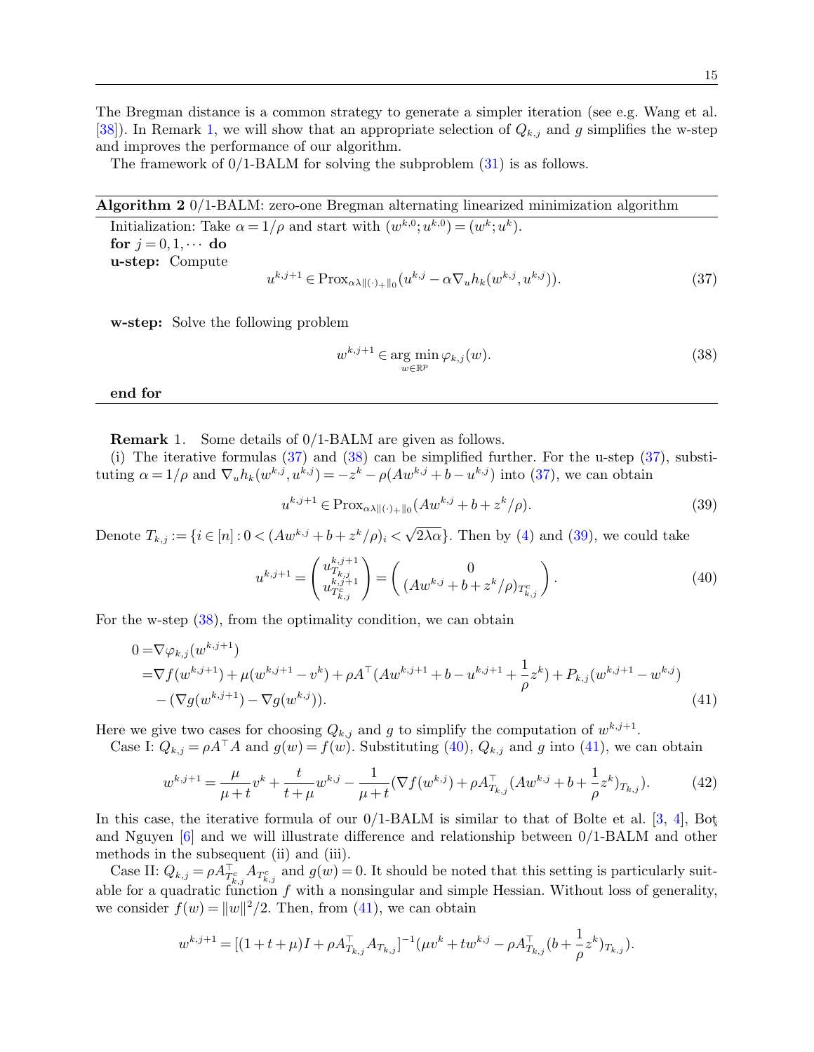The Bregman distance is a common strategy to generate a simpler iteration (see e.g. Wang et al. [38]). In Remark 1, we will show that an appropriate selection of $Q_{k,j}$ and $g$ simplifies the w-step and improves the performance of our algorithm.

The framework of 0/1-BALM for solving the subproblem (31) is as follows.

---

**Algorithm 2** 0/1-BALM: zero-one Bregman alternating linearized minimization algorithm

---

Initialization: Take $\alpha = 1/\rho$ and start with $(w^{k,0}; u^{k,0}) = (w^k; u^k)$.

**for** $j = 0, 1, \cdots$ **do**

**u-step:** Compute

$$u^{k,j+1} \in \mathrm{Prox}_{\alpha\lambda\|(\cdot)_+\|_0}(u^{k,j} - \alpha \nabla_u h_k(w^{k,j}, u^{k,j})). \tag{37}$$

**w-step:** Solve the following problem

$$w^{k,j+1} \in \arg\min_{w \in \mathbb{R}^p} \varphi_{k,j}(w). \tag{38}$$

**end for**

---

**Remark** 1. Some details of 0/1-BALM are given as follows.

(i) The iterative formulas (37) and (38) can be simplified further. For the u-step (37), substituting $\alpha = 1/\rho$ and $\nabla_u h_k(w^{k,j}, u^{k,j}) = -z^k - \rho(Aw^{k,j} + b - u^{k,j})$ into (37), we can obtain

$$u^{k,j+1} \in \mathrm{Prox}_{\alpha\lambda\|(\cdot)_+\|_0}(Aw^{k,j} + b + z^k/\rho). \tag{39}$$

Denote $T_{k,j} := \{i \in [n] : 0 < (Aw^{k,j} + b + z^k/\rho)_i < \sqrt{2\lambda\alpha}\}$. Then by (4) and (39), we could take

$$u^{k,j+1} = \begin{pmatrix} u^{k,j+1}_{T_{k,j}} \\ u^{k,j+1}_{T^c_{k,j}} \end{pmatrix} = \begin{pmatrix} 0 \\ (Aw^{k,j} + b + z^k/\rho)_{T^c_{k,j}} \end{pmatrix}. \tag{40}$$

For the w-step (38), from the optimality condition, we can obtain

$$\begin{aligned} 0 =& \nabla \varphi_{k,j}(w^{k,j+1}) \\ =& \nabla f(w^{k,j+1}) + \mu(w^{k,j+1} - v^k) + \rho A^\top (Aw^{k,j+1} + b - u^{k,j+1} + \frac{1}{\rho} z^k) + P_{k,j}(w^{k,j+1} - w^{k,j}) \\ &- (\nabla g(w^{k,j+1}) - \nabla g(w^{k,j})). \end{aligned} \tag{41}$$

Here we give two cases for choosing $Q_{k,j}$ and $g$ to simplify the computation of $w^{k,j+1}$.

Case I: $Q_{k,j} = \rho A^\top A$ and $g(w) = f(w)$. Substituting (40), $Q_{k,j}$ and $g$ into (41), we can obtain

$$w^{k,j+1} = \frac{\mu}{\mu + t} v^k + \frac{t}{t + \mu} w^{k,j} - \frac{1}{\mu + t}(\nabla f(w^{k,j}) + \rho A^\top_{T_{k,j}} (Aw^{k,j} + b + \frac{1}{\rho} z^k)_{T_{k,j}}). \tag{42}$$

In this case, the iterative formula of our 0/1-BALM is similar to that of Bolte et al. [3, 4], Boţ and Nguyen [6] and we will illustrate difference and relationship between 0/1-BALM and other methods in the subsequent (ii) and (iii).

Case II: $Q_{k,j} = \rho A^\top_{T^c_{k,j}} A_{T^c_{k,j}}$ and $g(w) = 0$. It should be noted that this setting is particularly suitable for a quadratic function $f$ with a nonsingular and simple Hessian. Without loss of generality, we consider $f(w) = \|w\|^2/2$. Then, from (41), we can obtain

$$w^{k,j+1} = [(1 + t + \mu)I + \rho A^\top_{T_{k,j}} A_{T_{k,j}}]^{-1}(\mu v^k + t w^{k,j} - \rho A^\top_{T_{k,j}}(b + \frac{1}{\rho} z^k)_{T_{k,j}}).$$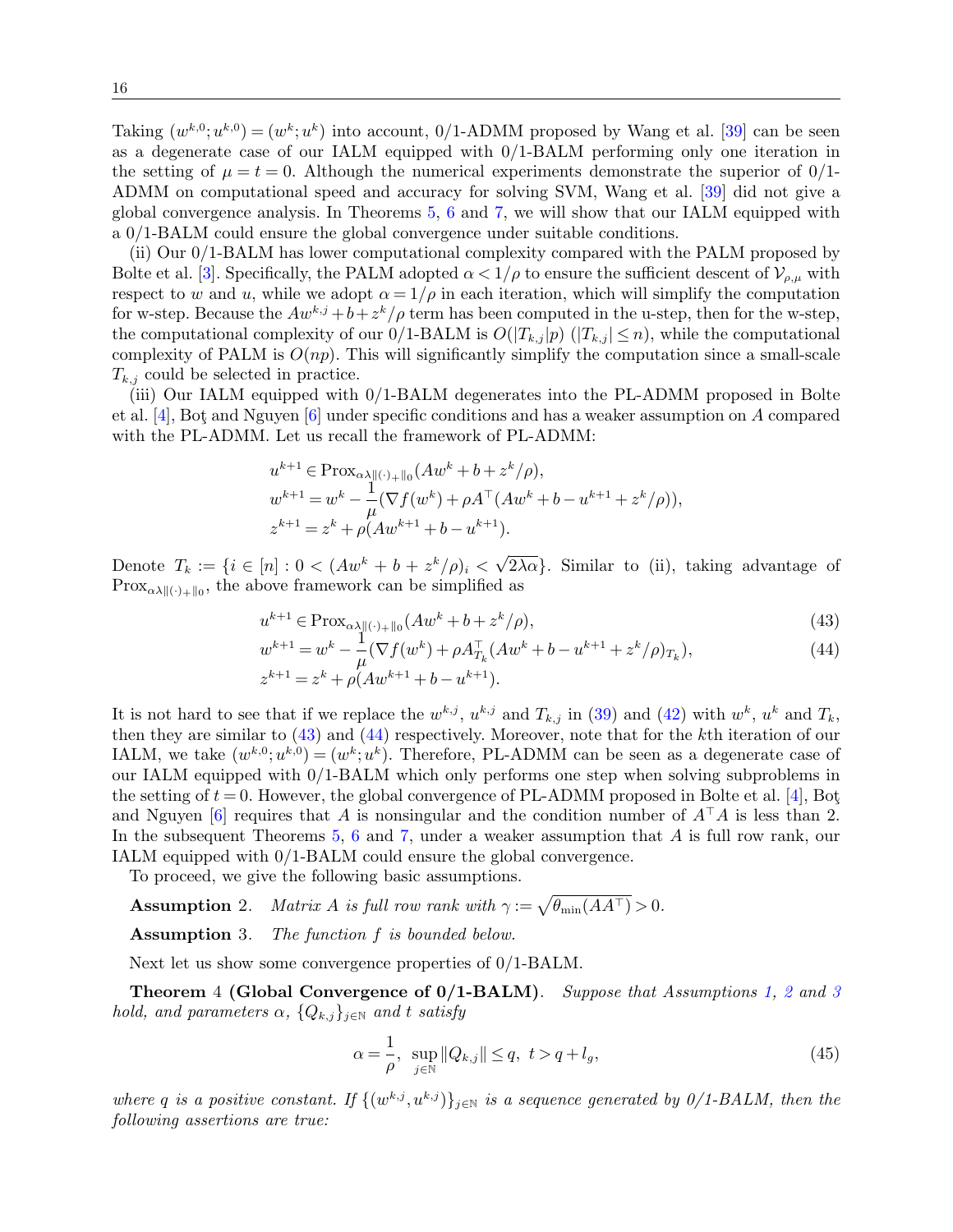Taking $(w^{k,0}; u^{k,0}) = (w^k; u^k)$ into account, 0/1-ADMM proposed by Wang et al. [39] can be seen as a degenerate case of our IALM equipped with 0/1-BALM performing only one iteration in the setting of $\mu = t = 0$. Although the numerical experiments demonstrate the superior of 0/1-ADMM on computational speed and accuracy for solving SVM, Wang et al. [39] did not give a global convergence analysis. In Theorems 5, 6 and 7, we will show that our IALM equipped with a 0/1-BALM could ensure the global convergence under suitable conditions.

(ii) Our 0/1-BALM has lower computational complexity compared with the PALM proposed by Bolte et al. [3]. Specifically, the PALM adopted $\alpha < 1/\rho$ to ensure the sufficient descent of $\mathcal{V}_{\rho,\mu}$ with respect to $w$ and $u$, while we adopt $\alpha = 1/\rho$ in each iteration, which will simplify the computation for w-step. Because the $Aw^{k,j} + b + z^k/\rho$ term has been computed in the u-step, then for the w-step, the computational complexity of our 0/1-BALM is $O(|T_{k,j}|p)$ ($|T_{k,j}| \leq n$), while the computational complexity of PALM is $O(np)$. This will significantly simplify the computation since a small-scale $T_{k,j}$ could be selected in practice.

(iii) Our IALM equipped with 0/1-BALM degenerates into the PL-ADMM proposed in Bolte et al. [4], Boţ and Nguyen [6] under specific conditions and has a weaker assumption on $A$ compared with the PL-ADMM. Let us recall the framework of PL-ADMM:

$$
\begin{aligned}
&u^{k+1} \in \operatorname{Prox}_{\alpha\lambda\|(\cdot)_+\|_0}(Aw^k + b + z^k/\rho),\\
&w^{k+1} = w^k - \frac{1}{\mu}(\nabla f(w^k) + \rho A^\top (Aw^k + b - u^{k+1} + z^k/\rho)),\\
&z^{k+1} = z^k + \rho(Aw^{k+1} + b - u^{k+1}).
\end{aligned}
$$

Denote $T_k := \{i \in [n] : 0 < (Aw^k + b + z^k/\rho)_i < \sqrt{2\lambda\alpha}\}$. Similar to (ii), taking advantage of $\operatorname{Prox}_{\alpha\lambda\|(\cdot)_+\|_0}$, the above framework can be simplified as

$$
u^{k+1} \in \operatorname{Prox}_{\alpha\lambda\|(\cdot)_+\|_0}(Aw^k + b + z^k/\rho), \tag{43}
$$

$$
w^{k+1} = w^k - \frac{1}{\mu}(\nabla f(w^k) + \rho A_{T_k}^\top (Aw^k + b - u^{k+1} + z^k/\rho)_{T_k}), \tag{44}
$$

$$
z^{k+1} = z^k + \rho(Aw^{k+1} + b - u^{k+1}).
$$

It is not hard to see that if we replace the $w^{k,j}$, $u^{k,j}$ and $T_{k,j}$ in (39) and (42) with $w^k$, $u^k$ and $T_k$, then they are similar to (43) and (44) respectively. Moreover, note that for the $k$th iteration of our IALM, we take $(w^{k,0}; u^{k,0}) = (w^k; u^k)$. Therefore, PL-ADMM can be seen as a degenerate case of our IALM equipped with 0/1-BALM which only performs one step when solving subproblems in the setting of $t = 0$. However, the global convergence of PL-ADMM proposed in Bolte et al. [4], Boţ and Nguyen [6] requires that $A$ is nonsingular and the condition number of $A^\top A$ is less than 2. In the subsequent Theorems 5, 6 and 7, under a weaker assumption that $A$ is full row rank, our IALM equipped with 0/1-BALM could ensure the global convergence.

To proceed, we give the following basic assumptions.

**Assumption** 2. *Matrix $A$ is full row rank with $\gamma := \sqrt{\theta_{\min}(AA^\top)} > 0$.*

**Assumption** 3. *The function $f$ is bounded below.*

Next let us show some convergence properties of 0/1-BALM.

**Theorem** 4 **(Global Convergence of 0/1-BALM)**. *Suppose that Assumptions 1, 2 and 3 hold, and parameters $\alpha$, $\{Q_{k,j}\}_{j\in\mathbb{N}}$ and $t$ satisfy*

$$
\alpha = \frac{1}{\rho}, \ \sup_{j\in\mathbb{N}} \|Q_{k,j}\| \leq q, \ t > q + l_g, \tag{45}
$$

*where $q$ is a positive constant. If $\{(w^{k,j}, u^{k,j})\}_{j\in\mathbb{N}}$ is a sequence generated by 0/1-BALM, then the following assertions are true:*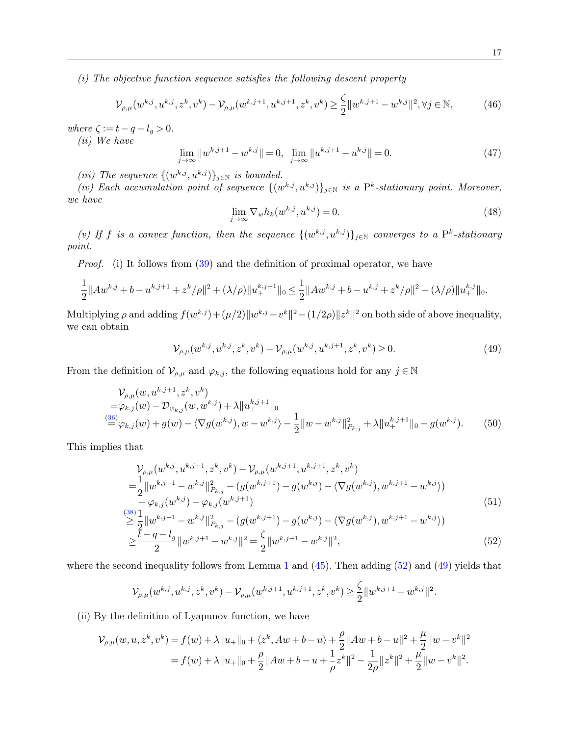*(i) The objective function sequence satisfies the following descent property*

$$\mathcal{V}_{\rho,\mu}(w^{k,j},u^{k,j},z^k,v^k)-\mathcal{V}_{\rho,\mu}(w^{k,j+1},u^{k,j+1},z^k,v^k)\geq \frac{\zeta}{2}\|w^{k,j+1}-w^{k,j}\|^2, \forall j\in\mathbb{N}, \tag{46}$$

*where* $\zeta := t-q-l_g>0$.

*(ii) We have*

$$\lim_{j\to\infty}\|w^{k,j+1}-w^{k,j}\|=0,\ \ \lim_{j\to\infty}\|u^{k,j+1}-u^{k,j}\|=0. \tag{47}$$

*(iii) The sequence* $\{(w^{k,j},u^{k,j})\}_{j\in\mathbb{N}}$ *is bounded.*

*(iv) Each accumulation point of sequence* $\{(w^{k,j},u^{k,j})\}_{j\in\mathbb{N}}$ *is a* $\mathrm{P}^k$*-stationary point. Moreover, we have*

$$\lim_{j\to\infty}\nabla_w h_k(w^{k,j},u^{k,j})=0. \tag{48}$$

*(v) If* $f$ *is a convex function, then the sequence* $\{(w^{k,j},u^{k,j})\}_{j\in\mathbb{N}}$ *converges to a* $\mathrm{P}^k$*-stationary point.*

*Proof.* (i) It follows from (39) and the definition of proximal operator, we have

$$\frac{1}{2}\|Aw^{k,j}+b-u^{k,j+1}+z^k/\rho\|^2+(\lambda/\rho)\|u_+^{k,j+1}\|_0\leq\frac{1}{2}\|Aw^{k,j}+b-u^{k,j}+z^k/\rho\|^2+(\lambda/\rho)\|u_+^{k,j}\|_0.$$

Multiplying $\rho$ and adding $f(w^{k,j})+(\mu/2)\|w^{k,j}-v^k\|^2-(1/2\rho)\|z^k\|^2$ on both side of above inequality, we can obtain

$$\mathcal{V}_{\rho,\mu}(w^{k,j},u^{k,j},z^k,v^k)-\mathcal{V}_{\rho,\mu}(w^{k,j},u^{k,j+1},z^k,v^k)\geq 0. \tag{49}$$

From the definition of $\mathcal{V}_{\rho,\mu}$ and $\varphi_{k,j}$, the following equations hold for any $j\in\mathbb{N}$

$$\begin{aligned}
&\mathcal{V}_{\rho,\mu}(w,u^{k,j+1},z^k,v^k)\\
=&\varphi_{k,j}(w)-\mathcal{D}_{\psi_{k,j}}(w,w^{k,j})+\lambda\|u_+^{k,j+1}\|_0\\
\overset{(36)}{=}&\varphi_{k,j}(w)+g(w)-\langle\nabla g(w^{k,j}),w-w^{k,j}\rangle-\frac{1}{2}\|w-w^{k,j}\|^2_{P_{k,j}}+\lambda\|u_+^{k,j+1}\|_0-g(w^{k,j}).
\end{aligned} \tag{50}$$

This implies that

$$\begin{aligned}
&\mathcal{V}_{\rho,\mu}(w^{k,j},u^{k,j+1},z^k,v^k)-\mathcal{V}_{\rho,\mu}(w^{k,j+1},u^{k,j+1},z^k,v^k)\\
=&\frac{1}{2}\|w^{k,j+1}-w^{k,j}\|^2_{P_{k,j}}-(g(w^{k,j+1})-g(w^{k,j})-\langle\nabla g(w^{k,j}),w^{k,j+1}-w^{k,j}\rangle)\\
&+\varphi_{k,j}(w^{k,j})-\varphi_{k,j}(w^{k,j+1}) \qquad (51)\\
\overset{(38)}{\geq}&\frac{1}{2}\|w^{k,j+1}-w^{k,j}\|^2_{P_{k,j}}-(g(w^{k,j+1})-g(w^{k,j})-\langle\nabla g(w^{k,j}),w^{k,j+1}-w^{k,j}\rangle)\\
\geq&\frac{t-q-l_g}{2}\|w^{k,j+1}-w^{k,j}\|^2=\frac{\zeta}{2}\|w^{k,j+1}-w^{k,j}\|^2, \qquad (52)
\end{aligned}$$

where the second inequality follows from Lemma 1 and (45). Then adding (52) and (49) yields that

$$\mathcal{V}_{\rho,\mu}(w^{k,j},u^{k,j},z^k,v^k)-\mathcal{V}_{\rho,\mu}(w^{k,j+1},u^{k,j+1},z^k,v^k)\geq\frac{\zeta}{2}\|w^{k,j+1}-w^{k,j}\|^2.$$

(ii) By the definition of Lyapunov function, we have

$$\begin{aligned}
\mathcal{V}_{\rho,\mu}(w,u,z^k,v^k)&=f(w)+\lambda\|u_+\|_0+\langle z^k,Aw+b-u\rangle+\frac{\rho}{2}\|Aw+b-u\|^2+\frac{\mu}{2}\|w-v^k\|^2\\
&=f(w)+\lambda\|u_+\|_0+\frac{\rho}{2}\|Aw+b-u+\frac{1}{\rho}z^k\|^2-\frac{1}{2\rho}\|z^k\|^2+\frac{\mu}{2}\|w-v^k\|^2.
\end{aligned}$$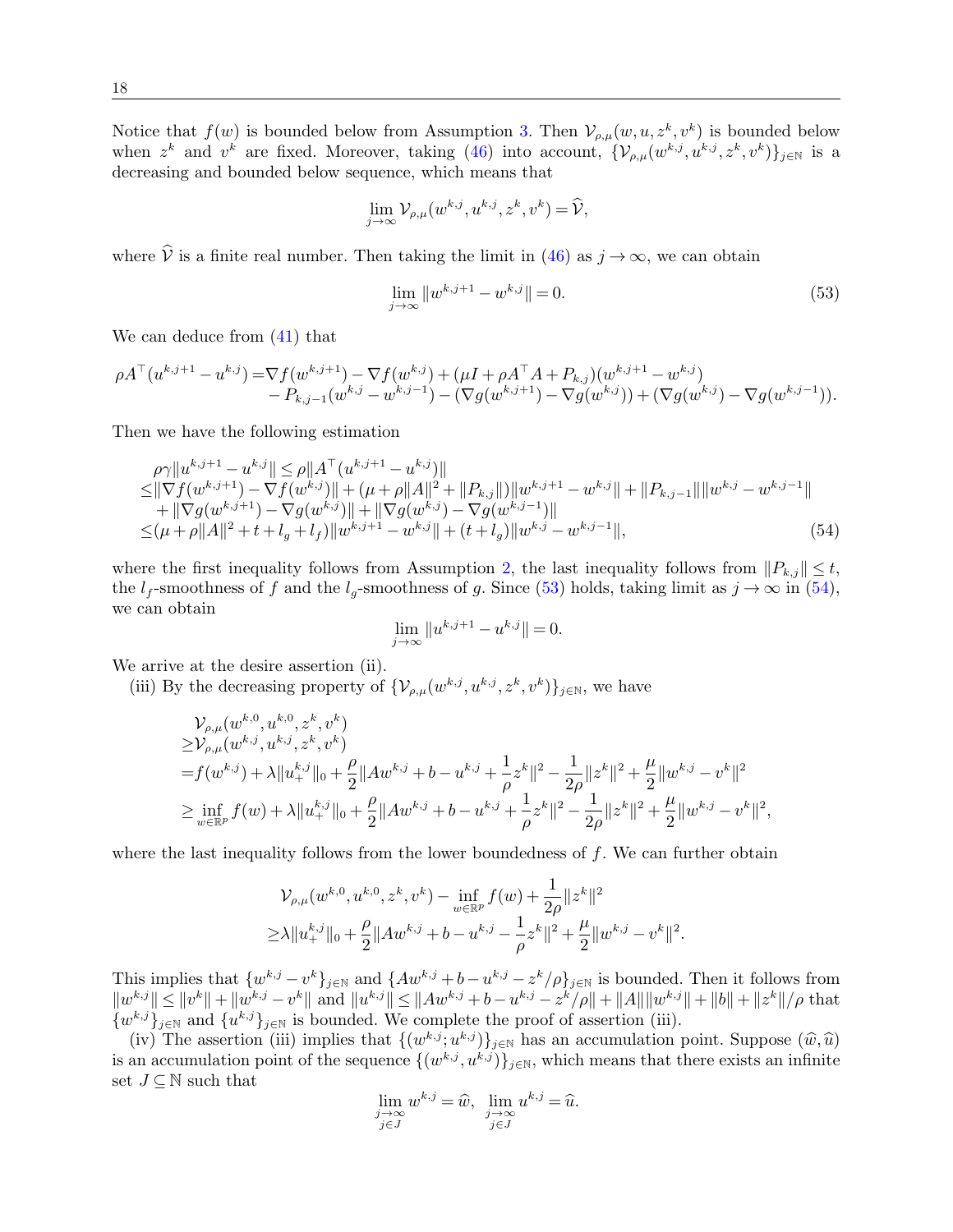Notice that $f(w)$ is bounded below from Assumption 3. Then $\mathcal{V}_{\rho,\mu}(w,u,z^k,v^k)$ is bounded below when $z^k$ and $v^k$ are fixed. Moreover, taking (46) into account, $\{\mathcal{V}_{\rho,\mu}(w^{k,j},u^{k,j},z^k,v^k)\}_{j\in\mathbb{N}}$ is a decreasing and bounded below sequence, which means that

$$\lim_{j\to\infty}\mathcal{V}_{\rho,\mu}(w^{k,j},u^{k,j},z^k,v^k)=\widehat{\mathcal{V}},$$

where $\widehat{\mathcal{V}}$ is a finite real number. Then taking the limit in (46) as $j\to\infty$, we can obtain

$$\lim_{j\to\infty}\|w^{k,j+1}-w^{k,j}\|=0. \tag{53}$$

We can deduce from (41) that

$$\begin{aligned}\rho A^\top(u^{k,j+1}-u^{k,j})=&\nabla f(w^{k,j+1})-\nabla f(w^{k,j})+(\mu I+\rho A^\top A+P_{k,j})(w^{k,j+1}-w^{k,j})\\&-P_{k,j-1}(w^{k,j}-w^{k,j-1})-(\nabla g(w^{k,j+1})-\nabla g(w^{k,j}))+(\nabla g(w^{k,j})-\nabla g(w^{k,j-1})).\end{aligned}$$

Then we have the following estimation

$$\begin{aligned}&\rho\gamma\|u^{k,j+1}-u^{k,j}\|\le\rho\|A^\top(u^{k,j+1}-u^{k,j})\|\\&\le\|\nabla f(w^{k,j+1})-\nabla f(w^{k,j})\|+(\mu+\rho\|A\|^2+\|P_{k,j}\|)\|w^{k,j+1}-w^{k,j}\|+\|P_{k,j-1}\|\|w^{k,j}-w^{k,j-1}\|\\&\quad+\|\nabla g(w^{k,j+1})-\nabla g(w^{k,j})\|+\|\nabla g(w^{k,j})-\nabla g(w^{k,j-1})\|\\&\le(\mu+\rho\|A\|^2+t+l_g+l_f)\|w^{k,j+1}-w^{k,j}\|+(t+l_g)\|w^{k,j}-w^{k,j-1}\|,\end{aligned}\tag{54}$$

where the first inequality follows from Assumption 2, the last inequality follows from $\|P_{k,j}\|\le t$, the $l_f$-smoothness of $f$ and the $l_g$-smoothness of $g$. Since (53) holds, taking limit as $j\to\infty$ in (54), we can obtain

$$\lim_{j\to\infty}\|u^{k,j+1}-u^{k,j}\|=0.$$

We arrive at the desire assertion (ii).

(iii) By the decreasing property of $\{\mathcal{V}_{\rho,\mu}(w^{k,j},u^{k,j},z^k,v^k)\}_{j\in\mathbb{N}}$, we have

$$\begin{aligned}&\mathcal{V}_{\rho,\mu}(w^{k,0},u^{k,0},z^k,v^k)\\&\ge\mathcal{V}_{\rho,\mu}(w^{k,j},u^{k,j},z^k,v^k)\\&=f(w^{k,j})+\lambda\|u_+^{k,j}\|_0+\frac{\rho}{2}\|Aw^{k,j}+b-u^{k,j}+\frac{1}{\rho}z^k\|^2-\frac{1}{2\rho}\|z^k\|^2+\frac{\mu}{2}\|w^{k,j}-v^k\|^2\\&\ge\inf_{w\in\mathbb{R}^p}f(w)+\lambda\|u_+^{k,j}\|_0+\frac{\rho}{2}\|Aw^{k,j}+b-u^{k,j}+\frac{1}{\rho}z^k\|^2-\frac{1}{2\rho}\|z^k\|^2+\frac{\mu}{2}\|w^{k,j}-v^k\|^2,\end{aligned}$$

where the last inequality follows from the lower boundedness of $f$. We can further obtain

$$\begin{aligned}&\mathcal{V}_{\rho,\mu}(w^{k,0},u^{k,0},z^k,v^k)-\inf_{w\in\mathbb{R}^p}f(w)+\frac{1}{2\rho}\|z^k\|^2\\&\ge\lambda\|u_+^{k,j}\|_0+\frac{\rho}{2}\|Aw^{k,j}+b-u^{k,j}-\frac{1}{\rho}z^k\|^2+\frac{\mu}{2}\|w^{k,j}-v^k\|^2.\end{aligned}$$

This implies that $\{w^{k,j}-v^k\}_{j\in\mathbb{N}}$ and $\{Aw^{k,j}+b-u^{k,j}-z^k/\rho\}_{j\in\mathbb{N}}$ is bounded. Then it follows from $\|w^{k,j}\|\le\|v^k\|+\|w^{k,j}-v^k\|$ and $\|u^{k,j}\|\le\|Aw^{k,j}+b-u^{k,j}-z^k/\rho\|+\|A\|\|w^{k,j}\|+\|b\|+\|z^k\|/\rho$ that $\{w^{k,j}\}_{j\in\mathbb{N}}$ and $\{u^{k,j}\}_{j\in\mathbb{N}}$ is bounded. We complete the proof of assertion (iii).

(iv) The assertion (iii) implies that $\{(w^{k,j};u^{k,j})\}_{j\in\mathbb{N}}$ has an accumulation point. Suppose $(\widehat{w},\widehat{u})$ is an accumulation point of the sequence $\{(w^{k,j},u^{k,j})\}_{j\in\mathbb{N}}$, which means that there exists an infinite set $J\subseteq\mathbb{N}$ such that

$$\lim_{\substack{j\to\infty\\ j\in J}}w^{k,j}=\widehat{w},\ \ \lim_{\substack{j\to\infty\\ j\in J}}u^{k,j}=\widehat{u}.$$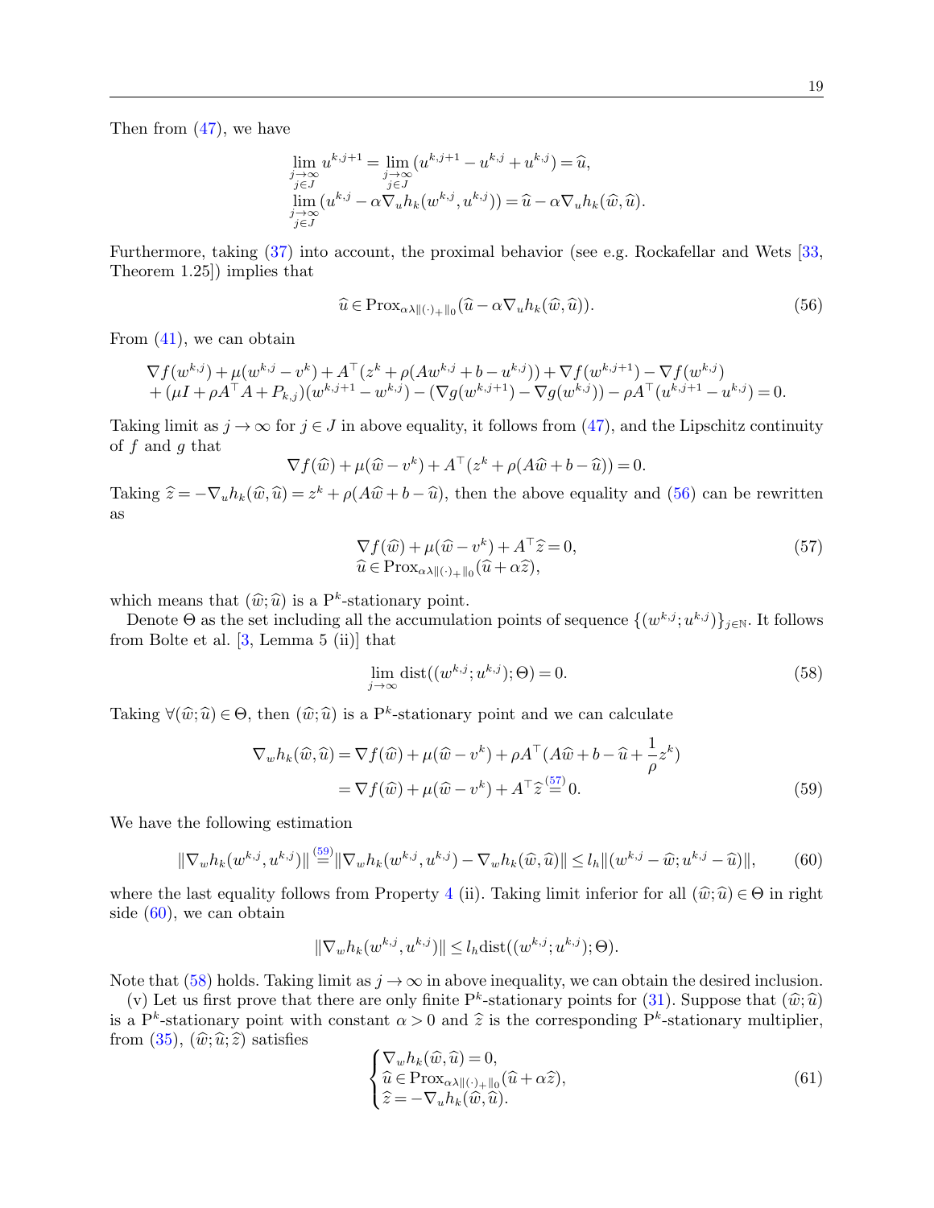Then from (47), we have

$$\lim_{\substack{j\to\infty\\ j\in J}} u^{k,j+1} = \lim_{\substack{j\to\infty\\ j\in J}} (u^{k,j+1} - u^{k,j} + u^{k,j}) = \widehat{u},$$
$$\lim_{\substack{j\to\infty\\ j\in J}} (u^{k,j} - \alpha \nabla_u h_k(w^{k,j}, u^{k,j})) = \widehat{u} - \alpha \nabla_u h_k(\widehat{w}, \widehat{u}).$$

Furthermore, taking (37) into account, the proximal behavior (see e.g. Rockafellar and Wets [33, Theorem 1.25]) implies that

$$\widehat{u} \in \mathrm{Prox}_{\alpha\lambda\|(\cdot)_+\|_0}(\widehat{u} - \alpha \nabla_u h_k(\widehat{w}, \widehat{u})). \tag{56}$$

From (41), we can obtain

$$\nabla f(w^{k,j}) + \mu(w^{k,j} - v^k) + A^\top (z^k + \rho(Aw^{k,j} + b - u^{k,j})) + \nabla f(w^{k,j+1}) - \nabla f(w^{k,j})$$
$$+ (\mu I + \rho A^\top A + P_{k,j})(w^{k,j+1} - w^{k,j}) - (\nabla g(w^{k,j+1}) - \nabla g(w^{k,j})) - \rho A^\top (u^{k,j+1} - u^{k,j}) = 0.$$

Taking limit as $j \to \infty$ for $j \in J$ in above equality, it follows from (47), and the Lipschitz continuity of $f$ and $g$ that

$$\nabla f(\widehat{w}) + \mu(\widehat{w} - v^k) + A^\top (z^k + \rho(A\widehat{w} + b - \widehat{u})) = 0.$$

Taking $\widehat{z} = -\nabla_u h_k(\widehat{w}, \widehat{u}) = z^k + \rho(A\widehat{w} + b - \widehat{u})$, then the above equality and (56) can be rewritten as

$$\begin{aligned} &\nabla f(\widehat{w}) + \mu(\widehat{w} - v^k) + A^\top \widehat{z} = 0, \\ &\widehat{u} \in \mathrm{Prox}_{\alpha\lambda\|(\cdot)_+\|_0}(\widehat{u} + \alpha \widehat{z}), \end{aligned} \tag{57}$$

which means that $(\widehat{w}; \widehat{u})$ is a P$^k$-stationary point.

Denote $\Theta$ as the set including all the accumulation points of sequence $\{(w^{k,j}; u^{k,j})\}_{j\in\mathbb{N}}$. It follows from Bolte et al. [3, Lemma 5 (ii)] that

$$\lim_{j\to\infty} \mathrm{dist}((w^{k,j}; u^{k,j}); \Theta) = 0. \tag{58}$$

Taking $\forall (\widehat{w}; \widehat{u}) \in \Theta$, then $(\widehat{w}; \widehat{u})$ is a P$^k$-stationary point and we can calculate

$$\begin{aligned} \nabla_w h_k(\widehat{w}, \widehat{u}) &= \nabla f(\widehat{w}) + \mu(\widehat{w} - v^k) + \rho A^\top (A\widehat{w} + b - \widehat{u} + \frac{1}{\rho} z^k) \\ &= \nabla f(\widehat{w}) + \mu(\widehat{w} - v^k) + A^\top \widehat{z} \overset{(57)}{=} 0. \end{aligned} \tag{59}$$

We have the following estimation

$$\|\nabla_w h_k(w^{k,j}, u^{k,j})\| \overset{(59)}{=} \|\nabla_w h_k(w^{k,j}, u^{k,j}) - \nabla_w h_k(\widehat{w}, \widehat{u})\| \le l_h \|(w^{k,j} - \widehat{w}; u^{k,j} - \widehat{u})\|, \tag{60}$$

where the last equality follows from Property 4 (ii). Taking limit inferior for all $(\widehat{w}; \widehat{u}) \in \Theta$ in right side (60), we can obtain

$$\|\nabla_w h_k(w^{k,j}, u^{k,j})\| \le l_h \mathrm{dist}((w^{k,j}; u^{k,j}); \Theta).$$

Note that (58) holds. Taking limit as $j \to \infty$ in above inequality, we can obtain the desired inclusion.

(v) Let us first prove that there are only finite P$^k$-stationary points for (31). Suppose that $(\widehat{w}; \widehat{u})$ is a P$^k$-stationary point with constant $\alpha > 0$ and $\widehat{z}$ is the corresponding P$^k$-stationary multiplier, from (35), $(\widehat{w}; \widehat{u}; \widehat{z})$ satisfies

$$\begin{cases} \nabla_w h_k(\widehat{w}, \widehat{u}) = 0, \\ \widehat{u} \in \mathrm{Prox}_{\alpha\lambda\|(\cdot)_+\|_0}(\widehat{u} + \alpha \widehat{z}), \\ \widehat{z} = -\nabla_u h_k(\widehat{w}, \widehat{u}). \end{cases} \tag{61}$$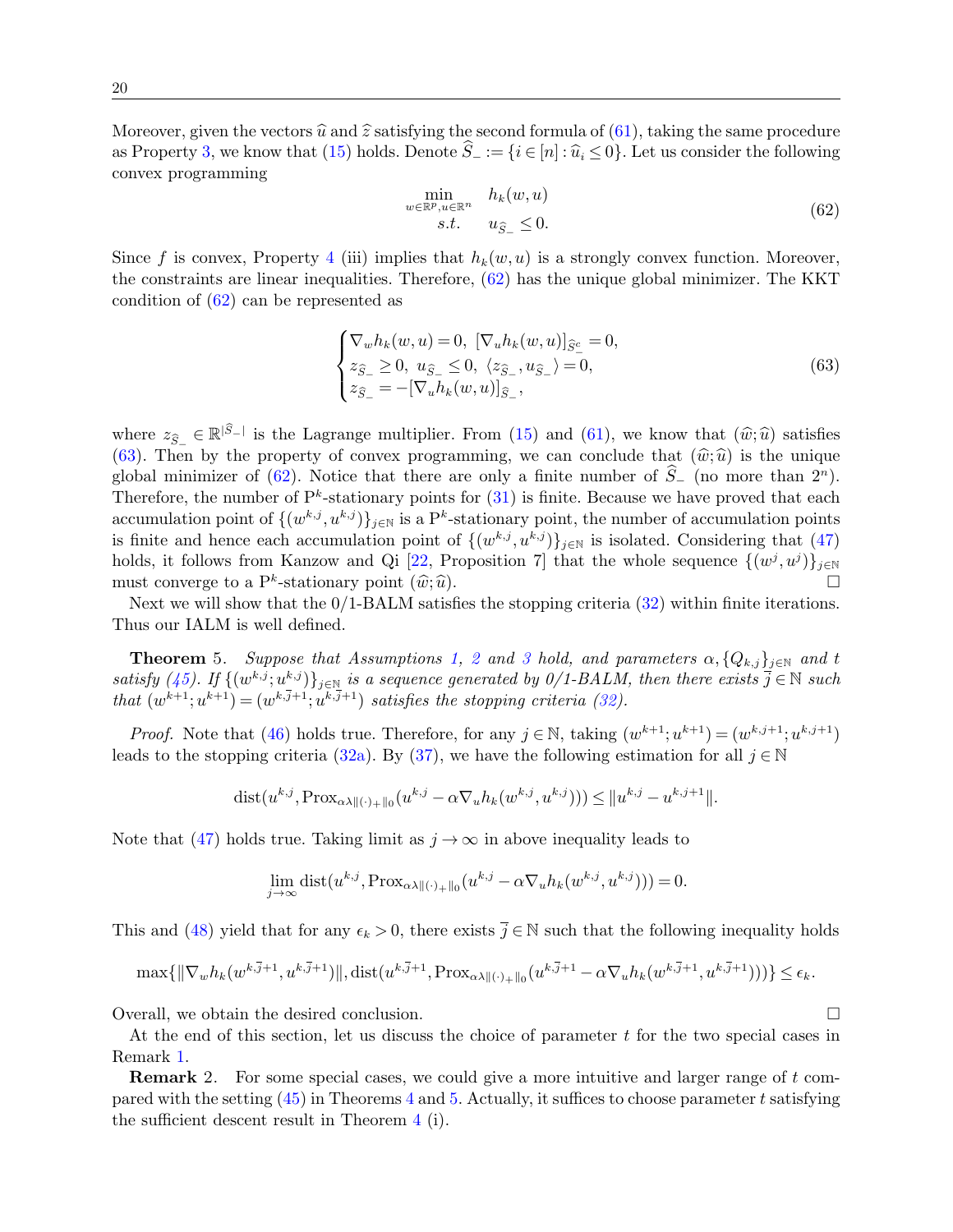Moreover, given the vectors $\widehat{u}$ and $\widehat{z}$ satisfying the second formula of (61), taking the same procedure as Property 3, we know that (15) holds. Denote $\widehat{S}_- := \{i \in [n] : \widehat{u}_i \leq 0\}$. Let us consider the following convex programming

$$
\begin{aligned}
\min_{w\in\mathbb{R}^p, u\in\mathbb{R}^n} \quad & h_k(w,u) \\
s.t. \quad & u_{\widehat{S}_-} \leq 0.
\end{aligned} \tag{62}
$$

Since $f$ is convex, Property 4 (iii) implies that $h_k(w,u)$ is a strongly convex function. Moreover, the constraints are linear inequalities. Therefore, (62) has the unique global minimizer. The KKT condition of (62) can be represented as

$$
\begin{cases}
\nabla_w h_k(w,u) = 0, \ [\nabla_u h_k(w,u)]_{\widehat{S}_-^c} = 0, \\
z_{\widehat{S}_-} \geq 0, \ u_{\widehat{S}_-} \leq 0, \ \langle z_{\widehat{S}_-}, u_{\widehat{S}_-} \rangle = 0, \\
z_{\widehat{S}_-} = -[\nabla_u h_k(w,u)]_{\widehat{S}_-},
\end{cases} \tag{63}
$$

where $z_{\widehat{S}_-} \in \mathbb{R}^{|\widehat{S}_-|}$ is the Lagrange multiplier. From (15) and (61), we know that $(\widehat{w};\widehat{u})$ satisfies (63). Then by the property of convex programming, we can conclude that $(\widehat{w};\widehat{u})$ is the unique global minimizer of (62). Notice that there are only a finite number of $\widehat{S}_-$ (no more than $2^n$). Therefore, the number of $\mathrm{P}^k$-stationary points for (31) is finite. Because we have proved that each accumulation point of $\{(w^{k,j}, u^{k,j})\}_{j\in\mathbb{N}}$ is a $\mathrm{P}^k$-stationary point, the number of accumulation points is finite and hence each accumulation point of $\{(w^{k,j}, u^{k,j})\}_{j\in\mathbb{N}}$ is isolated. Considering that (47) holds, it follows from Kanzow and Qi [22, Proposition 7] that the whole sequence $\{(w^j, u^j)\}_{j\in\mathbb{N}}$ must converge to a $\mathrm{P}^k$-stationary point $(\widehat{w};\widehat{u})$. □

Next we will show that the 0/1-BALM satisfies the stopping criteria (32) within finite iterations. Thus our IALM is well defined.

**Theorem 5.** *Suppose that Assumptions 1, 2 and 3 hold, and parameters $\alpha, \{Q_{k,j}\}_{j\in\mathbb{N}}$ and $t$ satisfy (45). If $\{(w^{k,j}; u^{k,j})\}_{j\in\mathbb{N}}$ is a sequence generated by 0/1-BALM, then there exists $\overline{j} \in \mathbb{N}$ such that $(w^{k+1}; u^{k+1}) = (w^{k,\overline{j}+1}; u^{k,\overline{j}+1})$ satisfies the stopping criteria (32).*

*Proof.* Note that (46) holds true. Therefore, for any $j \in \mathbb{N}$, taking $(w^{k+1}; u^{k+1}) = (w^{k,j+1}; u^{k,j+1})$ leads to the stopping criteria (32a). By (37), we have the following estimation for all $j \in \mathbb{N}$

$$
\mathrm{dist}(u^{k,j}, \mathrm{Prox}_{\alpha\lambda\|(\cdot)_+\|_0}(u^{k,j} - \alpha\nabla_u h_k(w^{k,j}, u^{k,j}))) \leq \|u^{k,j} - u^{k,j+1}\|.
$$

Note that (47) holds true. Taking limit as $j \to \infty$ in above inequality leads to

$$
\lim_{j\to\infty} \mathrm{dist}(u^{k,j}, \mathrm{Prox}_{\alpha\lambda\|(\cdot)_+\|_0}(u^{k,j} - \alpha\nabla_u h_k(w^{k,j}, u^{k,j}))) = 0.
$$

This and (48) yield that for any $\epsilon_k > 0$, there exists $\overline{j} \in \mathbb{N}$ such that the following inequality holds

$$
\max\{\|\nabla_w h_k(w^{k,\overline{j}+1}, u^{k,\overline{j}+1})\|, \mathrm{dist}(u^{k,\overline{j}+1}, \mathrm{Prox}_{\alpha\lambda\|(\cdot)_+\|_0}(u^{k,\overline{j}+1} - \alpha\nabla_u h_k(w^{k,\overline{j}+1}, u^{k,\overline{j}+1})))\} \leq \epsilon_k.
$$

Overall, we obtain the desired conclusion. □

At the end of this section, let us discuss the choice of parameter $t$ for the two special cases in Remark 1.

**Remark 2.** For some special cases, we could give a more intuitive and larger range of $t$ compared with the setting (45) in Theorems 4 and 5. Actually, it suffices to choose parameter $t$ satisfying the sufficient descent result in Theorem 4 (i).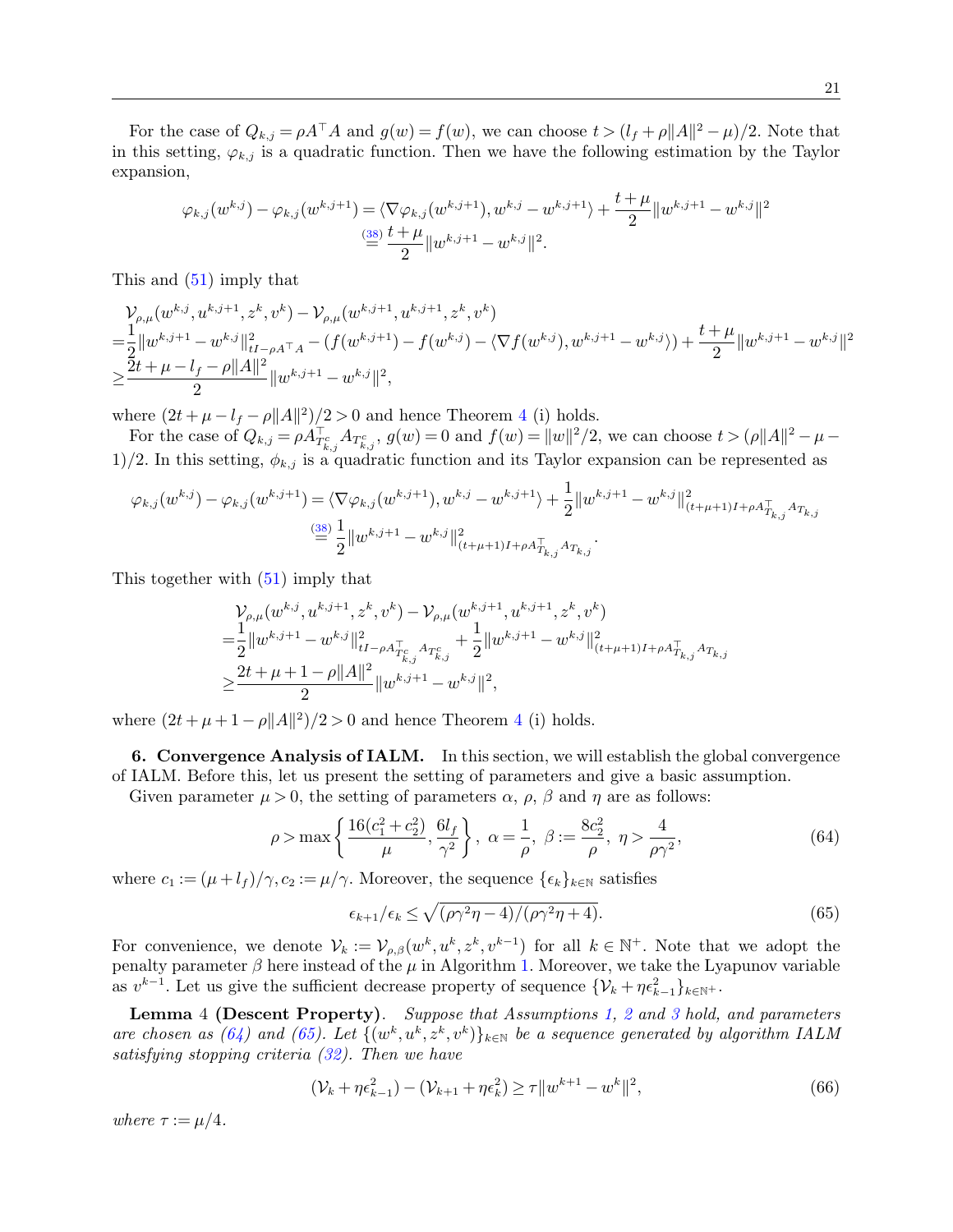For the case of $Q_{k,j} = \rho A^\top A$ and $g(w) = f(w)$, we can choose $t > (l_f + \rho\|A\|^2 - \mu)/2$. Note that in this setting, $\varphi_{k,j}$ is a quadratic function. Then we have the following estimation by the Taylor expansion,

$$
\begin{aligned}
\varphi_{k,j}(w^{k,j}) - \varphi_{k,j}(w^{k,j+1}) &= \langle \nabla \varphi_{k,j}(w^{k,j+1}), w^{k,j} - w^{k,j+1} \rangle + \frac{t+\mu}{2}\|w^{k,j+1} - w^{k,j}\|^2 \\
&\overset{(38)}{=} \frac{t+\mu}{2}\|w^{k,j+1} - w^{k,j}\|^2.
\end{aligned}
$$

This and (51) imply that

$$
\begin{aligned}
&\mathcal{V}_{\rho,\mu}(w^{k,j}, u^{k,j+1}, z^k, v^k) - \mathcal{V}_{\rho,\mu}(w^{k,j+1}, u^{k,j+1}, z^k, v^k) \\
=&\frac{1}{2}\|w^{k,j+1} - w^{k,j}\|^2_{tI - \rho A^\top A} - (f(w^{k,j+1}) - f(w^{k,j}) - \langle \nabla f(w^{k,j}), w^{k,j+1} - w^{k,j} \rangle) + \frac{t+\mu}{2}\|w^{k,j+1} - w^{k,j}\|^2 \\
\geq&\frac{2t + \mu - l_f - \rho\|A\|^2}{2}\|w^{k,j+1} - w^{k,j}\|^2,
\end{aligned}
$$

where $(2t + \mu - l_f - \rho\|A\|^2)/2 > 0$ and hence Theorem 4 (i) holds.

For the case of $Q_{k,j} = \rho A^\top_{T^c_{k,j}} A_{T^c_{k,j}}$, $g(w) = 0$ and $f(w) = \|w\|^2/2$, we can choose $t > (\rho\|A\|^2 - \mu - 1)/2$. In this setting, $\phi_{k,j}$ is a quadratic function and its Taylor expansion can be represented as

$$
\begin{aligned}
\varphi_{k,j}(w^{k,j}) - \varphi_{k,j}(w^{k,j+1}) &= \langle \nabla \varphi_{k,j}(w^{k,j+1}), w^{k,j} - w^{k,j+1} \rangle + \frac{1}{2}\|w^{k,j+1} - w^{k,j}\|^2_{(t+\mu+1)I + \rho A^\top_{T_{k,j}} A_{T_{k,j}}} \\
&\overset{(38)}{=} \frac{1}{2}\|w^{k,j+1} - w^{k,j}\|^2_{(t+\mu+1)I + \rho A^\top_{T_{k,j}} A_{T_{k,j}}}.
\end{aligned}
$$

This together with (51) imply that

$$
\begin{aligned}
&\mathcal{V}_{\rho,\mu}(w^{k,j}, u^{k,j+1}, z^k, v^k) - \mathcal{V}_{\rho,\mu}(w^{k,j+1}, u^{k,j+1}, z^k, v^k) \\
=&\frac{1}{2}\|w^{k,j+1} - w^{k,j}\|^2_{tI - \rho A^\top_{T^c_{k,j}} A_{T^c_{k,j}}} + \frac{1}{2}\|w^{k,j+1} - w^{k,j}\|^2_{(t+\mu+1)I + \rho A^\top_{T_{k,j}} A_{T_{k,j}}} \\
\geq&\frac{2t + \mu + 1 - \rho\|A\|^2}{2}\|w^{k,j+1} - w^{k,j}\|^2,
\end{aligned}
$$

where $(2t + \mu + 1 - \rho\|A\|^2)/2 > 0$ and hence Theorem 4 (i) holds.

**6. Convergence Analysis of IALM.** In this section, we will establish the global convergence of IALM. Before this, let us present the setting of parameters and give a basic assumption.

Given parameter $\mu > 0$, the setting of parameters $\alpha$, $\rho$, $\beta$ and $\eta$ are as follows:

$$
\rho > \max\left\{\frac{16(c_1^2 + c_2^2)}{\mu}, \frac{6l_f}{\gamma^2}\right\}, \ \alpha = \frac{1}{\rho}, \ \beta := \frac{8c_2^2}{\rho}, \ \eta > \frac{4}{\rho\gamma^2}, \tag{64}
$$

where $c_1 := (\mu + l_f)/\gamma, c_2 := \mu/\gamma$. Moreover, the sequence $\{\epsilon_k\}_{k\in\mathbb{N}}$ satisfies

$$
\epsilon_{k+1}/\epsilon_k \leq \sqrt{(\rho\gamma^2\eta - 4)/(\rho\gamma^2\eta + 4)}. \tag{65}
$$

For convenience, we denote $\mathcal{V}_k := \mathcal{V}_{\rho,\beta}(w^k, u^k, z^k, v^{k-1})$ for all $k \in \mathbb{N}^+$. Note that we adopt the penalty parameter $\beta$ here instead of the $\mu$ in Algorithm 1. Moreover, we take the Lyapunov variable as $v^{k-1}$. Let us give the sufficient decrease property of sequence $\{\mathcal{V}_k + \eta\epsilon^2_{k-1}\}_{k\in\mathbb{N}^+}$.

**Lemma 4 (Descent Property).** *Suppose that Assumptions 1, 2 and 3 hold, and parameters are chosen as (64) and (65). Let $\{(w^k, u^k, z^k, v^k)\}_{k\in\mathbb{N}}$ be a sequence generated by algorithm IALM satisfying stopping criteria (32). Then we have*

$$
(\mathcal{V}_k + \eta\epsilon^2_{k-1}) - (\mathcal{V}_{k+1} + \eta\epsilon^2_k) \geq \tau\|w^{k+1} - w^k\|^2, \tag{66}
$$

*where $\tau := \mu/4$.*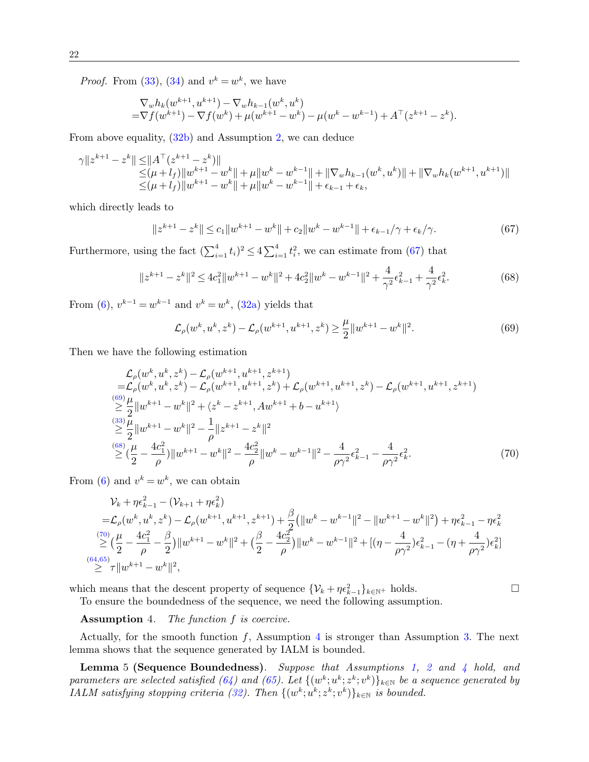*Proof.* From (33), (34) and $v^k = w^k$, we have

$$
\begin{aligned}
&\nabla_w h_k(w^{k+1}, u^{k+1}) - \nabla_w h_{k-1}(w^k, u^k) \\
=&\nabla f(w^{k+1}) - \nabla f(w^k) + \mu(w^{k+1} - w^k) - \mu(w^k - w^{k-1}) + A^\top(z^{k+1} - z^k).
\end{aligned}
$$

From above equality, (32b) and Assumption 2, we can deduce

$$
\begin{aligned}
\gamma\|z^{k+1} - z^k\| \le& \|A^\top(z^{k+1} - z^k)\| \\
\le& (\mu + l_f)\|w^{k+1} - w^k\| + \mu\|w^k - w^{k-1}\| + \|\nabla_w h_{k-1}(w^k, u^k)\| + \|\nabla_w h_k(w^{k+1}, u^{k+1})\| \\
\le& (\mu + l_f)\|w^{k+1} - w^k\| + \mu\|w^k - w^{k-1}\| + \epsilon_{k-1} + \epsilon_k,
\end{aligned}
$$

which directly leads to

$$
\|z^{k+1} - z^k\| \le c_1\|w^{k+1} - w^k\| + c_2\|w^k - w^{k-1}\| + \epsilon_{k-1}/\gamma + \epsilon_k/\gamma. \tag{67}
$$

Furthermore, using the fact $(\sum_{i=1}^4 t_i)^2 \le 4\sum_{i=1}^4 t_i^2$, we can estimate from (67) that

$$
\|z^{k+1} - z^k\|^2 \le 4c_1^2\|w^{k+1} - w^k\|^2 + 4c_2^2\|w^k - w^{k-1}\|^2 + \frac{4}{\gamma^2}\epsilon_{k-1}^2 + \frac{4}{\gamma^2}\epsilon_k^2. \tag{68}
$$

From (6), $v^{k-1} = w^{k-1}$ and $v^k = w^k$, (32a) yields that

$$
\mathcal{L}_\rho(w^k, u^k, z^k) - \mathcal{L}_\rho(w^{k+1}, u^{k+1}, z^k) \ge \frac{\mu}{2}\|w^{k+1} - w^k\|^2. \tag{69}
$$

Then we have the following estimation

$$
\begin{aligned}
&\mathcal{L}_\rho(w^k, u^k, z^k) - \mathcal{L}_\rho(w^{k+1}, u^{k+1}, z^{k+1}) \\
=&\mathcal{L}_\rho(w^k, u^k, z^k) - \mathcal{L}_\rho(w^{k+1}, u^{k+1}, z^k) + \mathcal{L}_\rho(w^{k+1}, u^{k+1}, z^k) - \mathcal{L}_\rho(w^{k+1}, u^{k+1}, z^{k+1}) \\
\overset{(69)}{\ge}& \frac{\mu}{2}\|w^{k+1} - w^k\|^2 + \langle z^k - z^{k+1}, Aw^{k+1} + b - u^{k+1}\rangle \\
\overset{(33)}{\ge}& \frac{\mu}{2}\|w^{k+1} - w^k\|^2 - \frac{1}{\rho}\|z^{k+1} - z^k\|^2 \\
\overset{(68)}{\ge}& \left(\frac{\mu}{2} - \frac{4c_1^2}{\rho}\right)\|w^{k+1} - w^k\|^2 - \frac{4c_2^2}{\rho}\|w^k - w^{k-1}\|^2 - \frac{4}{\rho\gamma^2}\epsilon_{k-1}^2 - \frac{4}{\rho\gamma^2}\epsilon_k^2.
\end{aligned} \tag{70}
$$

From (6) and $v^k = w^k$, we can obtain

$$
\begin{aligned}
&\mathcal{V}_k + \eta\epsilon_{k-1}^2 - (\mathcal{V}_{k+1} + \eta\epsilon_k^2) \\
=&\mathcal{L}_\rho(w^k, u^k, z^k) - \mathcal{L}_\rho(w^{k+1}, u^{k+1}, z^{k+1}) + \frac{\beta}{2}\left(\|w^k - w^{k-1}\|^2 - \|w^{k+1} - w^k\|^2\right) + \eta\epsilon_{k-1}^2 - \eta\epsilon_k^2 \\
\overset{(70)}{\ge}& \left(\frac{\mu}{2} - \frac{4c_1^2}{\rho} - \frac{\beta}{2}\right)\|w^{k+1} - w^k\|^2 + \left(\frac{\beta}{2} - \frac{4c_2^2}{\rho}\right)\|w^k - w^{k-1}\|^2 + \left[(\eta - \frac{4}{\rho\gamma^2})\epsilon_{k-1}^2 - (\eta + \frac{4}{\rho\gamma^2})\epsilon_k^2\right] \\
\overset{(64,65)}{\ge}& \tau\|w^{k+1} - w^k\|^2,
\end{aligned}
$$

which means that the descent property of sequence $\{\mathcal{V}_k + \eta\epsilon_{k-1}^2\}_{k\in\mathbb{N}^+}$ holds. $\square$

To ensure the boundedness of the sequence, we need the following assumption.

**Assumption** 4. *The function $f$ is coercive.*

Actually, for the smooth function $f$, Assumption 4 is stronger than Assumption 3. The next lemma shows that the sequence generated by IALM is bounded.

**Lemma** 5 **(Sequence Boundedness)**. *Suppose that Assumptions 1, 2 and 4 hold, and parameters are selected satisfied (64) and (65). Let $\{(w^k; u^k; z^k; v^k)\}_{k\in\mathbb{N}}$ be a sequence generated by IALM satisfying stopping criteria (32). Then $\{(w^k; u^k; z^k; v^k)\}_{k\in\mathbb{N}}$ is bounded.*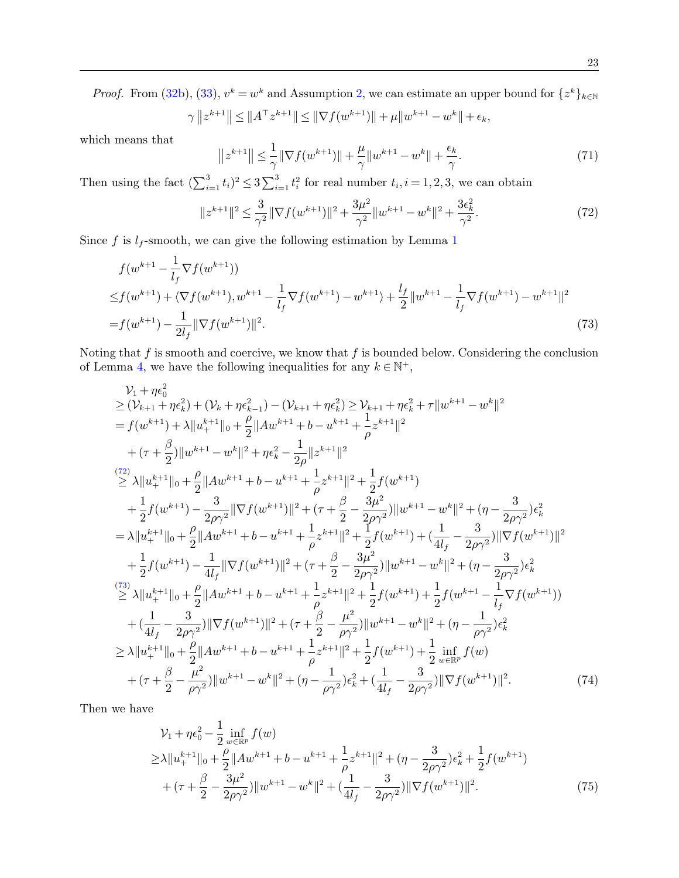*Proof.* From (32b), (33), $v^k = w^k$ and Assumption 2, we can estimate an upper bound for $\{z^k\}_{k\in\mathbb{N}}$

$$
\gamma \left\| z^{k+1} \right\| \le \|A^\top z^{k+1}\| \le \|\nabla f(w^{k+1})\| + \mu\|w^{k+1} - w^k\| + \epsilon_k,
$$

which means that

$$
\left\| z^{k+1} \right\| \le \frac{1}{\gamma}\|\nabla f(w^{k+1})\| + \frac{\mu}{\gamma}\|w^{k+1} - w^k\| + \frac{\epsilon_k}{\gamma}. \tag{71}
$$

Then using the fact $(\sum_{i=1}^{3} t_i)^2 \le 3\sum_{i=1}^{3} t_i^2$ for real number $t_i, i = 1, 2, 3$, we can obtain

$$
\|z^{k+1}\|^2 \le \frac{3}{\gamma^2}\|\nabla f(w^{k+1})\|^2 + \frac{3\mu^2}{\gamma^2}\|w^{k+1} - w^k\|^2 + \frac{3\epsilon_k^2}{\gamma^2}. \tag{72}
$$

Since $f$ is $l_f$-smooth, we can give the following estimation by Lemma 1

$$
\begin{aligned}
& f(w^{k+1} - \frac{1}{l_f}\nabla f(w^{k+1})) \\
\le & f(w^{k+1}) + \langle \nabla f(w^{k+1}), w^{k+1} - \frac{1}{l_f}\nabla f(w^{k+1}) - w^{k+1}\rangle + \frac{l_f}{2}\|w^{k+1} - \frac{1}{l_f}\nabla f(w^{k+1}) - w^{k+1}\|^2 \\
= & f(w^{k+1}) - \frac{1}{2l_f}\|\nabla f(w^{k+1})\|^2.
\end{aligned} \tag{73}
$$

Noting that $f$ is smooth and coercive, we know that $f$ is bounded below. Considering the conclusion of Lemma 4, we have the following inequalities for any $k \in \mathbb{N}^+$,

$$
\begin{aligned}
& \mathcal{V}_1 + \eta\epsilon_0^2 \\
\ge & (\mathcal{V}_{k+1} + \eta\epsilon_k^2) + (\mathcal{V}_k + \eta\epsilon_{k-1}^2) - (\mathcal{V}_{k+1} + \eta\epsilon_k^2) \ge \mathcal{V}_{k+1} + \eta\epsilon_k^2 + \tau\|w^{k+1} - w^k\|^2 \\
= & f(w^{k+1}) + \lambda\|u_+^{k+1}\|_0 + \frac{\rho}{2}\|Aw^{k+1} + b - u^{k+1} + \frac{1}{\rho}z^{k+1}\|^2 \\
& + (\tau + \frac{\beta}{2})\|w^{k+1} - w^k\|^2 + \eta\epsilon_k^2 - \frac{1}{2\rho}\|z^{k+1}\|^2 \\
\overset{(72)}{\ge} & \lambda\|u_+^{k+1}\|_0 + \frac{\rho}{2}\|Aw^{k+1} + b - u^{k+1} + \frac{1}{\rho}z^{k+1}\|^2 + \frac{1}{2}f(w^{k+1}) \\
& + \frac{1}{2}f(w^{k+1}) - \frac{3}{2\rho\gamma^2}\|\nabla f(w^{k+1})\|^2 + (\tau + \frac{\beta}{2} - \frac{3\mu^2}{2\rho\gamma^2})\|w^{k+1} - w^k\|^2 + (\eta - \frac{3}{2\rho\gamma^2})\epsilon_k^2 \\
= & \lambda\|u_+^{k+1}\|_0 + \frac{\rho}{2}\|Aw^{k+1} + b - u^{k+1} + \frac{1}{\rho}z^{k+1}\|^2 + \frac{1}{2}f(w^{k+1}) + (\frac{1}{4l_f} - \frac{3}{2\rho\gamma^2})\|\nabla f(w^{k+1})\|^2 \\
& + \frac{1}{2}f(w^{k+1}) - \frac{1}{4l_f}\|\nabla f(w^{k+1})\|^2 + (\tau + \frac{\beta}{2} - \frac{3\mu^2}{2\rho\gamma^2})\|w^{k+1} - w^k\|^2 + (\eta - \frac{3}{2\rho\gamma^2})\epsilon_k^2 \\
\overset{(73)}{\ge} & \lambda\|u_+^{k+1}\|_0 + \frac{\rho}{2}\|Aw^{k+1} + b - u^{k+1} + \frac{1}{\rho}z^{k+1}\|^2 + \frac{1}{2}f(w^{k+1}) + \frac{1}{2}f(w^{k+1} - \frac{1}{l_f}\nabla f(w^{k+1})) \\
& + (\frac{1}{4l_f} - \frac{3}{2\rho\gamma^2})\|\nabla f(w^{k+1})\|^2 + (\tau + \frac{\beta}{2} - \frac{\mu^2}{\rho\gamma^2})\|w^{k+1} - w^k\|^2 + (\eta - \frac{1}{\rho\gamma^2})\epsilon_k^2 \\
\ge & \lambda\|u_+^{k+1}\|_0 + \frac{\rho}{2}\|Aw^{k+1} + b - u^{k+1} + \frac{1}{\rho}z^{k+1}\|^2 + \frac{1}{2}f(w^{k+1}) + \frac{1}{2}\inf_{w\in\mathbb{R}^p} f(w) \\
& + (\tau + \frac{\beta}{2} - \frac{\mu^2}{\rho\gamma^2})\|w^{k+1} - w^k\|^2 + (\eta - \frac{1}{\rho\gamma^2})\epsilon_k^2 + (\frac{1}{4l_f} - \frac{3}{2\rho\gamma^2})\|\nabla f(w^{k+1})\|^2.
\end{aligned} \tag{74}
$$

Then we have

$$
\begin{aligned}
& \mathcal{V}_1 + \eta\epsilon_0^2 - \frac{1}{2}\inf_{w\in\mathbb{R}^p} f(w) \\
\ge & \lambda\|u_+^{k+1}\|_0 + \frac{\rho}{2}\|Aw^{k+1} + b - u^{k+1} + \frac{1}{\rho}z^{k+1}\|^2 + (\eta - \frac{3}{2\rho\gamma^2})\epsilon_k^2 + \frac{1}{2}f(w^{k+1}) \\
& + (\tau + \frac{\beta}{2} - \frac{3\mu^2}{2\rho\gamma^2})\|w^{k+1} - w^k\|^2 + (\frac{1}{4l_f} - \frac{3}{2\rho\gamma^2})\|\nabla f(w^{k+1})\|^2.
\end{aligned} \tag{75}
$$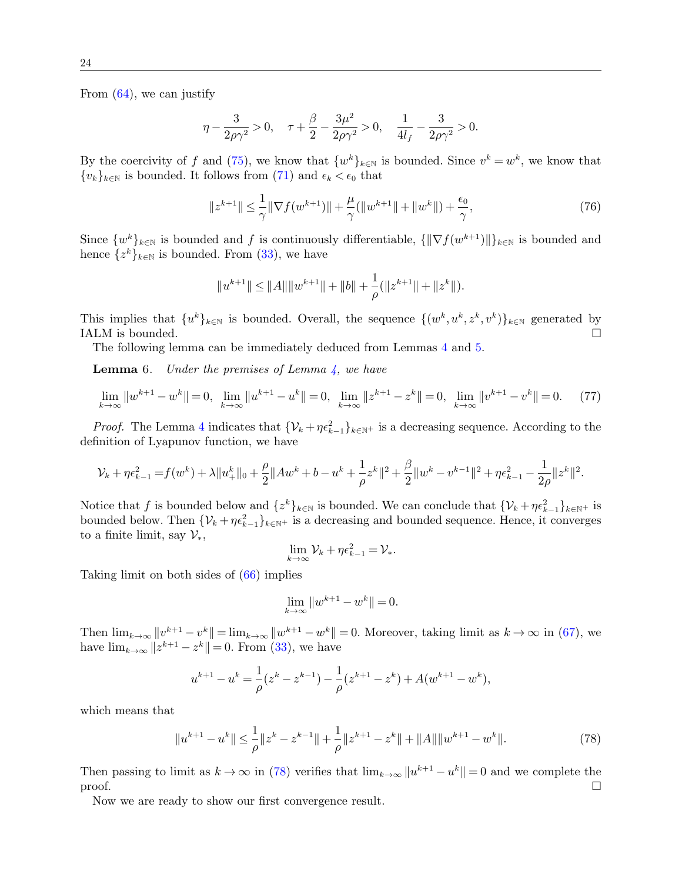From (64), we can justify

$$\eta - \frac{3}{2\rho\gamma^2} > 0, \quad \tau + \frac{\beta}{2} - \frac{3\mu^2}{2\rho\gamma^2} > 0, \quad \frac{1}{4l_f} - \frac{3}{2\rho\gamma^2} > 0.$$

By the coercivity of $f$ and (75), we know that $\{w^k\}_{k\in\mathbb{N}}$ is bounded. Since $v^k = w^k$, we know that $\{v_k\}_{k\in\mathbb{N}}$ is bounded. It follows from (71) and $\epsilon_k < \epsilon_0$ that

$$\|z^{k+1}\| \leq \frac{1}{\gamma}\|\nabla f(w^{k+1})\| + \frac{\mu}{\gamma}(\|w^{k+1}\| + \|w^k\|) + \frac{\epsilon_0}{\gamma}, \tag{76}$$

Since $\{w^k\}_{k\in\mathbb{N}}$ is bounded and $f$ is continuously differentiable, $\{\|\nabla f(w^{k+1})\|\}_{k\in\mathbb{N}}$ is bounded and hence $\{z^k\}_{k\in\mathbb{N}}$ is bounded. From (33), we have

$$\|u^{k+1}\| \leq \|A\|\|w^{k+1}\| + \|b\| + \frac{1}{\rho}(\|z^{k+1}\| + \|z^k\|).$$

This implies that $\{u^k\}_{k\in\mathbb{N}}$ is bounded. Overall, the sequence $\{(w^k, u^k, z^k, v^k)\}_{k\in\mathbb{N}}$ generated by IALM is bounded. □

The following lemma can be immediately deduced from Lemmas 4 and 5.

**Lemma 6.** *Under the premises of Lemma 4, we have*

$$\lim_{k\to\infty}\|w^{k+1} - w^k\| = 0, \ \lim_{k\to\infty}\|u^{k+1} - u^k\| = 0, \ \lim_{k\to\infty}\|z^{k+1} - z^k\| = 0, \ \lim_{k\to\infty}\|v^{k+1} - v^k\| = 0. \tag{77}$$

*Proof.* The Lemma 4 indicates that $\{\mathcal{V}_k + \eta\epsilon_{k-1}^2\}_{k\in\mathbb{N}^+}$ is a decreasing sequence. According to the definition of Lyapunov function, we have

$$\mathcal{V}_k + \eta\epsilon_{k-1}^2 = f(w^k) + \lambda\|u_+^k\|_0 + \frac{\rho}{2}\|Aw^k + b - u^k + \frac{1}{\rho}z^k\|^2 + \frac{\beta}{2}\|w^k - v^{k-1}\|^2 + \eta\epsilon_{k-1}^2 - \frac{1}{2\rho}\|z^k\|^2.$$

Notice that $f$ is bounded below and $\{z^k\}_{k\in\mathbb{N}}$ is bounded. We can conclude that $\{\mathcal{V}_k + \eta\epsilon_{k-1}^2\}_{k\in\mathbb{N}^+}$ is bounded below. Then $\{\mathcal{V}_k + \eta\epsilon_{k-1}^2\}_{k\in\mathbb{N}^+}$ is a decreasing and bounded sequence. Hence, it converges to a finite limit, say $\mathcal{V}_*$,

$$\lim_{k\to\infty}\mathcal{V}_k + \eta\epsilon_{k-1}^2 = \mathcal{V}_*.$$

Taking limit on both sides of (66) implies

$$\lim_{k\to\infty}\|w^{k+1} - w^k\| = 0.$$

Then $\lim_{k\to\infty}\|v^{k+1} - v^k\| = \lim_{k\to\infty}\|w^{k+1} - w^k\| = 0$. Moreover, taking limit as $k \to \infty$ in (67), we have $\lim_{k\to\infty}\|z^{k+1} - z^k\| = 0$. From (33), we have

$$u^{k+1} - u^k = \frac{1}{\rho}(z^k - z^{k-1}) - \frac{1}{\rho}(z^{k+1} - z^k) + A(w^{k+1} - w^k),$$

which means that

$$\|u^{k+1} - u^k\| \leq \frac{1}{\rho}\|z^k - z^{k-1}\| + \frac{1}{\rho}\|z^{k+1} - z^k\| + \|A\|\|w^{k+1} - w^k\|. \tag{78}$$

Then passing to limit as $k \to \infty$ in (78) verifies that $\lim_{k\to\infty}\|u^{k+1} - u^k\| = 0$ and we complete the proof. □

Now we are ready to show our first convergence result.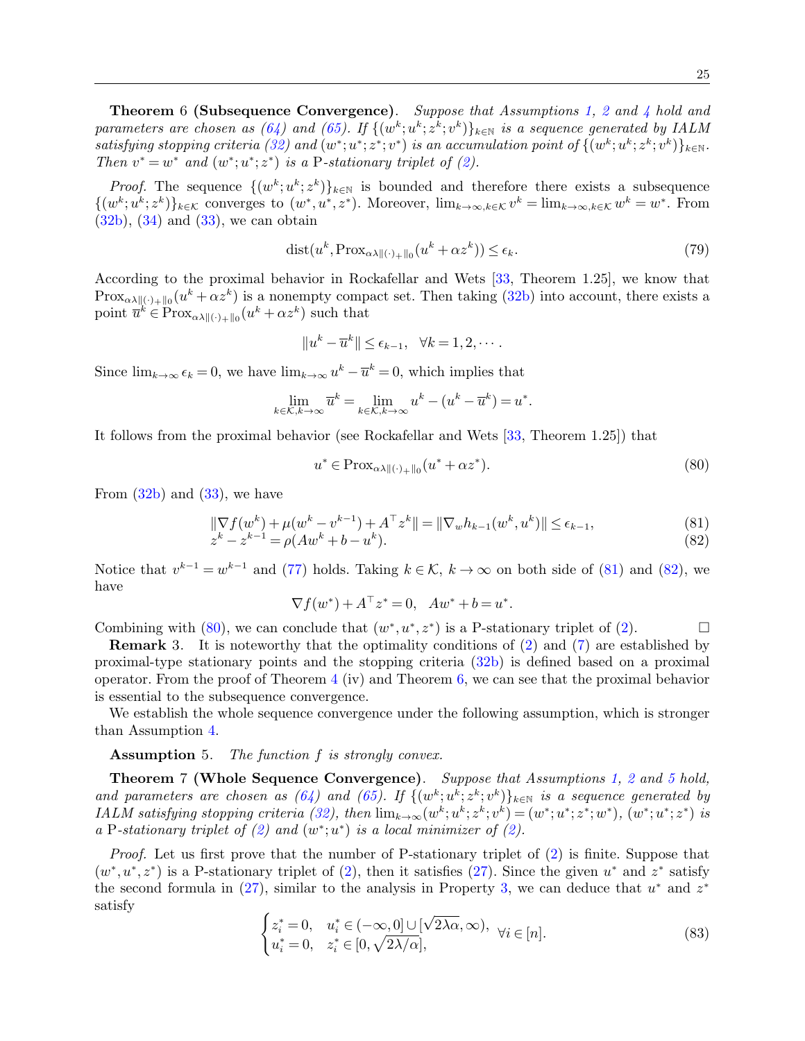**Theorem 6 (Subsequence Convergence).** *Suppose that Assumptions 1, 2 and 4 hold and parameters are chosen as (64) and (65). If $\{(w^k;u^k;z^k;v^k)\}_{k\in\mathbb{N}}$ is a sequence generated by IALM satisfying stopping criteria (32) and $(w^*;u^*;z^*;v^*)$ is an accumulation point of $\{(w^k;u^k;z^k;v^k)\}_{k\in\mathbb{N}}$. Then $v^*=w^*$ and $(w^*;u^*;z^*)$ is a* P*-stationary triplet of (2).*

*Proof.* The sequence $\{(w^k;u^k;z^k)\}_{k\in\mathbb{N}}$ is bounded and therefore there exists a subsequence $\{(w^k;u^k;z^k)\}_{k\in\mathcal{K}}$ converges to $(w^*,u^*,z^*)$. Moreover, $\lim_{k\to\infty,k\in\mathcal{K}} v^k = \lim_{k\to\infty,k\in\mathcal{K}} w^k = w^*$. From (32b), (34) and (33), we can obtain

$$
\operatorname{dist}(u^k, \operatorname{Prox}_{\alpha\lambda\|(\cdot)_+\|_0}(u^k+\alpha z^k)) \le \epsilon_k. \tag{79}
$$

According to the proximal behavior in Rockafellar and Wets [33, Theorem 1.25], we know that $\operatorname{Prox}_{\alpha\lambda\|(\cdot)_+\|_0}(u^k+\alpha z^k)$ is a nonempty compact set. Then taking (32b) into account, there exists a point $\overline{u}^k \in \operatorname{Prox}_{\alpha\lambda\|(\cdot)_+\|_0}(u^k+\alpha z^k)$ such that

$$
\|u^k - \overline{u}^k\| \le \epsilon_{k-1}, \quad \forall k = 1,2,\cdots.
$$

Since $\lim_{k\to\infty}\epsilon_k = 0$, we have $\lim_{k\to\infty} u^k - \overline{u}^k = 0$, which implies that

$$
\lim_{k\in\mathcal{K},k\to\infty} \overline{u}^k = \lim_{k\in\mathcal{K},k\to\infty} u^k - (u^k - \overline{u}^k) = u^*.
$$

It follows from the proximal behavior (see Rockafellar and Wets [33, Theorem 1.25]) that

$$
u^* \in \operatorname{Prox}_{\alpha\lambda\|(\cdot)_+\|_0}(u^*+\alpha z^*). \tag{80}
$$

From (32b) and (33), we have

$$
\|\nabla f(w^k) + \mu(w^k - v^{k-1}) + A^\top z^k\| = \|\nabla_w h_{k-1}(w^k,u^k)\| \le \epsilon_{k-1}, \tag{81}
$$

$$
z^k - z^{k-1} = \rho(Aw^k + b - u^k). \tag{82}
$$

Notice that $v^{k-1} = w^{k-1}$ and (77) holds. Taking $k\in\mathcal{K}$, $k\to\infty$ on both side of (81) and (82), we have

$$
\nabla f(w^*) + A^\top z^* = 0, \quad Aw^* + b = u^*.
$$

Combining with (80), we can conclude that $(w^*,u^*,z^*)$ is a P-stationary triplet of (2). $\square$

**Remark 3.** It is noteworthy that the optimality conditions of (2) and (7) are established by proximal-type stationary points and the stopping criteria (32b) is defined based on a proximal operator. From the proof of Theorem 4 (iv) and Theorem 6, we can see that the proximal behavior is essential to the subsequence convergence.

We establish the whole sequence convergence under the following assumption, which is stronger than Assumption 4.

**Assumption 5.** *The function $f$ is strongly convex.*

**Theorem 7 (Whole Sequence Convergence).** *Suppose that Assumptions 1, 2 and 5 hold, and parameters are chosen as (64) and (65). If $\{(w^k;u^k;z^k;v^k)\}_{k\in\mathbb{N}}$ is a sequence generated by IALM satisfying stopping criteria (32), then $\lim_{k\to\infty}(w^k;u^k;z^k;v^k) = (w^*;u^*;z^*;w^*)$, $(w^*;u^*;z^*)$ is a* P*-stationary triplet of (2) and $(w^*;u^*)$ is a local minimizer of (2).*

*Proof.* Let us first prove that the number of P-stationary triplet of (2) is finite. Suppose that $(w^*,u^*,z^*)$ is a P-stationary triplet of (2), then it satisfies (27). Since the given $u^*$ and $z^*$ satisfy the second formula in (27), similar to the analysis in Property 3, we can deduce that $u^*$ and $z^*$ satisfy

$$
\begin{cases}
z_i^* = 0, & u_i^* \in (-\infty, 0] \cup [\sqrt{2\lambda\alpha}, \infty), \\
u_i^* = 0, & z_i^* \in [0, \sqrt{2\lambda/\alpha}],
\end{cases}
\quad \forall i \in [n]. \tag{83}
$$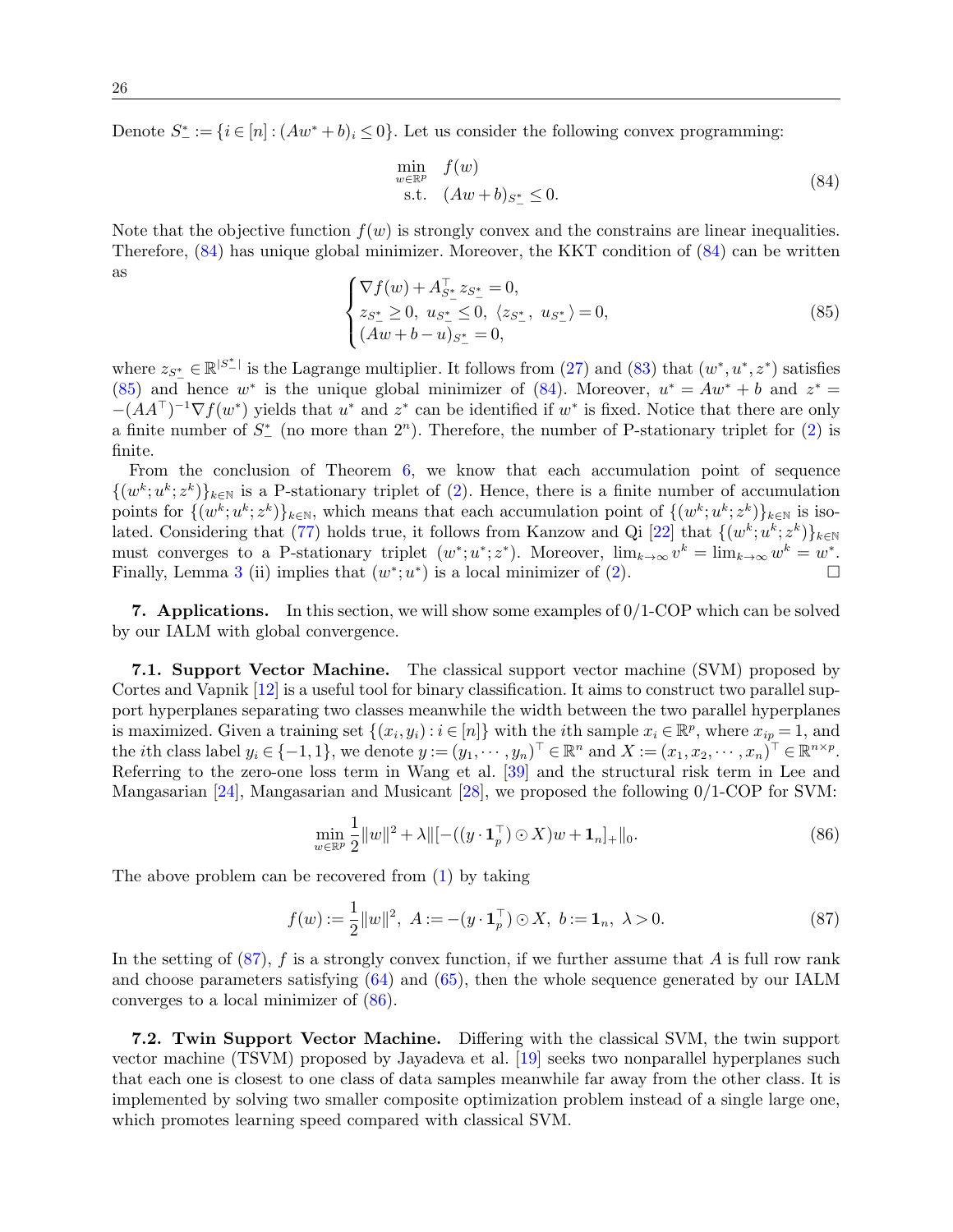Denote $S_-^* := \{i \in [n] : (Aw^* + b)_i \leq 0\}$. Let us consider the following convex programming:

$$
\begin{aligned}
\min_{w \in \mathbb{R}^p} \quad & f(w) \\
\text{s.t.} \quad & (Aw + b)_{S_-^*} \leq 0.
\end{aligned} \tag{84}
$$

Note that the objective function $f(w)$ is strongly convex and the constrains are linear inequalities. Therefore, (84) has unique global minimizer. Moreover, the KKT condition of (84) can be written as

$$
\begin{cases}
\nabla f(w) + A_{S_-^*}^\top z_{S_-^*} = 0, \\
z_{S_-^*} \geq 0, \ u_{S_-^*} \leq 0, \ \langle z_{S_-^*}, \ u_{S_-^*} \rangle = 0, \\
(Aw + b - u)_{S_-^*} = 0,
\end{cases} \tag{85}
$$

where $z_{S_-^*} \in \mathbb{R}^{|S_-^*|}$ is the Lagrange multiplier. It follows from (27) and (83) that $(w^*, u^*, z^*)$ satisfies (85) and hence $w^*$ is the unique global minimizer of (84). Moreover, $u^* = Aw^* + b$ and $z^* = -(AA^\top)^{-1} \nabla f(w^*)$ yields that $u^*$ and $z^*$ can be identified if $w^*$ is fixed. Notice that there are only a finite number of $S_-^*$ (no more than $2^n$). Therefore, the number of P-stationary triplet for (2) is finite.

From the conclusion of Theorem 6, we know that each accumulation point of sequence $\{(w^k; u^k; z^k)\}_{k \in \mathbb{N}}$ is a P-stationary triplet of (2). Hence, there is a finite number of accumulation points for $\{(w^k; u^k; z^k)\}_{k \in \mathbb{N}}$, which means that each accumulation point of $\{(w^k; u^k; z^k)\}_{k \in \mathbb{N}}$ is isolated. Considering that (77) holds true, it follows from Kanzow and Qi [22] that $\{(w^k; u^k; z^k)\}_{k \in \mathbb{N}}$ must converges to a P-stationary triplet $(w^*; u^*; z^*)$. Moreover, $\lim_{k \to \infty} v^k = \lim_{k \to \infty} w^k = w^*$. Finally, Lemma 3 (ii) implies that $(w^*; u^*)$ is a local minimizer of (2). $\square$

**7. Applications.** In this section, we will show some examples of 0/1-COP which can be solved by our IALM with global convergence.

**7.1. Support Vector Machine.** The classical support vector machine (SVM) proposed by Cortes and Vapnik [12] is a useful tool for binary classification. It aims to construct two parallel support hyperplanes separating two classes meanwhile the width between the two parallel hyperplanes is maximized. Given a training set $\{(x_i, y_i) : i \in [n]\}$ with the $i$th sample $x_i \in \mathbb{R}^p$, where $x_{ip} = 1$, and the $i$th class label $y_i \in \{-1, 1\}$, we denote $y := (y_1, \cdots, y_n)^\top \in \mathbb{R}^n$ and $X := (x_1, x_2, \cdots, x_n)^\top \in \mathbb{R}^{n \times p}$. Referring to the zero-one loss term in Wang et al. [39] and the structural risk term in Lee and Mangasarian [24], Mangasarian and Musicant [28], we proposed the following 0/1-COP for SVM:

$$
\min_{w \in \mathbb{R}^p} \frac{1}{2} \|w\|^2 + \lambda \|[-((y \cdot \mathbf{1}_p^\top) \odot X)w + \mathbf{1}_n]_+\|_0. \tag{86}
$$

The above problem can be recovered from (1) by taking

$$
f(w) := \frac{1}{2} \|w\|^2, \ A := -(y \cdot \mathbf{1}_p^\top) \odot X, \ b := \mathbf{1}_n, \ \lambda > 0. \tag{87}
$$

In the setting of (87), $f$ is a strongly convex function, if we further assume that $A$ is full row rank and choose parameters satisfying (64) and (65), then the whole sequence generated by our IALM converges to a local minimizer of (86).

**7.2. Twin Support Vector Machine.** Differing with the classical SVM, the twin support vector machine (TSVM) proposed by Jayadeva et al. [19] seeks two nonparallel hyperplanes such that each one is closest to one class of data samples meanwhile far away from the other class. It is implemented by solving two smaller composite optimization problem instead of a single large one, which promotes learning speed compared with classical SVM.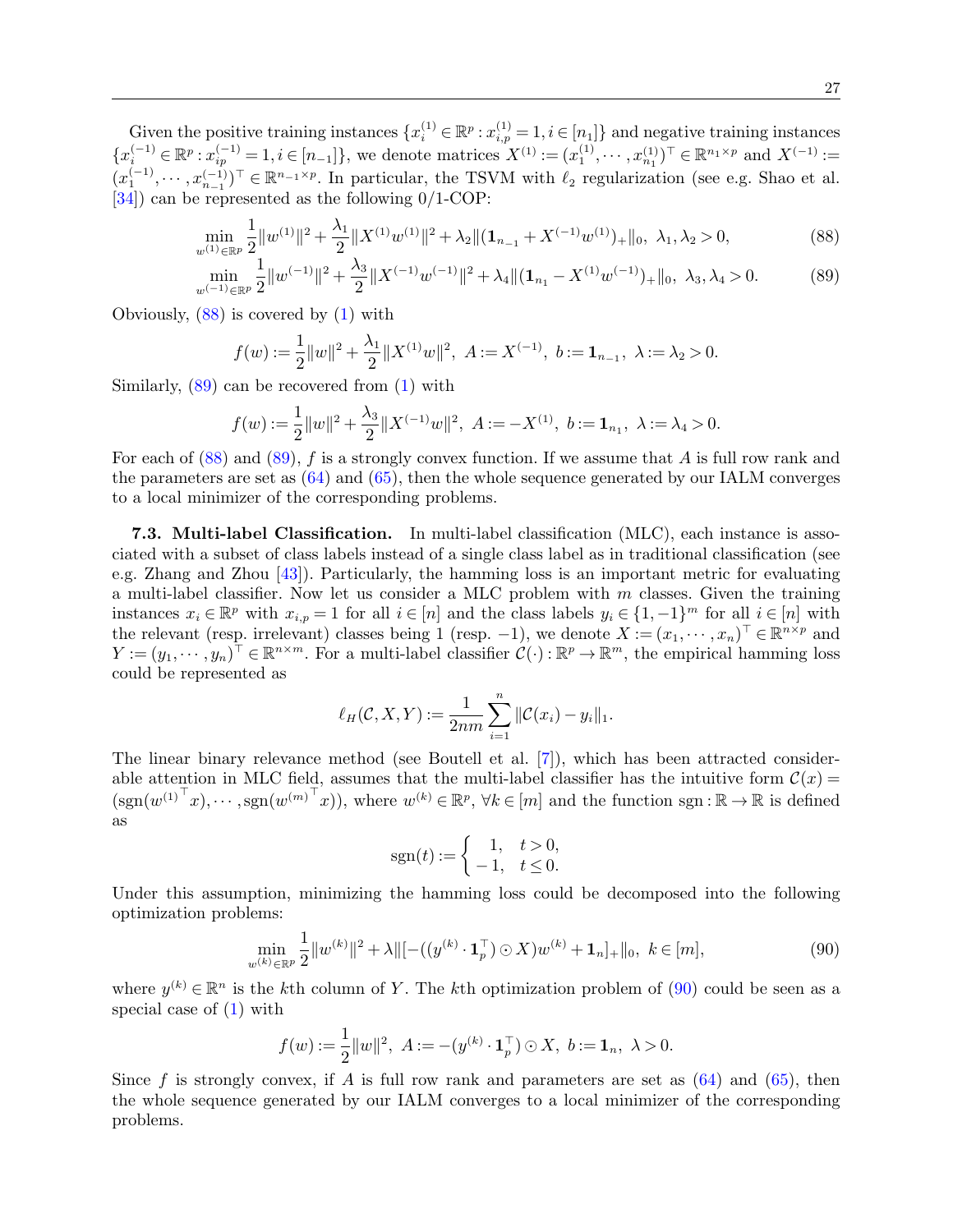Given the positive training instances $\{x_i^{(1)} \in \mathbb{R}^p : x_{i,p}^{(1)} = 1, i \in [n_1]\}$ and negative training instances $\{x_i^{(-1)} \in \mathbb{R}^p : x_{ip}^{(-1)} = 1, i \in [n_{-1}]\}$, we denote matrices $X^{(1)} := (x_1^{(1)}, \cdots, x_{n_1}^{(1)})^\top \in \mathbb{R}^{n_1 \times p}$ and $X^{(-1)} := (x_1^{(-1)}, \cdots, x_{n_{-1}}^{(-1)})^\top \in \mathbb{R}^{n_{-1} \times p}$. In particular, the TSVM with $\ell_2$ regularization (see e.g. Shao et al. [34]) can be represented as the following 0/1-COP:

$$\min_{w^{(1)} \in \mathbb{R}^p} \frac{1}{2}\|w^{(1)}\|^2 + \frac{\lambda_1}{2}\|X^{(1)}w^{(1)}\|^2 + \lambda_2\|(\mathbf{1}_{n_{-1}} + X^{(-1)}w^{(1)})_+\|_0, \ \lambda_1, \lambda_2 > 0, \tag{88}$$

$$\min_{w^{(-1)} \in \mathbb{R}^p} \frac{1}{2}\|w^{(-1)}\|^2 + \frac{\lambda_3}{2}\|X^{(-1)}w^{(-1)}\|^2 + \lambda_4\|(\mathbf{1}_{n_1} - X^{(1)}w^{(-1)})_+\|_0, \ \lambda_3, \lambda_4 > 0. \tag{89}$$

Obviously, (88) is covered by (1) with

$$f(w) := \frac{1}{2}\|w\|^2 + \frac{\lambda_1}{2}\|X^{(1)}w\|^2, \ A := X^{(-1)}, \ b := \mathbf{1}_{n_{-1}}, \ \lambda := \lambda_2 > 0.$$

Similarly, (89) can be recovered from (1) with

$$f(w) := \frac{1}{2}\|w\|^2 + \frac{\lambda_3}{2}\|X^{(-1)}w\|^2, \ A := -X^{(1)}, \ b := \mathbf{1}_{n_1}, \ \lambda := \lambda_4 > 0.$$

For each of (88) and (89), $f$ is a strongly convex function. If we assume that $A$ is full row rank and the parameters are set as (64) and (65), then the whole sequence generated by our IALM converges to a local minimizer of the corresponding problems.

**7.3. Multi-label Classification.** In multi-label classification (MLC), each instance is associated with a subset of class labels instead of a single class label as in traditional classification (see e.g. Zhang and Zhou [43]). Particularly, the hamming loss is an important metric for evaluating a multi-label classifier. Now let us consider a MLC problem with $m$ classes. Given the training instances $x_i \in \mathbb{R}^p$ with $x_{i,p} = 1$ for all $i \in [n]$ and the class labels $y_i \in \{1, -1\}^m$ for all $i \in [n]$ with the relevant (resp. irrelevant) classes being 1 (resp. $-1$), we denote $X := (x_1, \cdots, x_n)^\top \in \mathbb{R}^{n \times p}$ and $Y := (y_1, \cdots, y_n)^\top \in \mathbb{R}^{n \times m}$. For a multi-label classifier $\mathcal{C}(\cdot) : \mathbb{R}^p \to \mathbb{R}^m$, the empirical hamming loss could be represented as

$$\ell_H(\mathcal{C}, X, Y) := \frac{1}{2nm}\sum_{i=1}^n \|\mathcal{C}(x_i) - y_i\|_1.$$

The linear binary relevance method (see Boutell et al. [7]), which has been attracted considerable attention in MLC field, assumes that the multi-label classifier has the intuitive form $\mathcal{C}(x) = (\operatorname{sgn}({w^{(1)}}^\top x), \cdots, \operatorname{sgn}({w^{(m)}}^\top x))$, where $w^{(k)} \in \mathbb{R}^p$, $\forall k \in [m]$ and the function $\operatorname{sgn} : \mathbb{R} \to \mathbb{R}$ is defined as

$$\operatorname{sgn}(t) := \begin{cases} 1, & t > 0, \\ -1, & t \le 0. \end{cases}$$

Under this assumption, minimizing the hamming loss could be decomposed into the following optimization problems:

$$\min_{w^{(k)} \in \mathbb{R}^p} \frac{1}{2}\|w^{(k)}\|^2 + \lambda\|[-((y^{(k)} \cdot \mathbf{1}_p^\top) \odot X)w^{(k)} + \mathbf{1}_n]_+\|_0, \ k \in [m], \tag{90}$$

where $y^{(k)} \in \mathbb{R}^n$ is the $k$th column of $Y$. The $k$th optimization problem of (90) could be seen as a special case of (1) with

$$f(w) := \frac{1}{2}\|w\|^2, \ A := -(y^{(k)} \cdot \mathbf{1}_p^\top) \odot X, \ b := \mathbf{1}_n, \ \lambda > 0.$$

Since $f$ is strongly convex, if $A$ is full row rank and parameters are set as (64) and (65), then the whole sequence generated by our IALM converges to a local minimizer of the corresponding problems.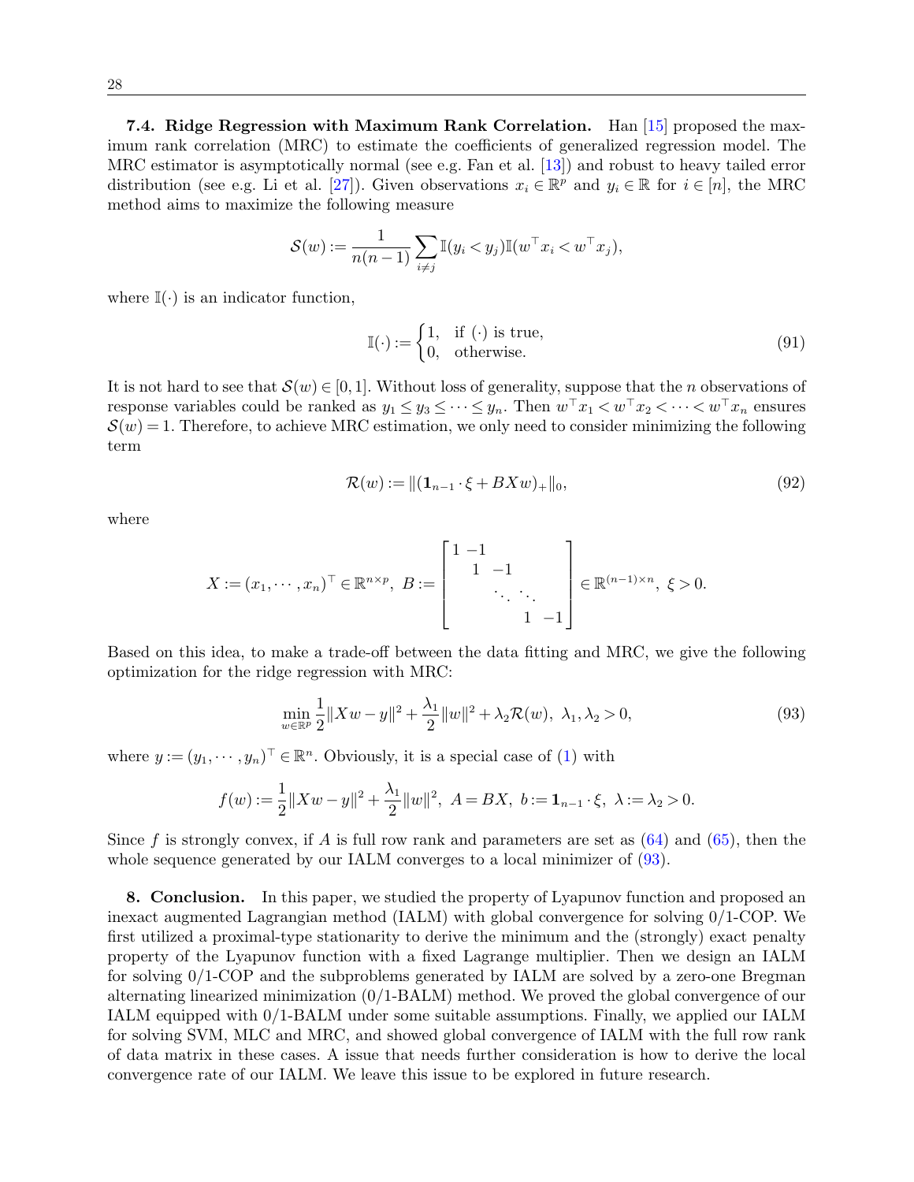**7.4. Ridge Regression with Maximum Rank Correlation.** Han [15] proposed the maximum rank correlation (MRC) to estimate the coefficients of generalized regression model. The MRC estimator is asymptotically normal (see e.g. Fan et al. [13]) and robust to heavy tailed error distribution (see e.g. Li et al. [27]). Given observations $x_i \in \mathbb{R}^p$ and $y_i \in \mathbb{R}$ for $i \in [n]$, the MRC method aims to maximize the following measure

$$\mathcal{S}(w) := \frac{1}{n(n-1)} \sum_{i \neq j} \mathbb{I}(y_i < y_j) \mathbb{I}(w^\top x_i < w^\top x_j),$$

where $\mathbb{I}(\cdot)$ is an indicator function,

$$\mathbb{I}(\cdot) := \begin{cases} 1, & \text{if } (\cdot) \text{ is true,} \\ 0, & \text{otherwise.} \end{cases} \tag{91}$$

It is not hard to see that $\mathcal{S}(w) \in [0,1]$. Without loss of generality, suppose that the $n$ observations of response variables could be ranked as $y_1 \le y_3 \le \cdots \le y_n$. Then $w^\top x_1 < w^\top x_2 < \cdots < w^\top x_n$ ensures $\mathcal{S}(w) = 1$. Therefore, to achieve MRC estimation, we only need to consider minimizing the following term

$$\mathcal{R}(w) := \|(\mathbf{1}_{n-1} \cdot \xi + BXw)_+\|_0, \tag{92}$$

where

$$X := (x_1, \cdots, x_n)^\top \in \mathbb{R}^{n \times p},\ B := \begin{bmatrix} 1 & -1 & & & \\ & 1 & -1 & & \\ & & \ddots & \ddots & \\ & & & 1 & -1 \end{bmatrix} \in \mathbb{R}^{(n-1)\times n},\ \xi > 0.$$

Based on this idea, to make a trade-off between the data fitting and MRC, we give the following optimization for the ridge regression with MRC:

$$\min_{w \in \mathbb{R}^p} \frac{1}{2}\|Xw - y\|^2 + \frac{\lambda_1}{2}\|w\|^2 + \lambda_2 \mathcal{R}(w),\ \lambda_1, \lambda_2 > 0, \tag{93}$$

where $y := (y_1, \cdots, y_n)^\top \in \mathbb{R}^n$. Obviously, it is a special case of (1) with

$$f(w) := \frac{1}{2}\|Xw - y\|^2 + \frac{\lambda_1}{2}\|w\|^2,\ A = BX,\ b := \mathbf{1}_{n-1} \cdot \xi,\ \lambda := \lambda_2 > 0.$$

Since $f$ is strongly convex, if $A$ is full row rank and parameters are set as (64) and (65), then the whole sequence generated by our IALM converges to a local minimizer of (93).

**8. Conclusion.** In this paper, we studied the property of Lyapunov function and proposed an inexact augmented Lagrangian method (IALM) with global convergence for solving 0/1-COP. We first utilized a proximal-type stationarity to derive the minimum and the (strongly) exact penalty property of the Lyapunov function with a fixed Lagrange multiplier. Then we design an IALM for solving 0/1-COP and the subproblems generated by IALM are solved by a zero-one Bregman alternating linearized minimization (0/1-BALM) method. We proved the global convergence of our IALM equipped with 0/1-BALM under some suitable assumptions. Finally, we applied our IALM for solving SVM, MLC and MRC, and showed global convergence of IALM with the full row rank of data matrix in these cases. A issue that needs further consideration is how to derive the local convergence rate of our IALM. We leave this issue to be explored in future research.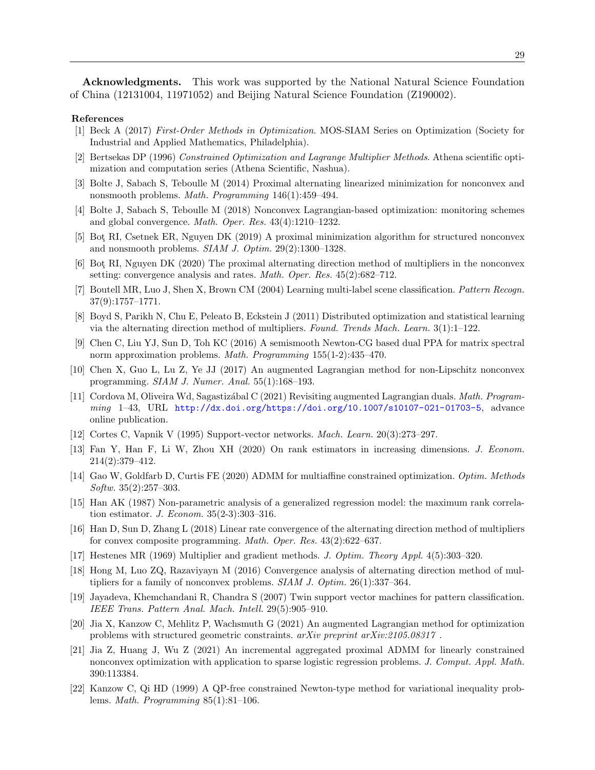**Acknowledgments.** This work was supported by the National Natural Science Foundation of China (12131004, 11971052) and Beijing Natural Science Foundation (Z190002).

## References

[1] Beck A (2017) *First-Order Methods in Optimization*. MOS-SIAM Series on Optimization (Society for Industrial and Applied Mathematics, Philadelphia).

[2] Bertsekas DP (1996) *Constrained Optimization and Lagrange Multiplier Methods*. Athena scientific optimization and computation series (Athena Scientific, Nashua).

[3] Bolte J, Sabach S, Teboulle M (2014) Proximal alternating linearized minimization for nonconvex and nonsmooth problems. *Math. Programming* 146(1):459–494.

[4] Bolte J, Sabach S, Teboulle M (2018) Nonconvex Lagrangian-based optimization: monitoring schemes and global convergence. *Math. Oper. Res.* 43(4):1210–1232.

[5] Boţ RI, Csetnek ER, Nguyen DK (2019) A proximal minimization algorithm for structured nonconvex and nonsmooth problems. *SIAM J. Optim.* 29(2):1300–1328.

[6] Boţ RI, Nguyen DK (2020) The proximal alternating direction method of multipliers in the nonconvex setting: convergence analysis and rates. *Math. Oper. Res.* 45(2):682–712.

[7] Boutell MR, Luo J, Shen X, Brown CM (2004) Learning multi-label scene classification. *Pattern Recogn.* 37(9):1757–1771.

[8] Boyd S, Parikh N, Chu E, Peleato B, Eckstein J (2011) Distributed optimization and statistical learning via the alternating direction method of multipliers. *Found. Trends Mach. Learn.* 3(1):1–122.

[9] Chen C, Liu YJ, Sun D, Toh KC (2016) A semismooth Newton-CG based dual PPA for matrix spectral norm approximation problems. *Math. Programming* 155(1-2):435–470.

[10] Chen X, Guo L, Lu Z, Ye JJ (2017) An augmented Lagrangian method for non-Lipschitz nonconvex programming. *SIAM J. Numer. Anal.* 55(1):168–193.

[11] Cordova M, Oliveira Wd, Sagastizábal C (2021) Revisiting augmented Lagrangian duals. *Math. Programming* 1–43, URL http://dx.doi.org/https://doi.org/10.1007/s10107-021-01703-5, advance online publication.

[12] Cortes C, Vapnik V (1995) Support-vector networks. *Mach. Learn.* 20(3):273–297.

[13] Fan Y, Han F, Li W, Zhou XH (2020) On rank estimators in increasing dimensions. *J. Econom.* 214(2):379–412.

[14] Gao W, Goldfarb D, Curtis FE (2020) ADMM for multiaffine constrained optimization. *Optim. Methods Softw.* 35(2):257–303.

[15] Han AK (1987) Non-parametric analysis of a generalized regression model: the maximum rank correlation estimator. *J. Econom.* 35(2-3):303–316.

[16] Han D, Sun D, Zhang L (2018) Linear rate convergence of the alternating direction method of multipliers for convex composite programming. *Math. Oper. Res.* 43(2):622–637.

[17] Hestenes MR (1969) Multiplier and gradient methods. *J. Optim. Theory Appl.* 4(5):303–320.

[18] Hong M, Luo ZQ, Razaviyayn M (2016) Convergence analysis of alternating direction method of multipliers for a family of nonconvex problems. *SIAM J. Optim.* 26(1):337–364.

[19] Jayadeva, Khemchandani R, Chandra S (2007) Twin support vector machines for pattern classification. *IEEE Trans. Pattern Anal. Mach. Intell.* 29(5):905–910.

[20] Jia X, Kanzow C, Mehlitz P, Wachsmuth G (2021) An augmented Lagrangian method for optimization problems with structured geometric constraints. *arXiv preprint arXiv:2105.08317* .

[21] Jia Z, Huang J, Wu Z (2021) An incremental aggregated proximal ADMM for linearly constrained nonconvex optimization with application to sparse logistic regression problems. *J. Comput. Appl. Math.* 390:113384.

[22] Kanzow C, Qi HD (1999) A QP-free constrained Newton-type method for variational inequality problems. *Math. Programming* 85(1):81–106.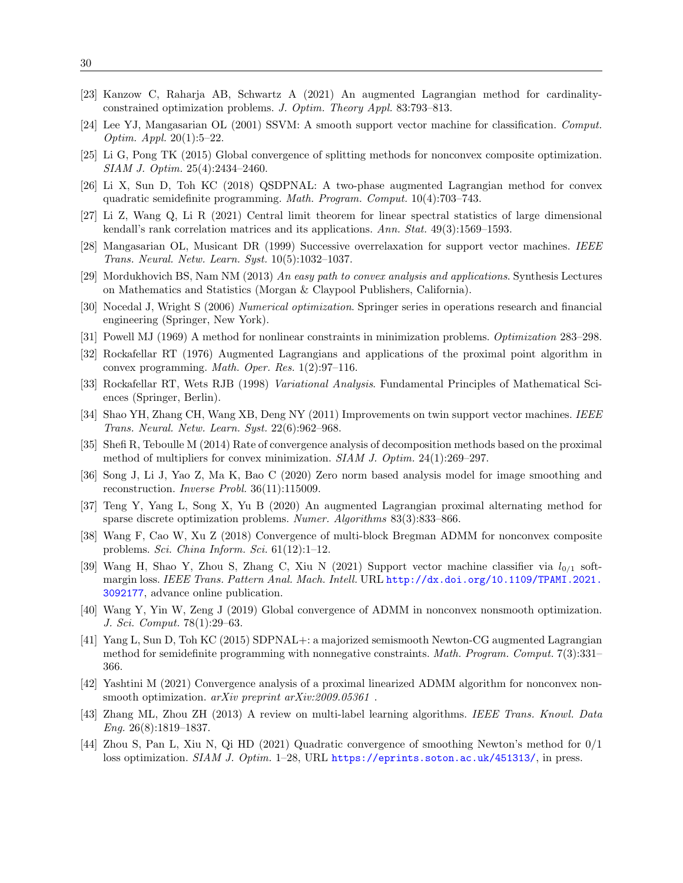[23] Kanzow C, Raharja AB, Schwartz A (2021) An augmented Lagrangian method for cardinality-constrained optimization problems. *J. Optim. Theory Appl.* 83:793–813.

[24] Lee YJ, Mangasarian OL (2001) SSVM: A smooth support vector machine for classification. *Comput. Optim. Appl.* 20(1):5–22.

[25] Li G, Pong TK (2015) Global convergence of splitting methods for nonconvex composite optimization. *SIAM J. Optim.* 25(4):2434–2460.

[26] Li X, Sun D, Toh KC (2018) QSDPNAL: A two-phase augmented Lagrangian method for convex quadratic semidefinite programming. *Math. Program. Comput.* 10(4):703–743.

[27] Li Z, Wang Q, Li R (2021) Central limit theorem for linear spectral statistics of large dimensional kendall's rank correlation matrices and its applications. *Ann. Stat.* 49(3):1569–1593.

[28] Mangasarian OL, Musicant DR (1999) Successive overrelaxation for support vector machines. *IEEE Trans. Neural. Netw. Learn. Syst.* 10(5):1032–1037.

[29] Mordukhovich BS, Nam NM (2013) *An easy path to convex analysis and applications*. Synthesis Lectures on Mathematics and Statistics (Morgan & Claypool Publishers, California).

[30] Nocedal J, Wright S (2006) *Numerical optimization*. Springer series in operations research and financial engineering (Springer, New York).

[31] Powell MJ (1969) A method for nonlinear constraints in minimization problems. *Optimization* 283–298.

[32] Rockafellar RT (1976) Augmented Lagrangians and applications of the proximal point algorithm in convex programming. *Math. Oper. Res.* 1(2):97–116.

[33] Rockafellar RT, Wets RJB (1998) *Variational Analysis*. Fundamental Principles of Mathematical Sciences (Springer, Berlin).

[34] Shao YH, Zhang CH, Wang XB, Deng NY (2011) Improvements on twin support vector machines. *IEEE Trans. Neural. Netw. Learn. Syst.* 22(6):962–968.

[35] Shefi R, Teboulle M (2014) Rate of convergence analysis of decomposition methods based on the proximal method of multipliers for convex minimization. *SIAM J. Optim.* 24(1):269–297.

[36] Song J, Li J, Yao Z, Ma K, Bao C (2020) Zero norm based analysis model for image smoothing and reconstruction. *Inverse Probl.* 36(11):115009.

[37] Teng Y, Yang L, Song X, Yu B (2020) An augmented Lagrangian proximal alternating method for sparse discrete optimization problems. *Numer. Algorithms* 83(3):833–866.

[38] Wang F, Cao W, Xu Z (2018) Convergence of multi-block Bregman ADMM for nonconvex composite problems. *Sci. China Inform. Sci.* 61(12):1–12.

[39] Wang H, Shao Y, Zhou S, Zhang C, Xiu N (2021) Support vector machine classifier via $l_{0/1}$ soft-margin loss. *IEEE Trans. Pattern Anal. Mach. Intell.* URL http://dx.doi.org/10.1109/TPAMI.2021.3092177, advance online publication.

[40] Wang Y, Yin W, Zeng J (2019) Global convergence of ADMM in nonconvex nonsmooth optimization. *J. Sci. Comput.* 78(1):29–63.

[41] Yang L, Sun D, Toh KC (2015) SDPNAL+: a majorized semismooth Newton-CG augmented Lagrangian method for semidefinite programming with nonnegative constraints. *Math. Program. Comput.* 7(3):331–366.

[42] Yashtini M (2021) Convergence analysis of a proximal linearized ADMM algorithm for nonconvex nonsmooth optimization. *arXiv preprint arXiv:2009.05361* .

[43] Zhang ML, Zhou ZH (2013) A review on multi-label learning algorithms. *IEEE Trans. Knowl. Data Eng.* 26(8):1819–1837.

[44] Zhou S, Pan L, Xiu N, Qi HD (2021) Quadratic convergence of smoothing Newton's method for 0/1 loss optimization. *SIAM J. Optim.* 1–28, URL https://eprints.soton.ac.uk/451313/, in press.